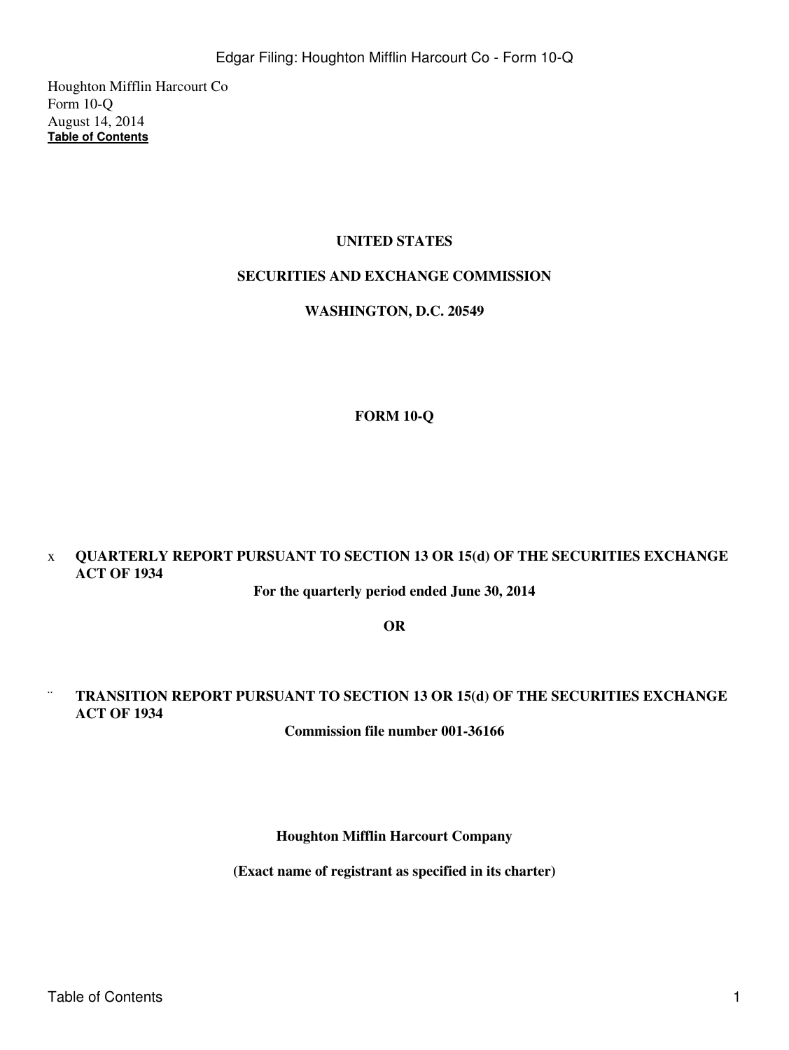Houghton Mifflin Harcourt Co
Form 10-Q
August 14, 2014
**Table of Contents**

**UNITED STATES**

**SECURITIES AND EXCHANGE COMMISSION**

**WASHINGTON, D.C. 20549**

**FORM 10-Q**

x **QUARTERLY REPORT PURSUANT TO SECTION 13 OR 15(d) OF THE SECURITIES EXCHANGE ACT OF 1934**

**For the quarterly period ended June 30, 2014**

**OR**

¨ **TRANSITION REPORT PURSUANT TO SECTION 13 OR 15(d) OF THE SECURITIES EXCHANGE ACT OF 1934**

**Commission file number 001-36166**

**Houghton Mifflin Harcourt Company**

**(Exact name of registrant as specified in its charter)**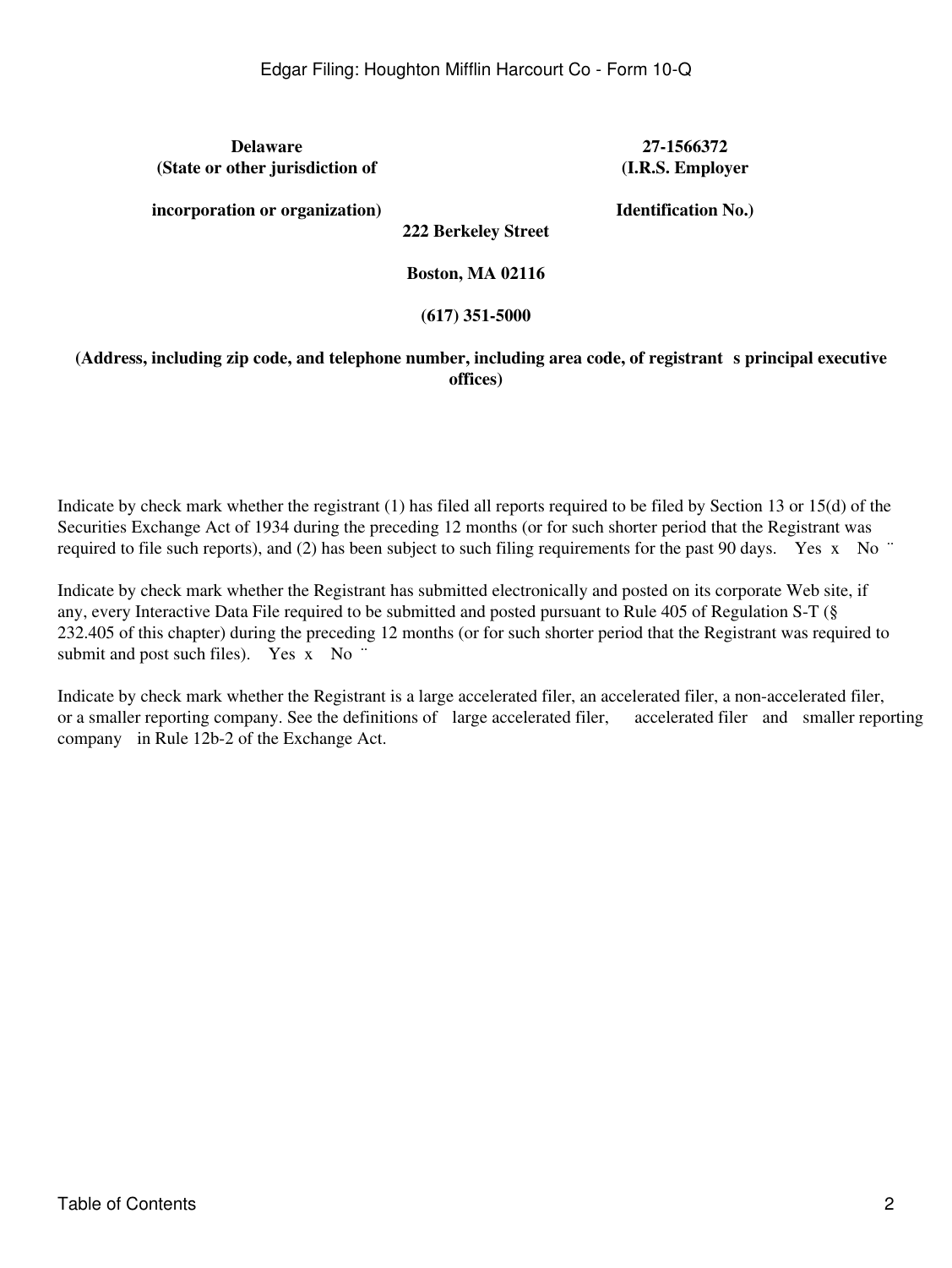| **Delaware** | **27-1566372** |
|---|---|
| **(State or other jurisdiction of incorporation or organization)** | **(I.R.S. Employer Identification No.)** |

**222 Berkeley Street**

**Boston, MA 02116**

**(617) 351-5000**

**(Address, including zip code, and telephone number, including area code, of registrant s principal executive offices)**

Indicate by check mark whether the registrant (1) has filed all reports required to be filed by Section 13 or 15(d) of the Securities Exchange Act of 1934 during the preceding 12 months (or for such shorter period that the Registrant was required to file such reports), and (2) has been subject to such filing requirements for the past 90 days. Yes x No ¨

Indicate by check mark whether the Registrant has submitted electronically and posted on its corporate Web site, if any, every Interactive Data File required to be submitted and posted pursuant to Rule 405 of Regulation S-T (§ 232.405 of this chapter) during the preceding 12 months (or for such shorter period that the Registrant was required to submit and post such files). Yes x No ¨

Indicate by check mark whether the Registrant is a large accelerated filer, an accelerated filer, a non-accelerated filer, or a smaller reporting company. See the definitions of large accelerated filer, accelerated filer and smaller reporting company in Rule 12b-2 of the Exchange Act.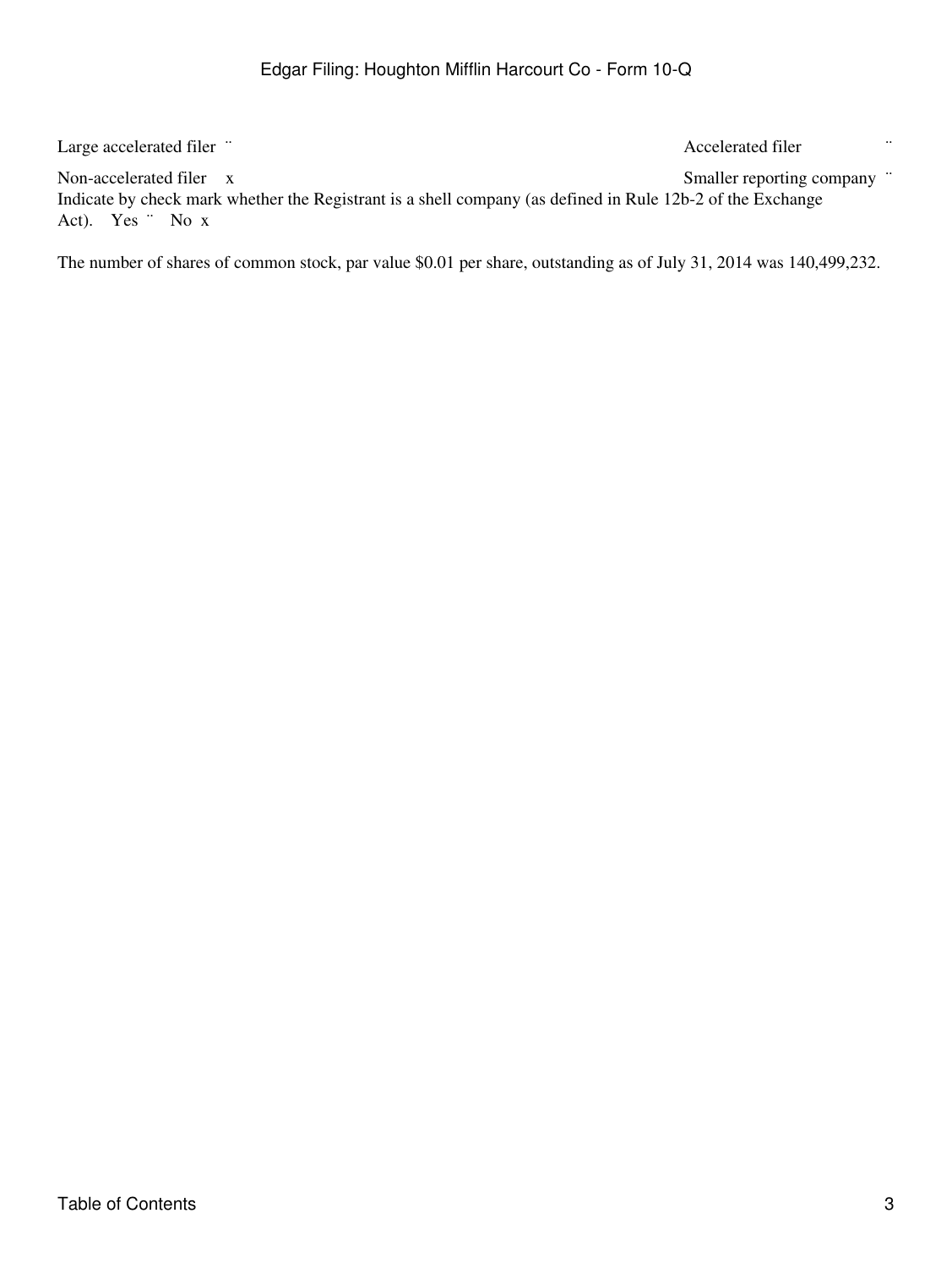| Large accelerated filer ¨ | Accelerated filer ¨ |
| --- | --- |
| Non-accelerated filer x | Smaller reporting company ¨ |

Indicate by check mark whether the Registrant is a shell company (as defined in Rule 12b-2 of the Exchange Act). Yes ¨ No x

The number of shares of common stock, par value $0.01 per share, outstanding as of July 31, 2014 was 140,499,232.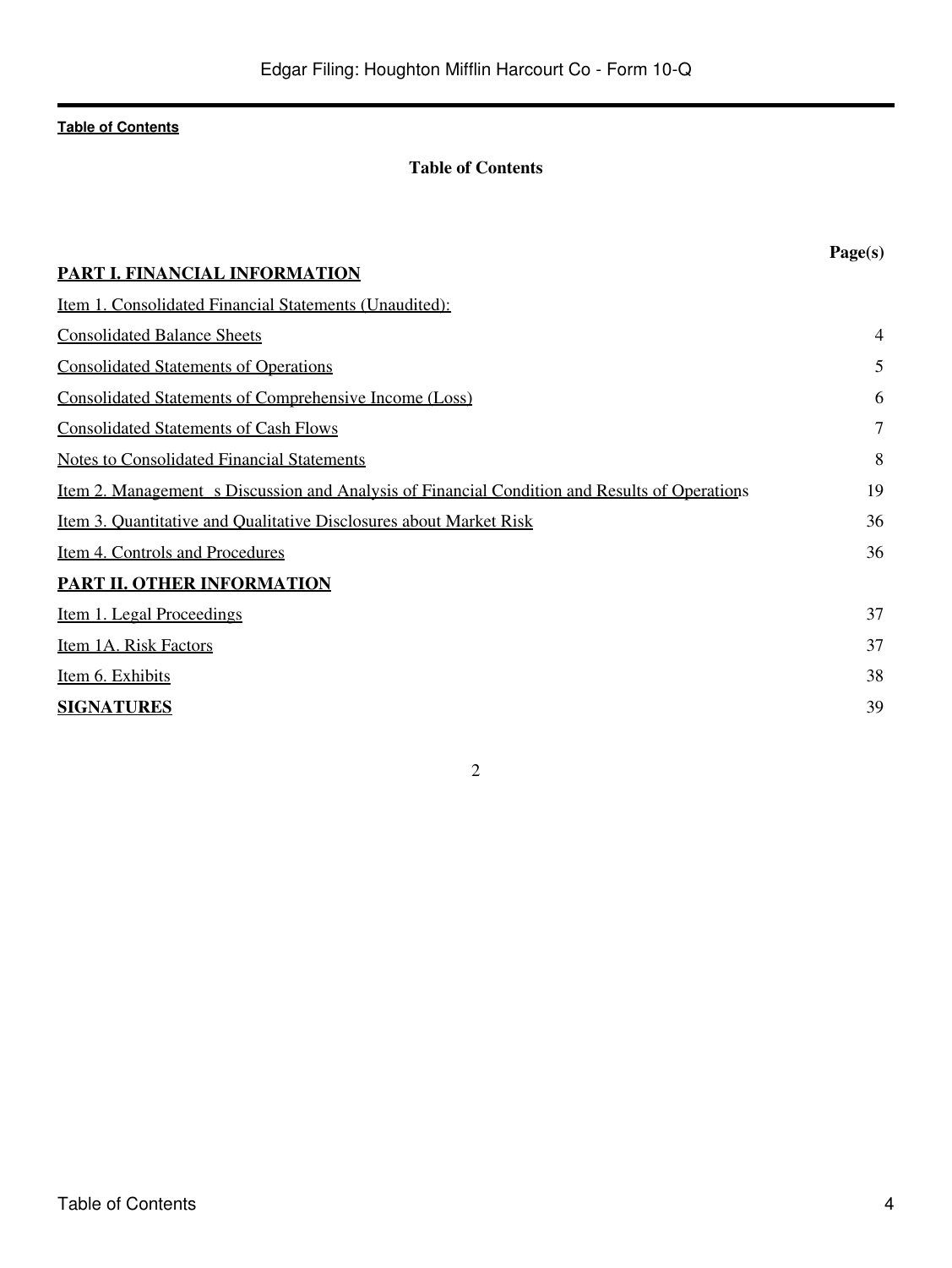Table of Contents

**Table of Contents**

| | Page(s) |
|---|---|
| **PART I. FINANCIAL INFORMATION** | |
| Item 1. Consolidated Financial Statements (Unaudited): | |
| Consolidated Balance Sheets | 4 |
| Consolidated Statements of Operations | 5 |
| Consolidated Statements of Comprehensive Income (Loss) | 6 |
| Consolidated Statements of Cash Flows | 7 |
| Notes to Consolidated Financial Statements | 8 |
| Item 2. Management s Discussion and Analysis of Financial Condition and Results of Operations | 19 |
| Item 3. Quantitative and Qualitative Disclosures about Market Risk | 36 |
| Item 4. Controls and Procedures | 36 |
| **PART II. OTHER INFORMATION** | |
| Item 1. Legal Proceedings | 37 |
| Item 1A. Risk Factors | 37 |
| Item 6. Exhibits | 38 |
| **SIGNATURES** | 39 |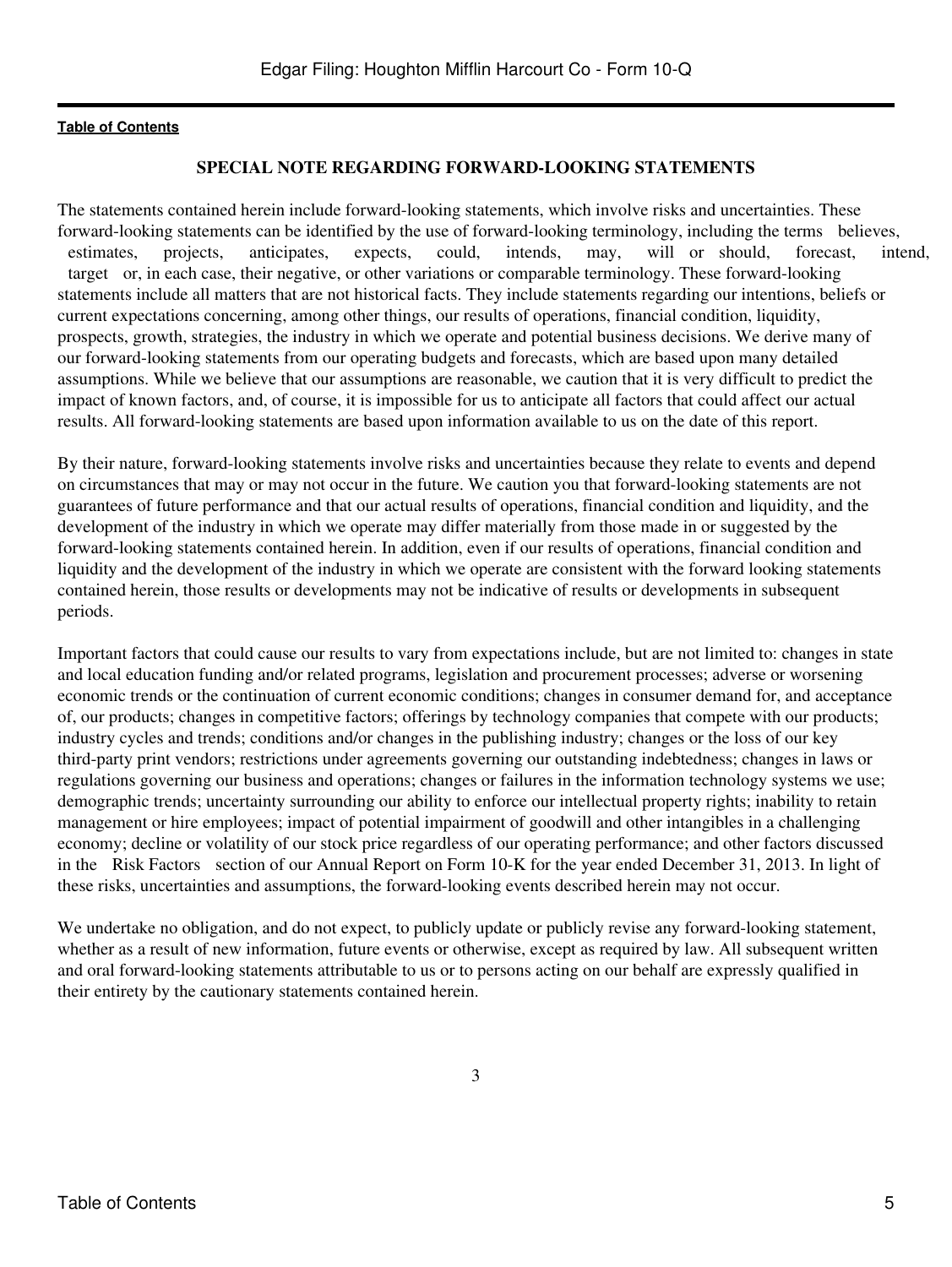[Table of Contents](#)

## SPECIAL NOTE REGARDING FORWARD-LOOKING STATEMENTS

The statements contained herein include forward-looking statements, which involve risks and uncertainties. These forward-looking statements can be identified by the use of forward-looking terminology, including the terms believes, estimates, projects, anticipates, expects, could, intends, may, will or should, forecast, intend, target or, in each case, their negative, or other variations or comparable terminology. These forward-looking statements include all matters that are not historical facts. They include statements regarding our intentions, beliefs or current expectations concerning, among other things, our results of operations, financial condition, liquidity, prospects, growth, strategies, the industry in which we operate and potential business decisions. We derive many of our forward-looking statements from our operating budgets and forecasts, which are based upon many detailed assumptions. While we believe that our assumptions are reasonable, we caution that it is very difficult to predict the impact of known factors, and, of course, it is impossible for us to anticipate all factors that could affect our actual results. All forward-looking statements are based upon information available to us on the date of this report.

By their nature, forward-looking statements involve risks and uncertainties because they relate to events and depend on circumstances that may or may not occur in the future. We caution you that forward-looking statements are not guarantees of future performance and that our actual results of operations, financial condition and liquidity, and the development of the industry in which we operate may differ materially from those made in or suggested by the forward-looking statements contained herein. In addition, even if our results of operations, financial condition and liquidity and the development of the industry in which we operate are consistent with the forward looking statements contained herein, those results or developments may not be indicative of results or developments in subsequent periods.

Important factors that could cause our results to vary from expectations include, but are not limited to: changes in state and local education funding and/or related programs, legislation and procurement processes; adverse or worsening economic trends or the continuation of current economic conditions; changes in consumer demand for, and acceptance of, our products; changes in competitive factors; offerings by technology companies that compete with our products; industry cycles and trends; conditions and/or changes in the publishing industry; changes or the loss of our key third-party print vendors; restrictions under agreements governing our outstanding indebtedness; changes in laws or regulations governing our business and operations; changes or failures in the information technology systems we use; demographic trends; uncertainty surrounding our ability to enforce our intellectual property rights; inability to retain management or hire employees; impact of potential impairment of goodwill and other intangibles in a challenging economy; decline or volatility of our stock price regardless of our operating performance; and other factors discussed in the Risk Factors section of our Annual Report on Form 10-K for the year ended December 31, 2013. In light of these risks, uncertainties and assumptions, the forward-looking events described herein may not occur.

We undertake no obligation, and do not expect, to publicly update or publicly revise any forward-looking statement, whether as a result of new information, future events or otherwise, except as required by law. All subsequent written and oral forward-looking statements attributable to us or to persons acting on our behalf are expressly qualified in their entirety by the cautionary statements contained herein.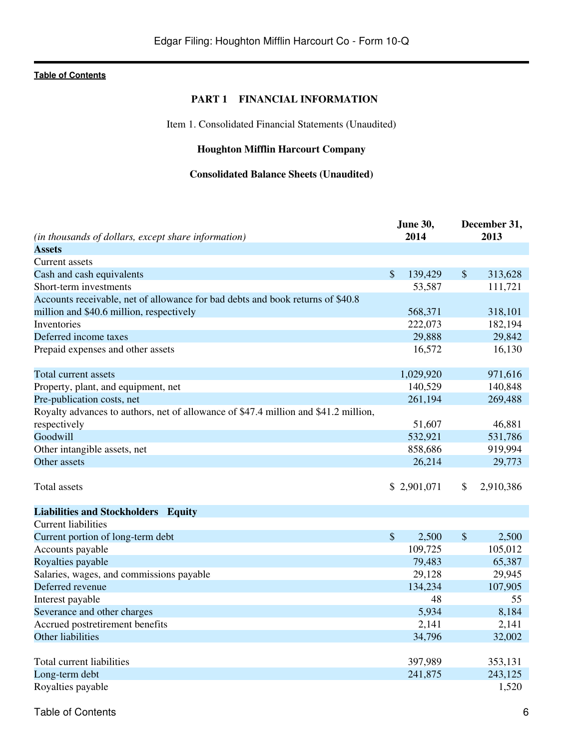[Table of Contents](#)

## PART 1 FINANCIAL INFORMATION

Item 1. Consolidated Financial Statements (Unaudited)

**Houghton Mifflin Harcourt Company**

**Consolidated Balance Sheets (Unaudited)**

| *(in thousands of dollars, except share information)* | June 30, 2014 | December 31, 2013 |
|---|---|---|
| **Assets** | | |
| Current assets | | |
| Cash and cash equivalents | $ 139,429 | $ 313,628 |
| Short-term investments | 53,587 | 111,721 |
| Accounts receivable, net of allowance for bad debts and book returns of $40.8 million and $40.6 million, respectively | 568,371 | 318,101 |
| Inventories | 222,073 | 182,194 |
| Deferred income taxes | 29,888 | 29,842 |
| Prepaid expenses and other assets | 16,572 | 16,130 |
| Total current assets | 1,029,920 | 971,616 |
| Property, plant, and equipment, net | 140,529 | 140,848 |
| Pre-publication costs, net | 261,194 | 269,488 |
| Royalty advances to authors, net of allowance of $47.4 million and $41.2 million, respectively | 51,607 | 46,881 |
| Goodwill | 532,921 | 531,786 |
| Other intangible assets, net | 858,686 | 919,994 |
| Other assets | 26,214 | 29,773 |
| Total assets | $ 2,901,071 | $ 2,910,386 |
| **Liabilities and Stockholders Equity** | | |
| Current liabilities | | |
| Current portion of long-term debt | $ 2,500 | $ 2,500 |
| Accounts payable | 109,725 | 105,012 |
| Royalties payable | 79,483 | 65,387 |
| Salaries, wages, and commissions payable | 29,128 | 29,945 |
| Deferred revenue | 134,234 | 107,905 |
| Interest payable | 48 | 55 |
| Severance and other charges | 5,934 | 8,184 |
| Accrued postretirement benefits | 2,141 | 2,141 |
| Other liabilities | 34,796 | 32,002 |
| Total current liabilities | 397,989 | 353,131 |
| Long-term debt | 241,875 | 243,125 |
| Royalties payable | | 1,520 |

[Table of Contents](#)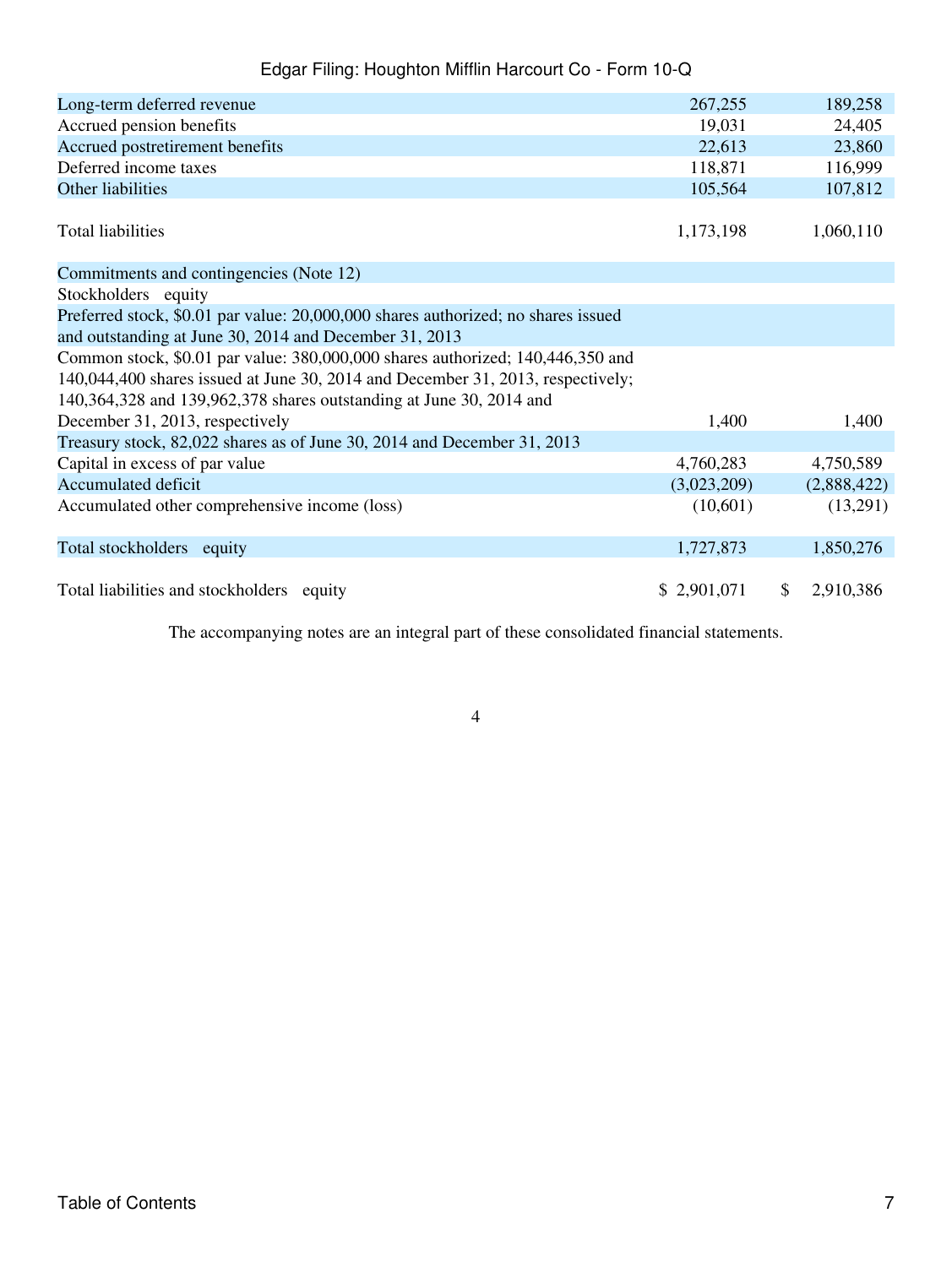| | | |
|---|---|---|
| Long-term deferred revenue | 267,255 | 189,258 |
| Accrued pension benefits | 19,031 | 24,405 |
| Accrued postretirement benefits | 22,613 | 23,860 |
| Deferred income taxes | 118,871 | 116,999 |
| Other liabilities | 105,564 | 107,812 |
| Total liabilities | 1,173,198 | 1,060,110 |
| Commitments and contingencies (Note 12) | | |
| Stockholders equity | | |
| Preferred stock, $0.01 par value: 20,000,000 shares authorized; no shares issued and outstanding at June 30, 2014 and December 31, 2013 | | |
| Common stock, $0.01 par value: 380,000,000 shares authorized; 140,446,350 and 140,044,400 shares issued at June 30, 2014 and December 31, 2013, respectively; 140,364,328 and 139,962,378 shares outstanding at June 30, 2014 and December 31, 2013, respectively | 1,400 | 1,400 |
| Treasury stock, 82,022 shares as of June 30, 2014 and December 31, 2013 | | |
| Capital in excess of par value | 4,760,283 | 4,750,589 |
| Accumulated deficit | (3,023,209) | (2,888,422) |
| Accumulated other comprehensive income (loss) | (10,601) | (13,291) |
| Total stockholders equity | 1,727,873 | 1,850,276 |
| Total liabilities and stockholders equity | $ 2,901,071 | $ 2,910,386 |

The accompanying notes are an integral part of these consolidated financial statements.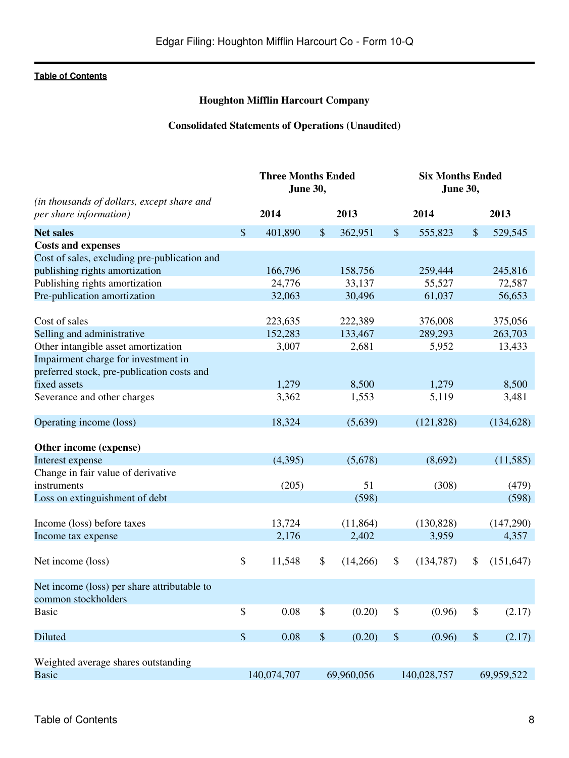**Table of Contents**

**Houghton Mifflin Harcourt Company**

**Consolidated Statements of Operations (Unaudited)**

| *(in thousands of dollars, except share and per share information)* | Three Months Ended June 30, 2014 | Three Months Ended June 30, 2013 | Six Months Ended June 30, 2014 | Six Months Ended June 30, 2013 |
|---|---|---|---|---|
| **Net sales** | $ 401,890 | $ 362,951 | $ 555,823 | $ 529,545 |
| **Costs and expenses** | | | | |
| Cost of sales, excluding pre-publication and publishing rights amortization | 166,796 | 158,756 | 259,444 | 245,816 |
| Publishing rights amortization | 24,776 | 33,137 | 55,527 | 72,587 |
| Pre-publication amortization | 32,063 | 30,496 | 61,037 | 56,653 |
| Cost of sales | 223,635 | 222,389 | 376,008 | 375,056 |
| Selling and administrative | 152,283 | 133,467 | 289,293 | 263,703 |
| Other intangible asset amortization | 3,007 | 2,681 | 5,952 | 13,433 |
| Impairment charge for investment in preferred stock, pre-publication costs and fixed assets | 1,279 | 8,500 | 1,279 | 8,500 |
| Severance and other charges | 3,362 | 1,553 | 5,119 | 3,481 |
| Operating income (loss) | 18,324 | (5,639) | (121,828) | (134,628) |
| **Other income (expense)** | | | | |
| Interest expense | (4,395) | (5,678) | (8,692) | (11,585) |
| Change in fair value of derivative instruments | (205) | 51 | (308) | (479) |
| Loss on extinguishment of debt | | (598) | | (598) |
| Income (loss) before taxes | 13,724 | (11,864) | (130,828) | (147,290) |
| Income tax expense | 2,176 | 2,402 | 3,959 | 4,357 |
| Net income (loss) | $ 11,548 | $ (14,266) | $ (134,787) | $ (151,647) |
| Net income (loss) per share attributable to common stockholders | | | | |
| Basic | $ 0.08 | $ (0.20) | $ (0.96) | $ (2.17) |
| Diluted | $ 0.08 | $ (0.20) | $ (0.96) | $ (2.17) |
| Weighted average shares outstanding | | | | |
| Basic | 140,074,707 | 69,960,056 | 140,028,757 | 69,959,522 |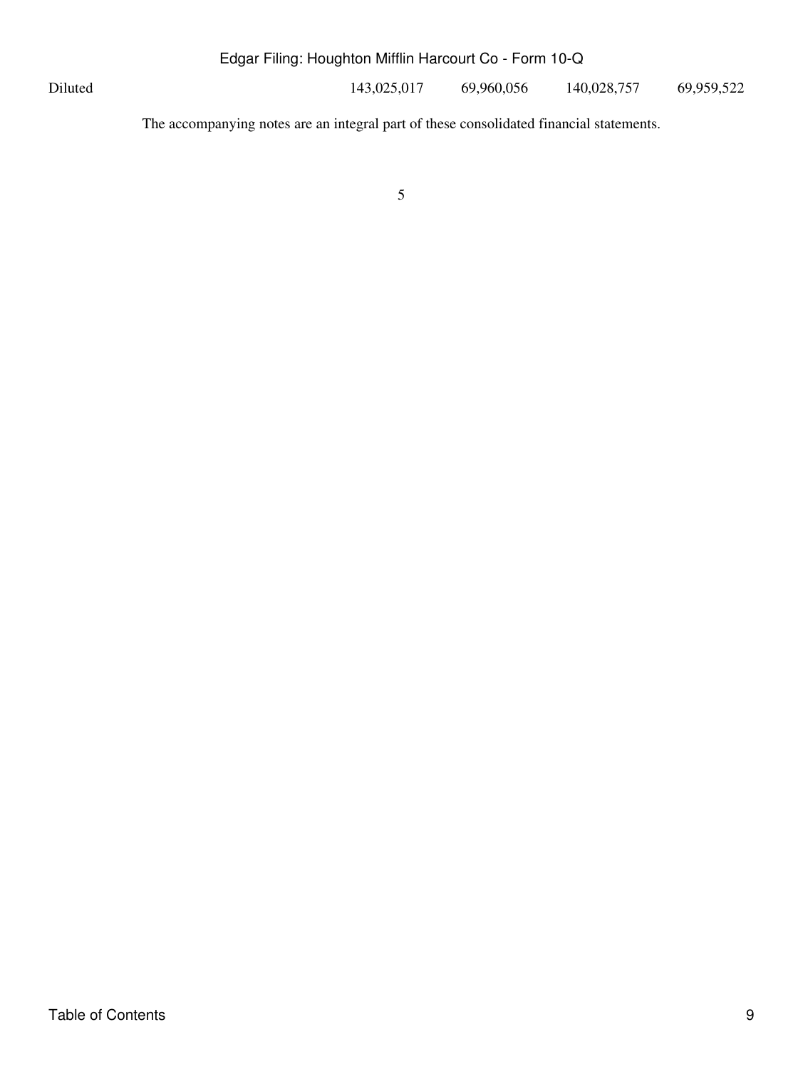| | | | | |
|---|---|---|---|---|
| Diluted | 143,025,017 | 69,960,056 | 140,028,757 | 69,959,522 |

The accompanying notes are an integral part of these consolidated financial statements.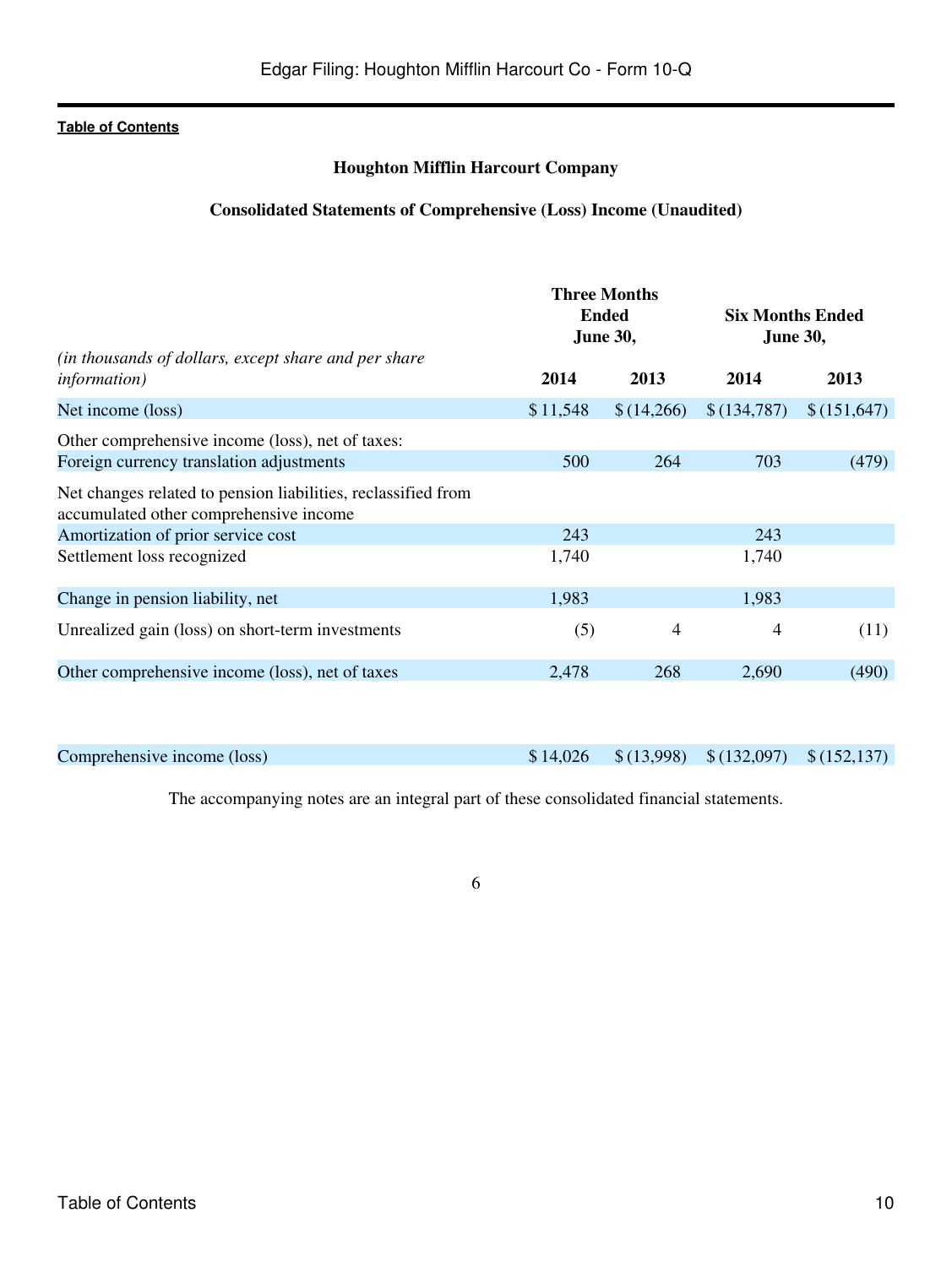**Houghton Mifflin Harcourt Company**

**Consolidated Statements of Comprehensive (Loss) Income (Unaudited)**

| *(in thousands of dollars, except share and per share information)* | Three Months Ended June 30, | | Six Months Ended June 30, | |
|---|---|---|---|---|
| | **2014** | **2013** | **2014** | **2013** |
| Net income (loss) | $ 11,548 | $ (14,266) | $ (134,787) | $ (151,647) |
| Other comprehensive income (loss), net of taxes: | | | | |
| Foreign currency translation adjustments | 500 | 264 | 703 | (479) |
| Net changes related to pension liabilities, reclassified from accumulated other comprehensive income | | | | |
| Amortization of prior service cost | 243 | | 243 | |
| Settlement loss recognized | 1,740 | | 1,740 | |
| Change in pension liability, net | 1,983 | | 1,983 | |
| Unrealized gain (loss) on short-term investments | (5) | 4 | 4 | (11) |
| Other comprehensive income (loss), net of taxes | 2,478 | 268 | 2,690 | (490) |
| Comprehensive income (loss) | $ 14,026 | $ (13,998) | $ (132,097) | $ (152,137) |

The accompanying notes are an integral part of these consolidated financial statements.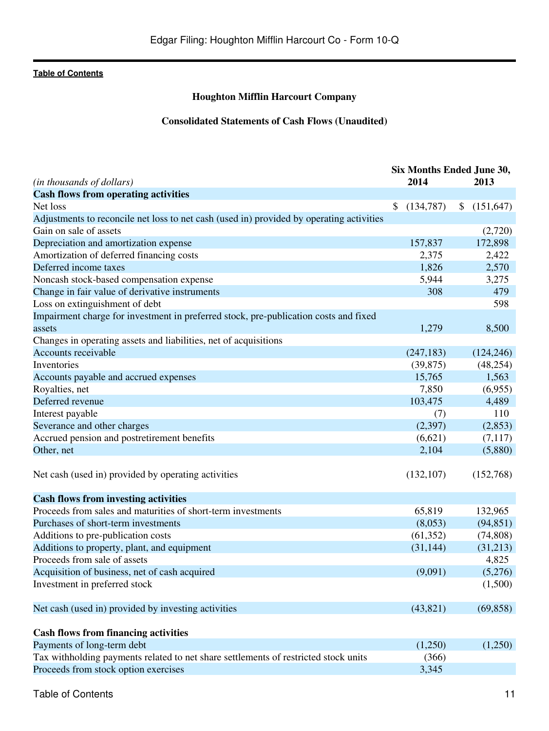[Table of Contents](#)

**Houghton Mifflin Harcourt Company**

**Consolidated Statements of Cash Flows (Unaudited)**

| *(in thousands of dollars)* | Six Months Ended June 30, 2014 | 2013 |
|---|---|---|
| **Cash flows from operating activities** | | |
| Net loss | $ (134,787) | $ (151,647) |
| Adjustments to reconcile net loss to net cash (used in) provided by operating activities | | |
| Gain on sale of assets | | (2,720) |
| Depreciation and amortization expense | 157,837 | 172,898 |
| Amortization of deferred financing costs | 2,375 | 2,422 |
| Deferred income taxes | 1,826 | 2,570 |
| Noncash stock-based compensation expense | 5,944 | 3,275 |
| Change in fair value of derivative instruments | 308 | 479 |
| Loss on extinguishment of debt | | 598 |
| Impairment charge for investment in preferred stock, pre-publication costs and fixed assets | 1,279 | 8,500 |
| Changes in operating assets and liabilities, net of acquisitions | | |
| Accounts receivable | (247,183) | (124,246) |
| Inventories | (39,875) | (48,254) |
| Accounts payable and accrued expenses | 15,765 | 1,563 |
| Royalties, net | 7,850 | (6,955) |
| Deferred revenue | 103,475 | 4,489 |
| Interest payable | (7) | 110 |
| Severance and other charges | (2,397) | (2,853) |
| Accrued pension and postretirement benefits | (6,621) | (7,117) |
| Other, net | 2,104 | (5,880) |
| Net cash (used in) provided by operating activities | (132,107) | (152,768) |
| **Cash flows from investing activities** | | |
| Proceeds from sales and maturities of short-term investments | 65,819 | 132,965 |
| Purchases of short-term investments | (8,053) | (94,851) |
| Additions to pre-publication costs | (61,352) | (74,808) |
| Additions to property, plant, and equipment | (31,144) | (31,213) |
| Proceeds from sale of assets | | 4,825 |
| Acquisition of business, net of cash acquired | (9,091) | (5,276) |
| Investment in preferred stock | | (1,500) |
| Net cash (used in) provided by investing activities | (43,821) | (69,858) |
| **Cash flows from financing activities** | | |
| Payments of long-term debt | (1,250) | (1,250) |
| Tax withholding payments related to net share settlements of restricted stock units | (366) | |
| Proceeds from stock option exercises | 3,345 | |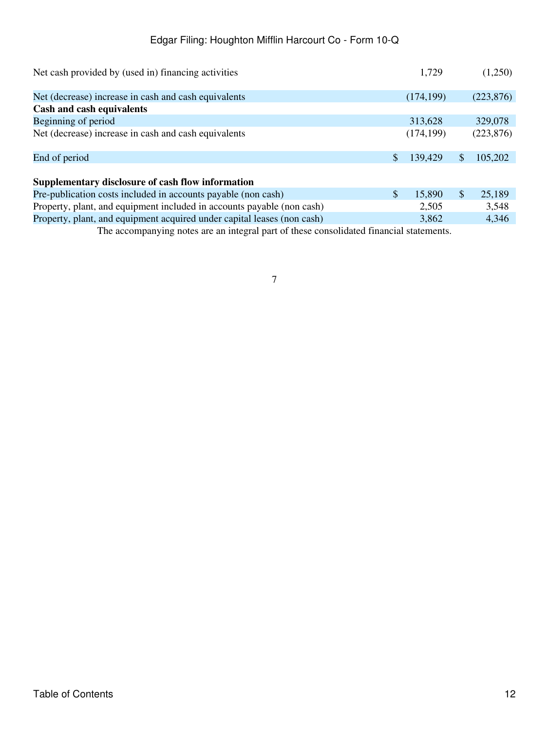| | | | | |
|---|---|---|---|---|
| Net cash provided by (used in) financing activities | | 1,729 | | (1,250) |
| Net (decrease) increase in cash and cash equivalents | | (174,199) | | (223,876) |
| **Cash and cash equivalents** | | | | |
| Beginning of period | | 313,628 | | 329,078 |
| Net (decrease) increase in cash and cash equivalents | | (174,199) | | (223,876) |
| End of period | $ | 139,429 | $ | 105,202 |
| **Supplementary disclosure of cash flow information** | | | | |
| Pre-publication costs included in accounts payable (non cash) | $ | 15,890 | $ | 25,189 |
| Property, plant, and equipment included in accounts payable (non cash) | | 2,505 | | 3,548 |
| Property, plant, and equipment acquired under capital leases (non cash) | | 3,862 | | 4,346 |

The accompanying notes are an integral part of these consolidated financial statements.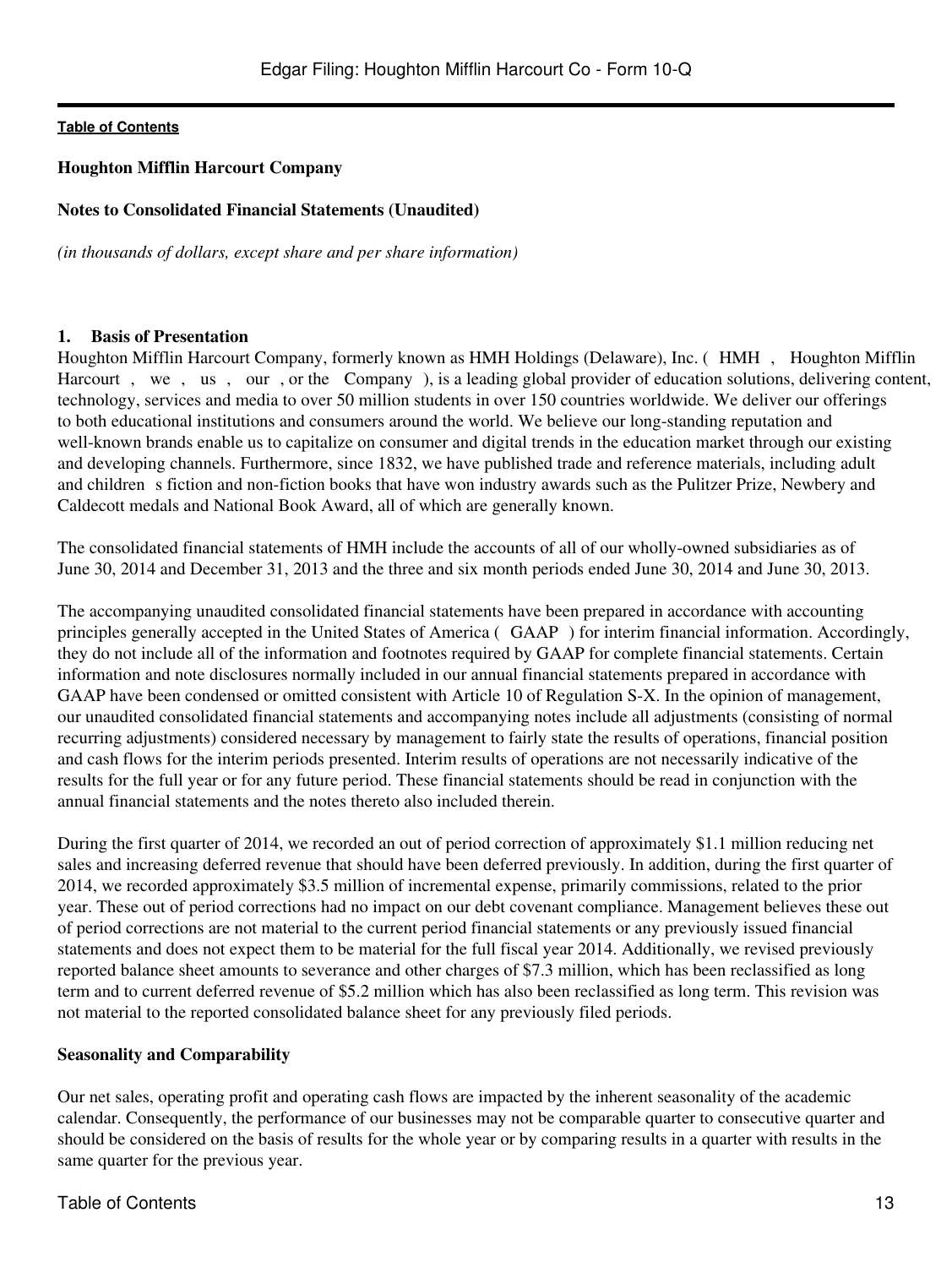**Houghton Mifflin Harcourt Company**

**Notes to Consolidated Financial Statements (Unaudited)**

*(in thousands of dollars, except share and per share information)*

## 1. Basis of Presentation

Houghton Mifflin Harcourt Company, formerly known as HMH Holdings (Delaware), Inc. ( HMH , Houghton Mifflin Harcourt , we , us , our , or the Company ), is a leading global provider of education solutions, delivering content, technology, services and media to over 50 million students in over 150 countries worldwide. We deliver our offerings to both educational institutions and consumers around the world. We believe our long-standing reputation and well-known brands enable us to capitalize on consumer and digital trends in the education market through our existing and developing channels. Furthermore, since 1832, we have published trade and reference materials, including adult and children s fiction and non-fiction books that have won industry awards such as the Pulitzer Prize, Newbery and Caldecott medals and National Book Award, all of which are generally known.

The consolidated financial statements of HMH include the accounts of all of our wholly-owned subsidiaries as of June 30, 2014 and December 31, 2013 and the three and six month periods ended June 30, 2014 and June 30, 2013.

The accompanying unaudited consolidated financial statements have been prepared in accordance with accounting principles generally accepted in the United States of America ( GAAP ) for interim financial information. Accordingly, they do not include all of the information and footnotes required by GAAP for complete financial statements. Certain information and note disclosures normally included in our annual financial statements prepared in accordance with GAAP have been condensed or omitted consistent with Article 10 of Regulation S-X. In the opinion of management, our unaudited consolidated financial statements and accompanying notes include all adjustments (consisting of normal recurring adjustments) considered necessary by management to fairly state the results of operations, financial position and cash flows for the interim periods presented. Interim results of operations are not necessarily indicative of the results for the full year or for any future period. These financial statements should be read in conjunction with the annual financial statements and the notes thereto also included therein.

During the first quarter of 2014, we recorded an out of period correction of approximately $1.1 million reducing net sales and increasing deferred revenue that should have been deferred previously. In addition, during the first quarter of 2014, we recorded approximately $3.5 million of incremental expense, primarily commissions, related to the prior year. These out of period corrections had no impact on our debt covenant compliance. Management believes these out of period corrections are not material to the current period financial statements or any previously issued financial statements and does not expect them to be material for the full fiscal year 2014. Additionally, we revised previously reported balance sheet amounts to severance and other charges of $7.3 million, which has been reclassified as long term and to current deferred revenue of $5.2 million which has also been reclassified as long term. This revision was not material to the reported consolidated balance sheet for any previously filed periods.

### Seasonality and Comparability

Our net sales, operating profit and operating cash flows are impacted by the inherent seasonality of the academic calendar. Consequently, the performance of our businesses may not be comparable quarter to consecutive quarter and should be considered on the basis of results for the whole year or by comparing results in a quarter with results in the same quarter for the previous year.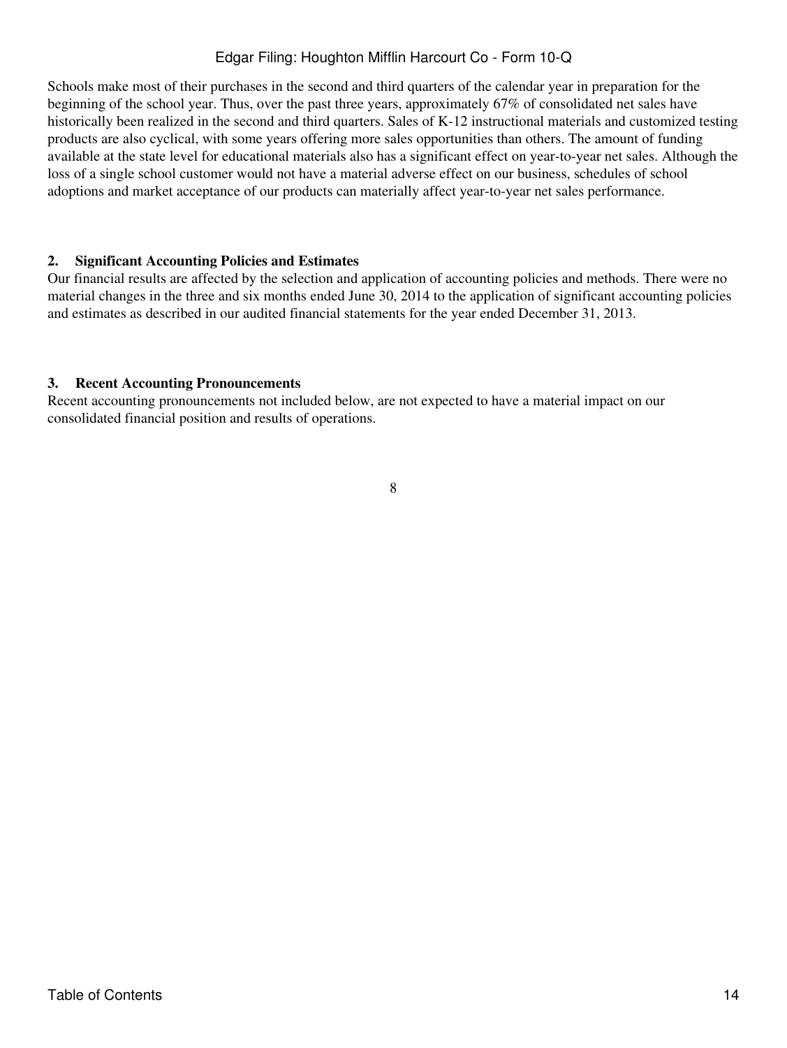Schools make most of their purchases in the second and third quarters of the calendar year in preparation for the beginning of the school year. Thus, over the past three years, approximately 67% of consolidated net sales have historically been realized in the second and third quarters. Sales of K-12 instructional materials and customized testing products are also cyclical, with some years offering more sales opportunities than others. The amount of funding available at the state level for educational materials also has a significant effect on year-to-year net sales. Although the loss of a single school customer would not have a material adverse effect on our business, schedules of school adoptions and market acceptance of our products can materially affect year-to-year net sales performance.

**2. Significant Accounting Policies and Estimates**

Our financial results are affected by the selection and application of accounting policies and methods. There were no material changes in the three and six months ended June 30, 2014 to the application of significant accounting policies and estimates as described in our audited financial statements for the year ended December 31, 2013.

**3. Recent Accounting Pronouncements**

Recent accounting pronouncements not included below, are not expected to have a material impact on our consolidated financial position and results of operations.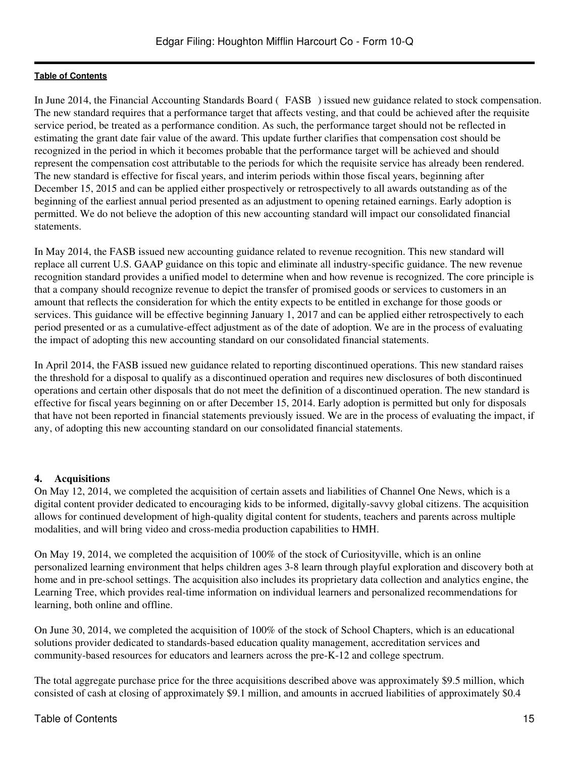In June 2014, the Financial Accounting Standards Board ( FASB ) issued new guidance related to stock compensation. The new standard requires that a performance target that affects vesting, and that could be achieved after the requisite service period, be treated as a performance condition. As such, the performance target should not be reflected in estimating the grant date fair value of the award. This update further clarifies that compensation cost should be recognized in the period in which it becomes probable that the performance target will be achieved and should represent the compensation cost attributable to the periods for which the requisite service has already been rendered. The new standard is effective for fiscal years, and interim periods within those fiscal years, beginning after December 15, 2015 and can be applied either prospectively or retrospectively to all awards outstanding as of the beginning of the earliest annual period presented as an adjustment to opening retained earnings. Early adoption is permitted. We do not believe the adoption of this new accounting standard will impact our consolidated financial statements.

In May 2014, the FASB issued new accounting guidance related to revenue recognition. This new standard will replace all current U.S. GAAP guidance on this topic and eliminate all industry-specific guidance. The new revenue recognition standard provides a unified model to determine when and how revenue is recognized. The core principle is that a company should recognize revenue to depict the transfer of promised goods or services to customers in an amount that reflects the consideration for which the entity expects to be entitled in exchange for those goods or services. This guidance will be effective beginning January 1, 2017 and can be applied either retrospectively to each period presented or as a cumulative-effect adjustment as of the date of adoption. We are in the process of evaluating the impact of adopting this new accounting standard on our consolidated financial statements.

In April 2014, the FASB issued new guidance related to reporting discontinued operations. This new standard raises the threshold for a disposal to qualify as a discontinued operation and requires new disclosures of both discontinued operations and certain other disposals that do not meet the definition of a discontinued operation. The new standard is effective for fiscal years beginning on or after December 15, 2014. Early adoption is permitted but only for disposals that have not been reported in financial statements previously issued. We are in the process of evaluating the impact, if any, of adopting this new accounting standard on our consolidated financial statements.

## 4. Acquisitions

On May 12, 2014, we completed the acquisition of certain assets and liabilities of Channel One News, which is a digital content provider dedicated to encouraging kids to be informed, digitally-savvy global citizens. The acquisition allows for continued development of high-quality digital content for students, teachers and parents across multiple modalities, and will bring video and cross-media production capabilities to HMH.

On May 19, 2014, we completed the acquisition of 100% of the stock of Curiosityville, which is an online personalized learning environment that helps children ages 3-8 learn through playful exploration and discovery both at home and in pre-school settings. The acquisition also includes its proprietary data collection and analytics engine, the Learning Tree, which provides real-time information on individual learners and personalized recommendations for learning, both online and offline.

On June 30, 2014, we completed the acquisition of 100% of the stock of School Chapters, which is an educational solutions provider dedicated to standards-based education quality management, accreditation services and community-based resources for educators and learners across the pre-K-12 and college spectrum.

The total aggregate purchase price for the three acquisitions described above was approximately $9.5 million, which consisted of cash at closing of approximately $9.1 million, and amounts in accrued liabilities of approximately $0.4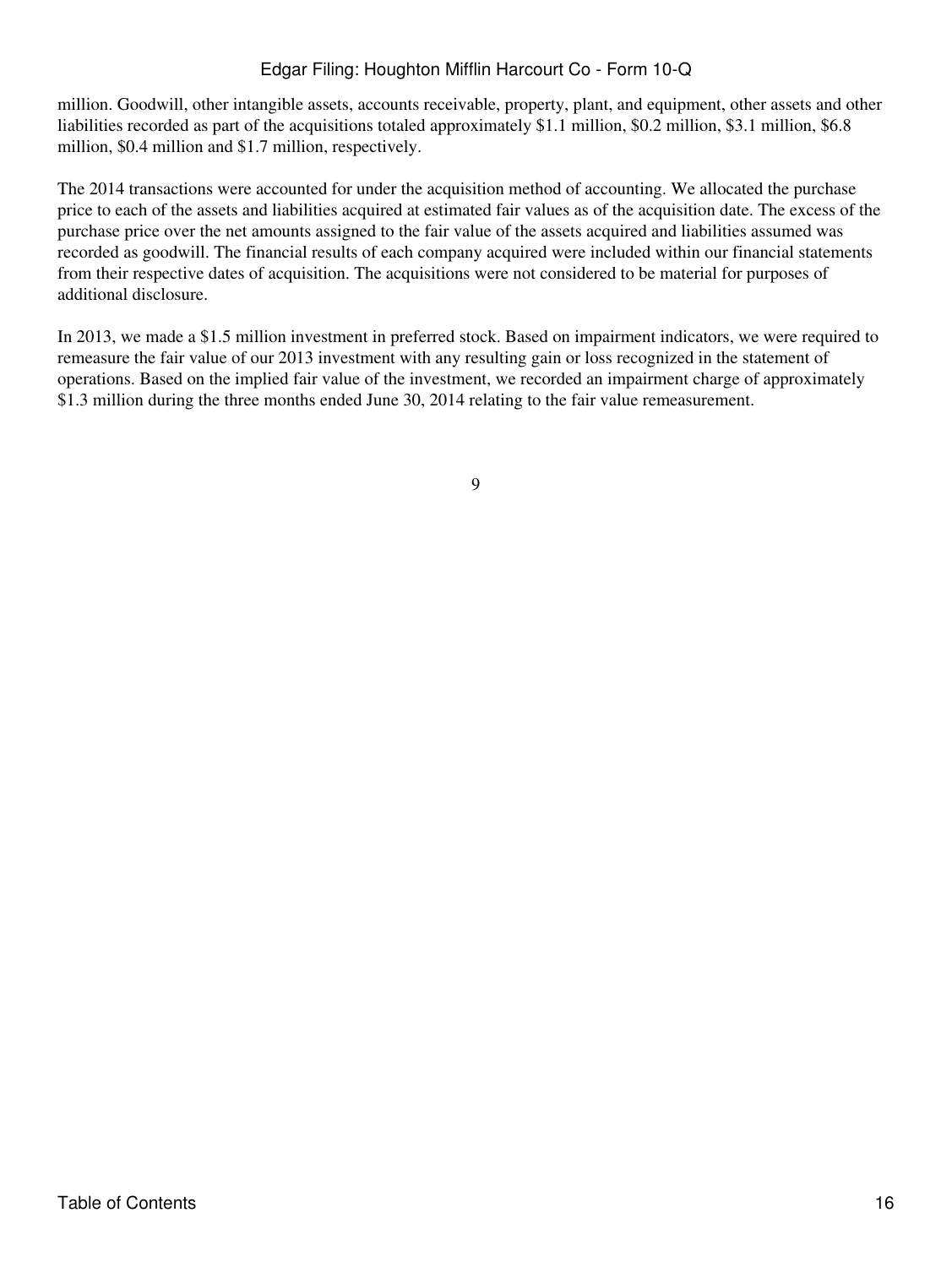million. Goodwill, other intangible assets, accounts receivable, property, plant, and equipment, other assets and other liabilities recorded as part of the acquisitions totaled approximately $1.1 million, $0.2 million, $3.1 million, $6.8 million, $0.4 million and $1.7 million, respectively.

The 2014 transactions were accounted for under the acquisition method of accounting. We allocated the purchase price to each of the assets and liabilities acquired at estimated fair values as of the acquisition date. The excess of the purchase price over the net amounts assigned to the fair value of the assets acquired and liabilities assumed was recorded as goodwill. The financial results of each company acquired were included within our financial statements from their respective dates of acquisition. The acquisitions were not considered to be material for purposes of additional disclosure.

In 2013, we made a $1.5 million investment in preferred stock. Based on impairment indicators, we were required to remeasure the fair value of our 2013 investment with any resulting gain or loss recognized in the statement of operations. Based on the implied fair value of the investment, we recorded an impairment charge of approximately $1.3 million during the three months ended June 30, 2014 relating to the fair value remeasurement.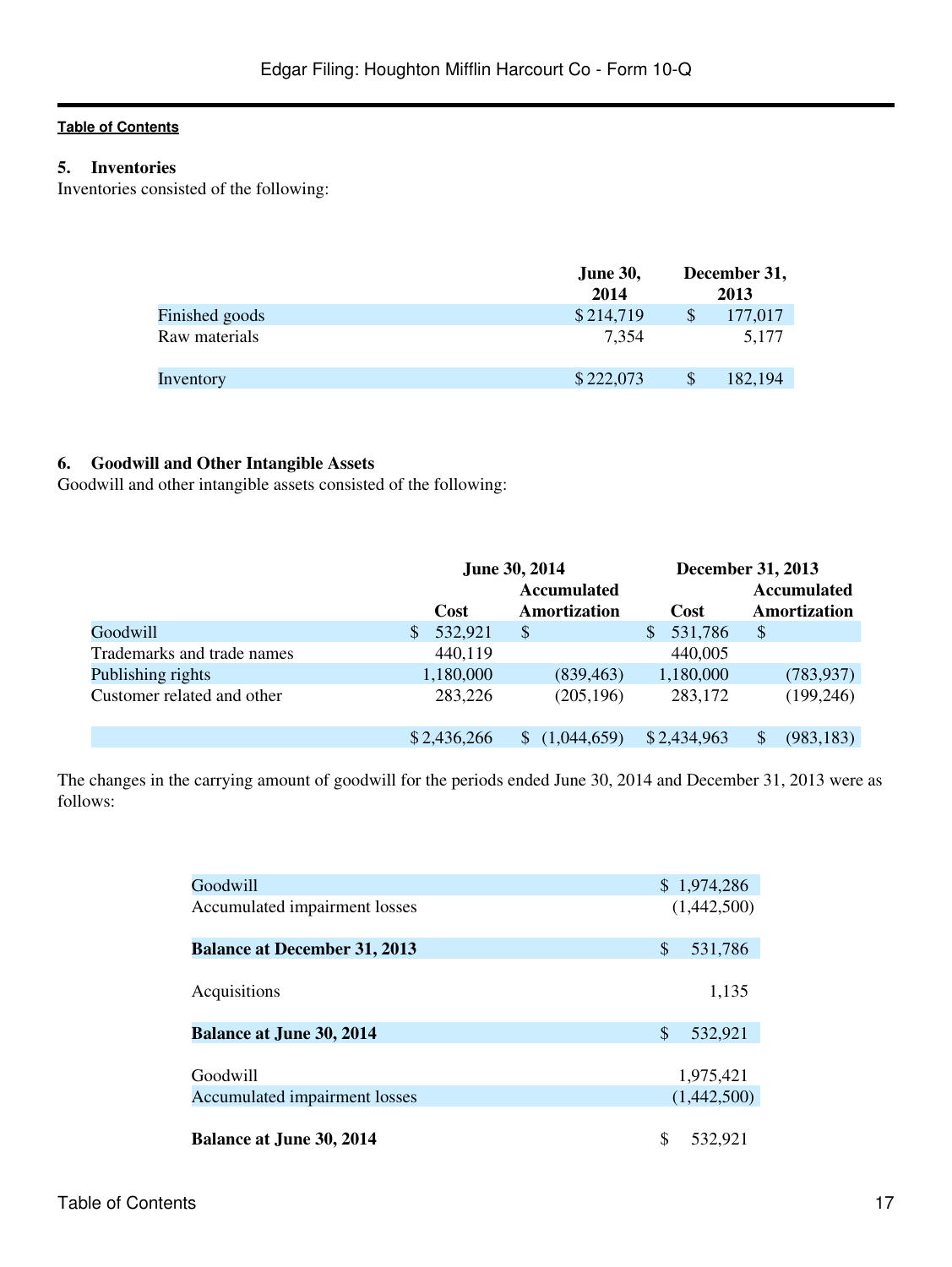### 5. Inventories

Inventories consisted of the following:

| | June 30, 2014 | December 31, 2013 |
|---|---|---|
| Finished goods | $ 214,719 | $ 177,017 |
| Raw materials | 7,354 | 5,177 |
| Inventory | $ 222,073 | $ 182,194 |

### 6. Goodwill and Other Intangible Assets

Goodwill and other intangible assets consisted of the following:

| | June 30, 2014 | | December 31, 2013 | |
|---|---|---|---|---|
| | Cost | Accumulated Amortization | Cost | Accumulated Amortization |
| Goodwill | $ 532,921 | $ | $ 531,786 | $ |
| Trademarks and trade names | 440,119 | | 440,005 | |
| Publishing rights | 1,180,000 | (839,463) | 1,180,000 | (783,937) |
| Customer related and other | 283,226 | (205,196) | 283,172 | (199,246) |
| | $ 2,436,266 | $ (1,044,659) | $ 2,434,963 | $ (983,183) |

The changes in the carrying amount of goodwill for the periods ended June 30, 2014 and December 31, 2013 were as follows:

| | |
|---|---|
| Goodwill | $ 1,974,286 |
| Accumulated impairment losses | (1,442,500) |
| **Balance at December 31, 2013** | $ 531,786 |
| Acquisitions | 1,135 |
| **Balance at June 30, 2014** | $ 532,921 |
| Goodwill | 1,975,421 |
| Accumulated impairment losses | (1,442,500) |
| **Balance at June 30, 2014** | $ 532,921 |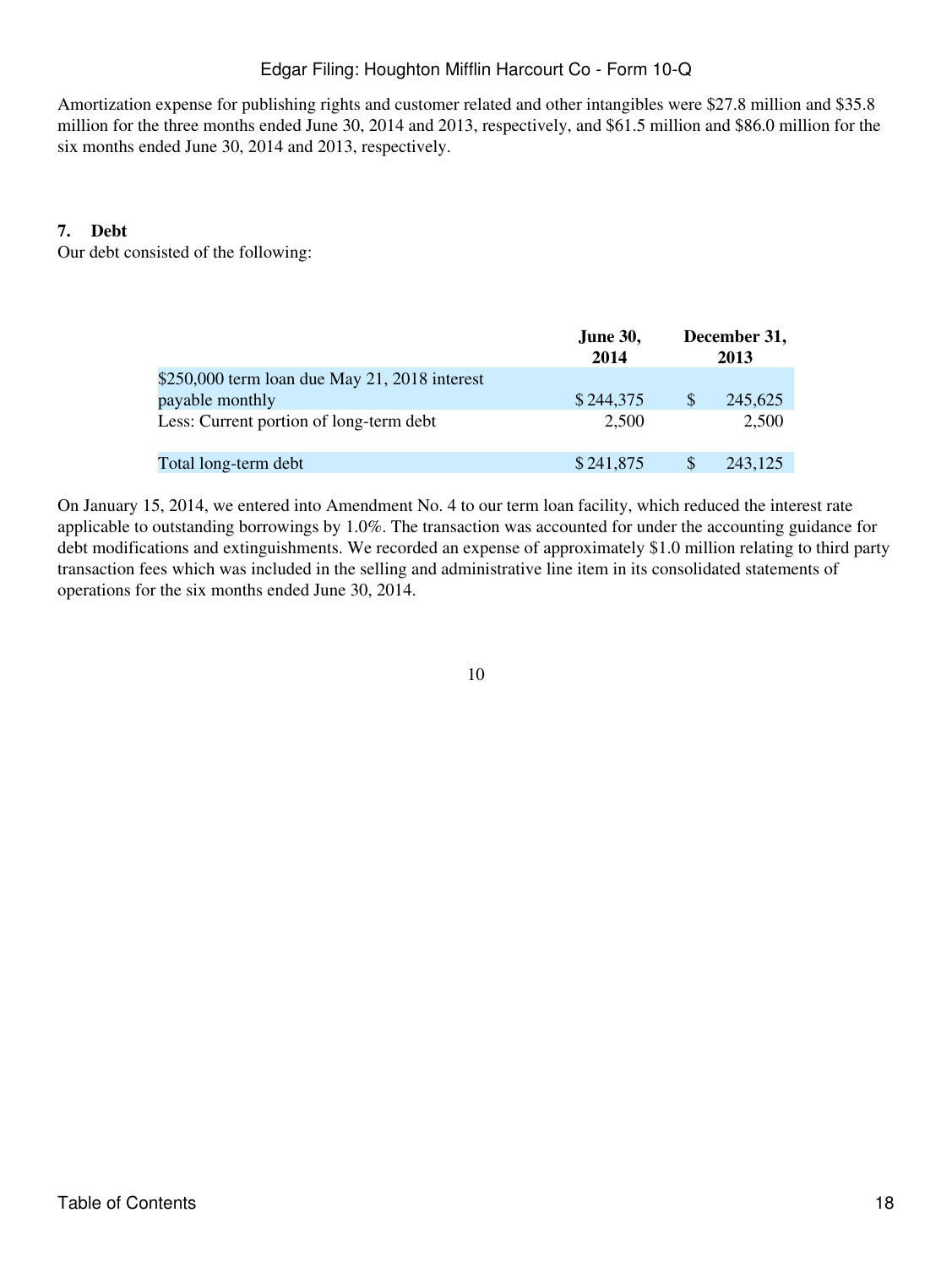Amortization expense for publishing rights and customer related and other intangibles were $27.8 million and $35.8 million for the three months ended June 30, 2014 and 2013, respectively, and $61.5 million and $86.0 million for the six months ended June 30, 2014 and 2013, respectively.

## 7. Debt

Our debt consisted of the following:

| | June 30, 2014 | December 31, 2013 |
|---|---|---|
| $250,000 term loan due May 21, 2018 interest payable monthly | $ 244,375 | $ 245,625 |
| Less: Current portion of long-term debt | 2,500 | 2,500 |
| Total long-term debt | $ 241,875 | $ 243,125 |

On January 15, 2014, we entered into Amendment No. 4 to our term loan facility, which reduced the interest rate applicable to outstanding borrowings by 1.0%. The transaction was accounted for under the accounting guidance for debt modifications and extinguishments. We recorded an expense of approximately $1.0 million relating to third party transaction fees which was included in the selling and administrative line item in its consolidated statements of operations for the six months ended June 30, 2014.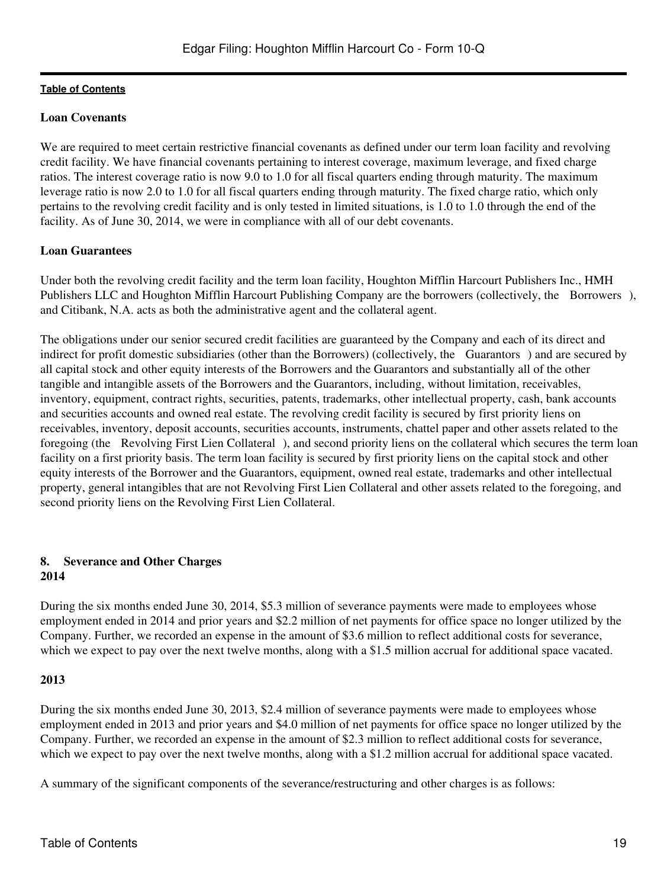**Loan Covenants**

We are required to meet certain restrictive financial covenants as defined under our term loan facility and revolving credit facility. We have financial covenants pertaining to interest coverage, maximum leverage, and fixed charge ratios. The interest coverage ratio is now 9.0 to 1.0 for all fiscal quarters ending through maturity. The maximum leverage ratio is now 2.0 to 1.0 for all fiscal quarters ending through maturity. The fixed charge ratio, which only pertains to the revolving credit facility and is only tested in limited situations, is 1.0 to 1.0 through the end of the facility. As of June 30, 2014, we were in compliance with all of our debt covenants.

**Loan Guarantees**

Under both the revolving credit facility and the term loan facility, Houghton Mifflin Harcourt Publishers Inc., HMH Publishers LLC and Houghton Mifflin Harcourt Publishing Company are the borrowers (collectively, the Borrowers), and Citibank, N.A. acts as both the administrative agent and the collateral agent.

The obligations under our senior secured credit facilities are guaranteed by the Company and each of its direct and indirect for profit domestic subsidiaries (other than the Borrowers) (collectively, the Guarantors) and are secured by all capital stock and other equity interests of the Borrowers and the Guarantors and substantially all of the other tangible and intangible assets of the Borrowers and the Guarantors, including, without limitation, receivables, inventory, equipment, contract rights, securities, patents, trademarks, other intellectual property, cash, bank accounts and securities accounts and owned real estate. The revolving credit facility is secured by first priority liens on receivables, inventory, deposit accounts, securities accounts, instruments, chattel paper and other assets related to the foregoing (the Revolving First Lien Collateral), and second priority liens on the collateral which secures the term loan facility on a first priority basis. The term loan facility is secured by first priority liens on the capital stock and other equity interests of the Borrower and the Guarantors, equipment, owned real estate, trademarks and other intellectual property, general intangibles that are not Revolving First Lien Collateral and other assets related to the foregoing, and second priority liens on the Revolving First Lien Collateral.

## 8. Severance and Other Charges

**2014**

During the six months ended June 30, 2014, $5.3 million of severance payments were made to employees whose employment ended in 2014 and prior years and $2.2 million of net payments for office space no longer utilized by the Company. Further, we recorded an expense in the amount of $3.6 million to reflect additional costs for severance, which we expect to pay over the next twelve months, along with a $1.5 million accrual for additional space vacated.

**2013**

During the six months ended June 30, 2013, $2.4 million of severance payments were made to employees whose employment ended in 2013 and prior years and $4.0 million of net payments for office space no longer utilized by the Company. Further, we recorded an expense in the amount of $2.3 million to reflect additional costs for severance, which we expect to pay over the next twelve months, along with a $1.2 million accrual for additional space vacated.

A summary of the significant components of the severance/restructuring and other charges is as follows: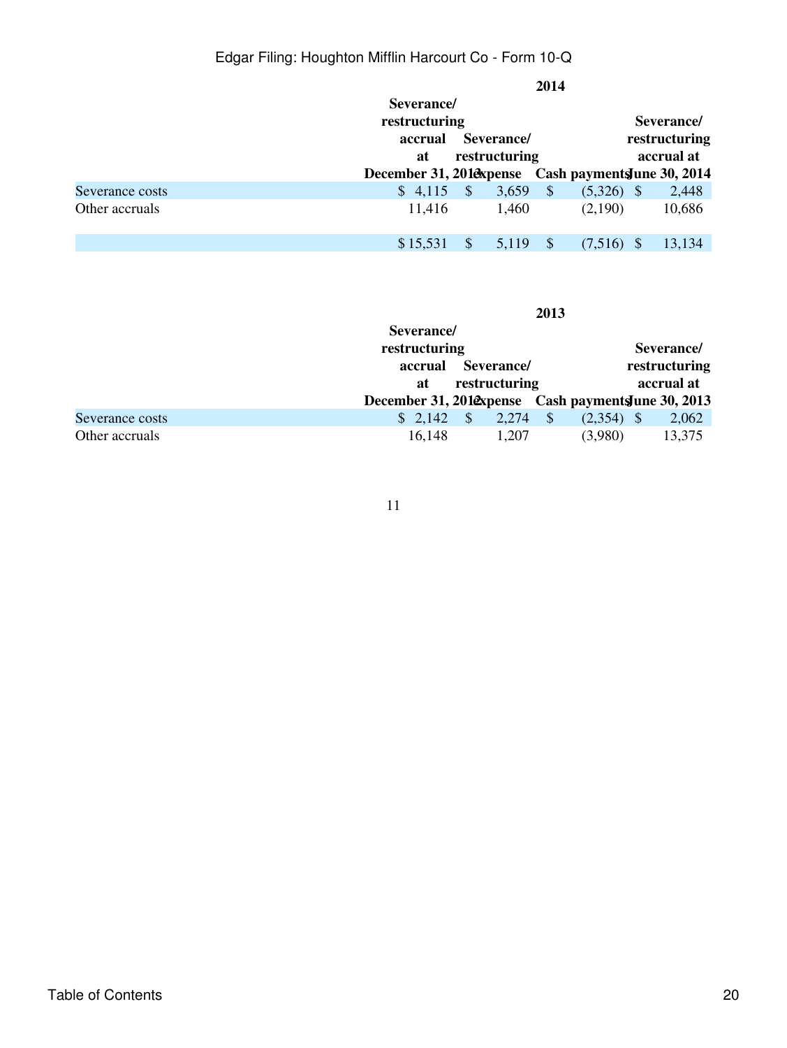| | 2014 | | | |
|---|---|---|---|---|
| | Severance/ restructuring accrual at December 31, 2013 | Severance/ restructuring expense | Cash payments | Severance/ restructuring accrual at June 30, 2014 |
| Severance costs | $ 4,115 | $ 3,659 | $ (5,326) | $ 2,448 |
| Other accruals | 11,416 | 1,460 | (2,190) | 10,686 |
| | $ 15,531 | $ 5,119 | $ (7,516) | $ 13,134 |

| | 2013 | | | |
|---|---|---|---|---|
| | Severance/ restructuring accrual at December 31, 2012 | Severance/ restructuring expense | Cash payments | Severance/ restructuring accrual at June 30, 2013 |
| Severance costs | $ 2,142 | $ 2,274 | $ (2,354) | $ 2,062 |
| Other accruals | 16,148 | 1,207 | (3,980) | 13,375 |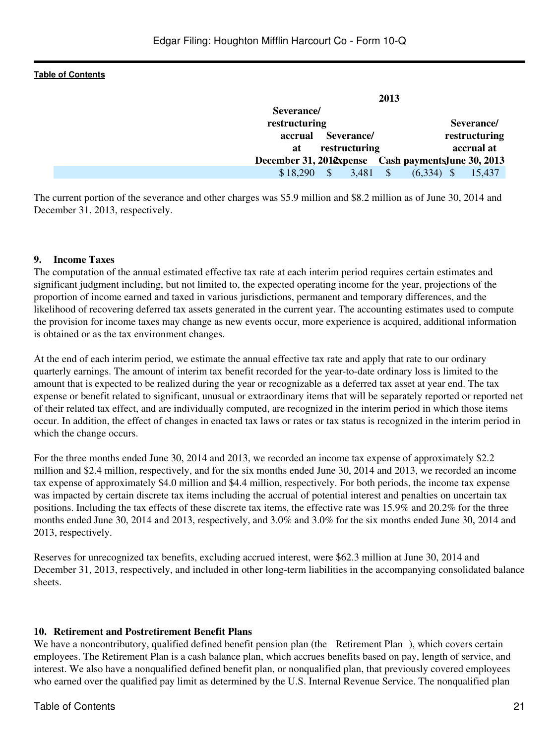| | 2013 | | | |
|---|---|---|---|---|
| | Severance/ restructuring accrual at December 31, 2012 | Severance/ restructuring expense | Cash payments | Severance/ restructuring accrual at June 30, 2013 |
| | $ 18,290 | $ 3,481 | $ (6,334) | $ 15,437 |

The current portion of the severance and other charges was $5.9 million and $8.2 million as of June 30, 2014 and December 31, 2013, respectively.

## 9. Income Taxes

The computation of the annual estimated effective tax rate at each interim period requires certain estimates and significant judgment including, but not limited to, the expected operating income for the year, projections of the proportion of income earned and taxed in various jurisdictions, permanent and temporary differences, and the likelihood of recovering deferred tax assets generated in the current year. The accounting estimates used to compute the provision for income taxes may change as new events occur, more experience is acquired, additional information is obtained or as the tax environment changes.

At the end of each interim period, we estimate the annual effective tax rate and apply that rate to our ordinary quarterly earnings. The amount of interim tax benefit recorded for the year-to-date ordinary loss is limited to the amount that is expected to be realized during the year or recognizable as a deferred tax asset at year end. The tax expense or benefit related to significant, unusual or extraordinary items that will be separately reported or reported net of their related tax effect, and are individually computed, are recognized in the interim period in which those items occur. In addition, the effect of changes in enacted tax laws or rates or tax status is recognized in the interim period in which the change occurs.

For the three months ended June 30, 2014 and 2013, we recorded an income tax expense of approximately $2.2 million and $2.4 million, respectively, and for the six months ended June 30, 2014 and 2013, we recorded an income tax expense of approximately $4.0 million and $4.4 million, respectively. For both periods, the income tax expense was impacted by certain discrete tax items including the accrual of potential interest and penalties on uncertain tax positions. Including the tax effects of these discrete tax items, the effective rate was 15.9% and 20.2% for the three months ended June 30, 2014 and 2013, respectively, and 3.0% and 3.0% for the six months ended June 30, 2014 and 2013, respectively.

Reserves for unrecognized tax benefits, excluding accrued interest, were $62.3 million at June 30, 2014 and December 31, 2013, respectively, and included in other long-term liabilities in the accompanying consolidated balance sheets.

## 10. Retirement and Postretirement Benefit Plans

We have a noncontributory, qualified defined benefit pension plan (the Retirement Plan ), which covers certain employees. The Retirement Plan is a cash balance plan, which accrues benefits based on pay, length of service, and interest. We also have a nonqualified defined benefit plan, or nonqualified plan, that previously covered employees who earned over the qualified pay limit as determined by the U.S. Internal Revenue Service. The nonqualified plan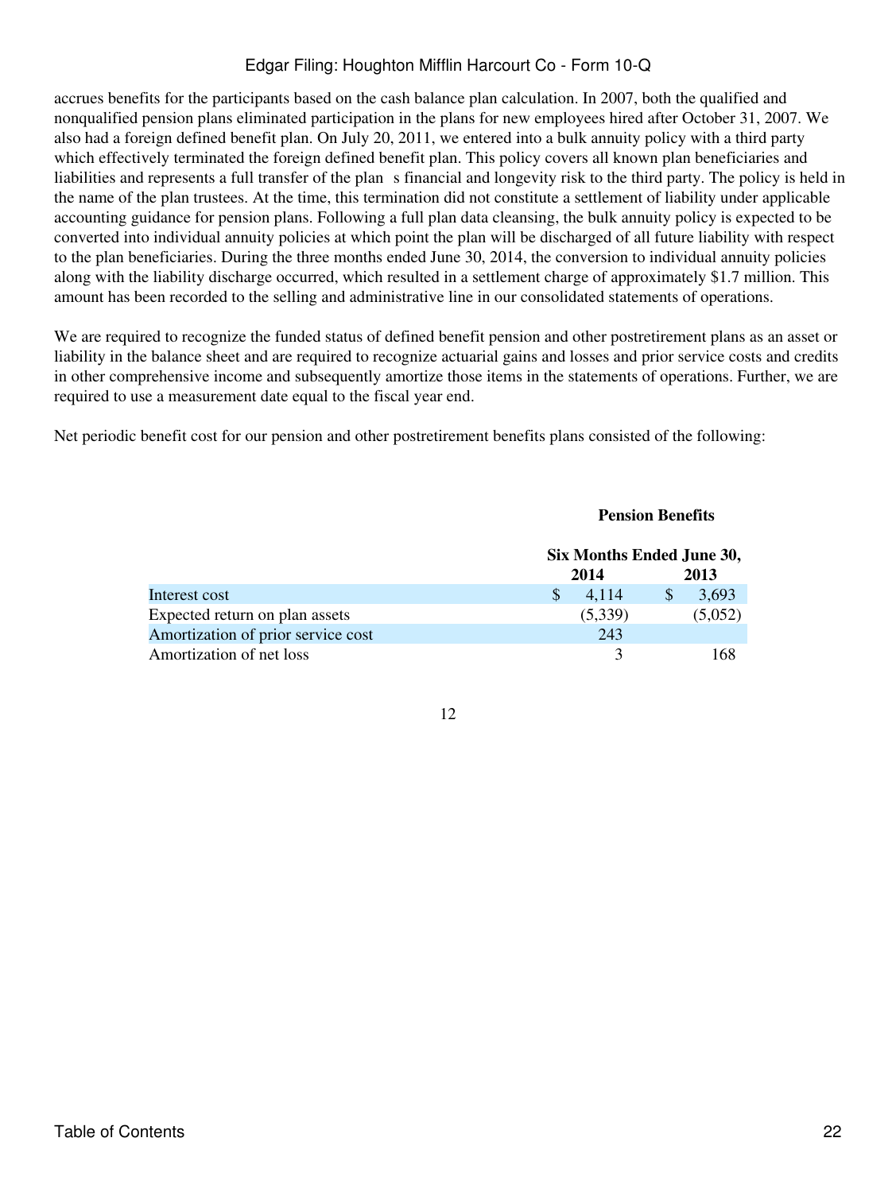accrues benefits for the participants based on the cash balance plan calculation. In 2007, both the qualified and nonqualified pension plans eliminated participation in the plans for new employees hired after October 31, 2007. We also had a foreign defined benefit plan. On July 20, 2011, we entered into a bulk annuity policy with a third party which effectively terminated the foreign defined benefit plan. This policy covers all known plan beneficiaries and liabilities and represents a full transfer of the plan s financial and longevity risk to the third party. The policy is held in the name of the plan trustees. At the time, this termination did not constitute a settlement of liability under applicable accounting guidance for pension plans. Following a full plan data cleansing, the bulk annuity policy is expected to be converted into individual annuity policies at which point the plan will be discharged of all future liability with respect to the plan beneficiaries. During the three months ended June 30, 2014, the conversion to individual annuity policies along with the liability discharge occurred, which resulted in a settlement charge of approximately $1.7 million. This amount has been recorded to the selling and administrative line in our consolidated statements of operations.

We are required to recognize the funded status of defined benefit pension and other postretirement plans as an asset or liability in the balance sheet and are required to recognize actuarial gains and losses and prior service costs and credits in other comprehensive income and subsequently amortize those items in the statements of operations. Further, we are required to use a measurement date equal to the fiscal year end.

Net periodic benefit cost for our pension and other postretirement benefits plans consisted of the following:

| | **Pension Benefits** | |
|---|---|---|
| | **Six Months Ended June 30,** | |
| | **2014** | **2013** |
| Interest cost | $ 4,114 | $ 3,693 |
| Expected return on plan assets | (5,339) | (5,052) |
| Amortization of prior service cost | 243 | |
| Amortization of net loss | 3 | 168 |

12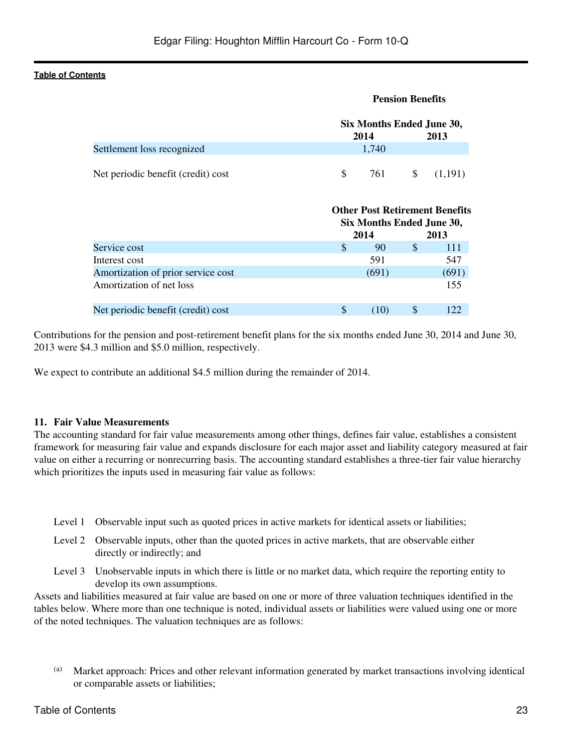| | Pension Benefits | |
|---|---|---|
| | Six Months Ended June 30, | |
| | 2014 | 2013 |
| Settlement loss recognized | 1,740 | |
| Net periodic benefit (credit) cost | $ 761 | $ (1,191) |

| | Other Post Retirement Benefits | |
|---|---|---|
| | Six Months Ended June 30, | |
| | 2014 | 2013 |
| Service cost | $ 90 | $ 111 |
| Interest cost | 591 | 547 |
| Amortization of prior service cost | (691) | (691) |
| Amortization of net loss | | 155 |
| Net periodic benefit (credit) cost | $ (10) | $ 122 |

Contributions for the pension and post-retirement benefit plans for the six months ended June 30, 2014 and June 30, 2013 were $4.3 million and $5.0 million, respectively.

We expect to contribute an additional $4.5 million during the remainder of 2014.

## 11. Fair Value Measurements

The accounting standard for fair value measurements among other things, defines fair value, establishes a consistent framework for measuring fair value and expands disclosure for each major asset and liability category measured at fair value on either a recurring or nonrecurring basis. The accounting standard establishes a three-tier fair value hierarchy which prioritizes the inputs used in measuring fair value as follows:

- Level 1 Observable input such as quoted prices in active markets for identical assets or liabilities;
- Level 2 Observable inputs, other than the quoted prices in active markets, that are observable either directly or indirectly; and
- Level 3 Unobservable inputs in which there is little or no market data, which require the reporting entity to develop its own assumptions.

Assets and liabilities measured at fair value are based on one or more of three valuation techniques identified in the tables below. Where more than one technique is noted, individual assets or liabilities were valued using one or more of the noted techniques. The valuation techniques are as follows:

(a) Market approach: Prices and other relevant information generated by market transactions involving identical or comparable assets or liabilities;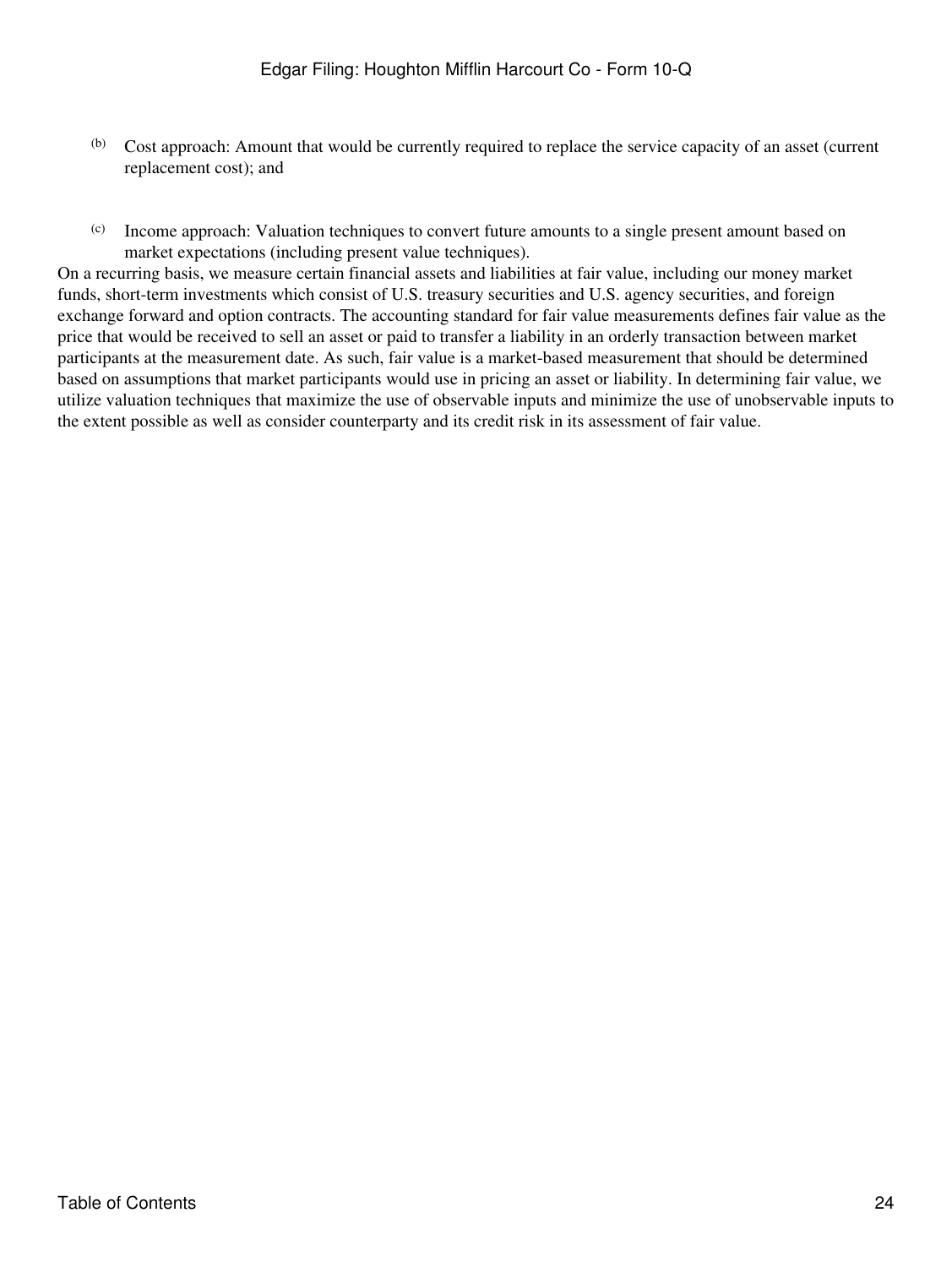(b) Cost approach: Amount that would be currently required to replace the service capacity of an asset (current replacement cost); and

(c) Income approach: Valuation techniques to convert future amounts to a single present amount based on market expectations (including present value techniques).

On a recurring basis, we measure certain financial assets and liabilities at fair value, including our money market funds, short-term investments which consist of U.S. treasury securities and U.S. agency securities, and foreign exchange forward and option contracts. The accounting standard for fair value measurements defines fair value as the price that would be received to sell an asset or paid to transfer a liability in an orderly transaction between market participants at the measurement date. As such, fair value is a market-based measurement that should be determined based on assumptions that market participants would use in pricing an asset or liability. In determining fair value, we utilize valuation techniques that maximize the use of observable inputs and minimize the use of unobservable inputs to the extent possible as well as consider counterparty and its credit risk in its assessment of fair value.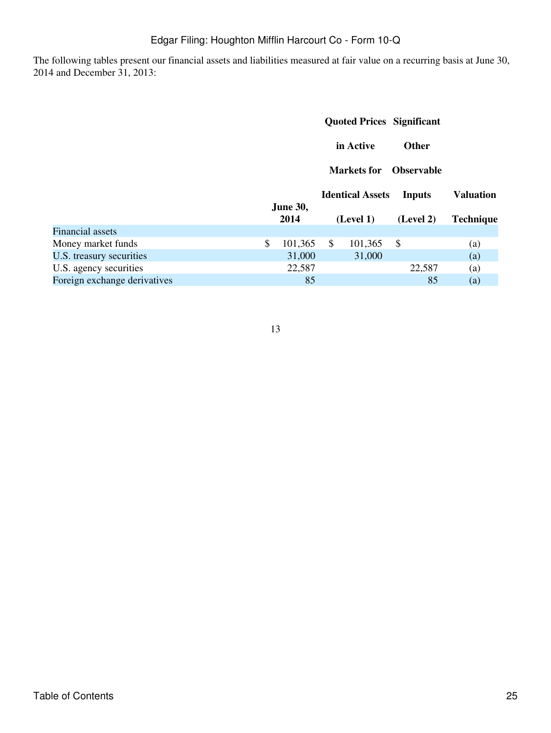The following tables present our financial assets and liabilities measured at fair value on a recurring basis at June 30, 2014 and December 31, 2013:

| | June 30, 2014 | Quoted Prices in Active Markets for Identical Assets (Level 1) | Significant Other Observable Inputs (Level 2) | Valuation Technique |
|---|---|---|---|---|
| Financial assets | | | | |
| Money market funds | $ 101,365 | $ 101,365 | $ | (a) |
| U.S. treasury securities | 31,000 | 31,000 | | (a) |
| U.S. agency securities | 22,587 | | 22,587 | (a) |
| Foreign exchange derivatives | 85 | | 85 | (a) |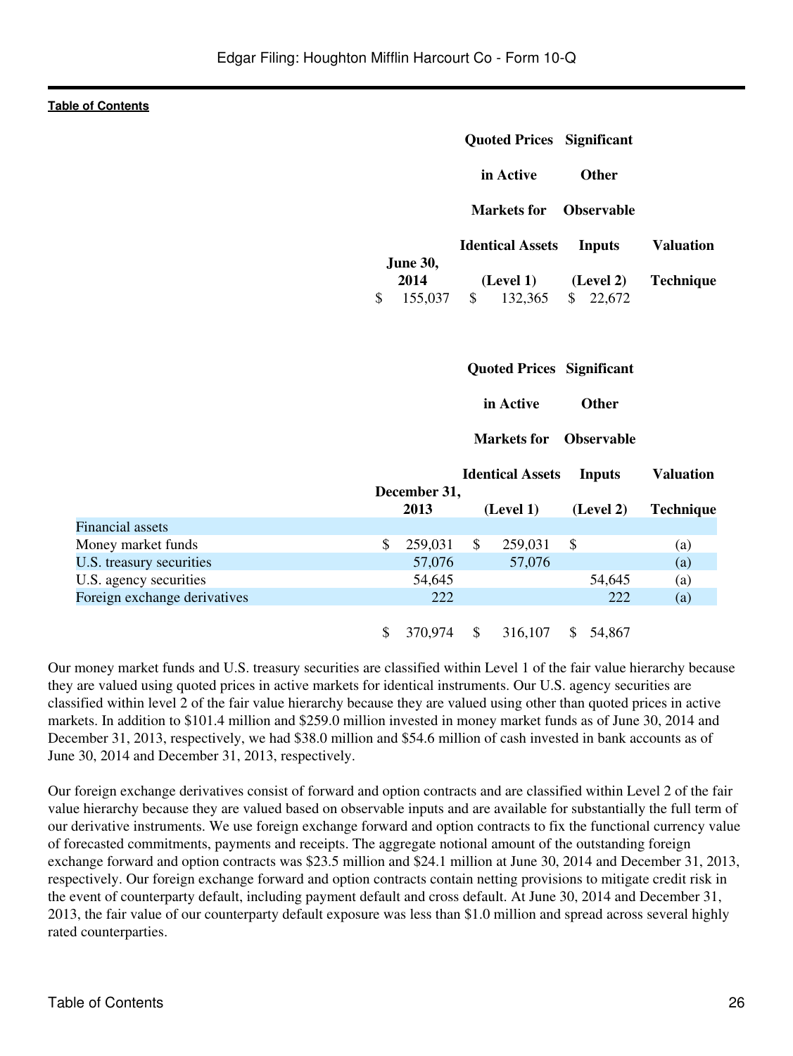|  | June 30, 2014 | Quoted Prices in Active Markets for Identical Assets (Level 1) | Significant Other Observable Inputs (Level 2) | Valuation Technique |
|---|---|---|---|---|
|  | $ 155,037 | $ 132,365 | $ 22,672 |  |

|  | December 31, 2013 | Quoted Prices in Active Markets for Identical Assets (Level 1) | Significant Other Observable Inputs (Level 2) | Valuation Technique |
|---|---|---|---|---|
| Financial assets |  |  |  |  |
| Money market funds | $ 259,031 | $ 259,031 | $ | (a) |
| U.S. treasury securities | 57,076 | 57,076 |  | (a) |
| U.S. agency securities | 54,645 |  | 54,645 | (a) |
| Foreign exchange derivatives | 222 |  | 222 | (a) |
|  | $ 370,974 | $ 316,107 | $ 54,867 |  |

Our money market funds and U.S. treasury securities are classified within Level 1 of the fair value hierarchy because they are valued using quoted prices in active markets for identical instruments. Our U.S. agency securities are classified within level 2 of the fair value hierarchy because they are valued using other than quoted prices in active markets. In addition to $101.4 million and $259.0 million invested in money market funds as of June 30, 2014 and December 31, 2013, respectively, we had $38.0 million and $54.6 million of cash invested in bank accounts as of June 30, 2014 and December 31, 2013, respectively.

Our foreign exchange derivatives consist of forward and option contracts and are classified within Level 2 of the fair value hierarchy because they are valued based on observable inputs and are available for substantially the full term of our derivative instruments. We use foreign exchange forward and option contracts to fix the functional currency value of forecasted commitments, payments and receipts. The aggregate notional amount of the outstanding foreign exchange forward and option contracts was $23.5 million and $24.1 million at June 30, 2014 and December 31, 2013, respectively. Our foreign exchange forward and option contracts contain netting provisions to mitigate credit risk in the event of counterparty default, including payment default and cross default. At June 30, 2014 and December 31, 2013, the fair value of our counterparty default exposure was less than $1.0 million and spread across several highly rated counterparties.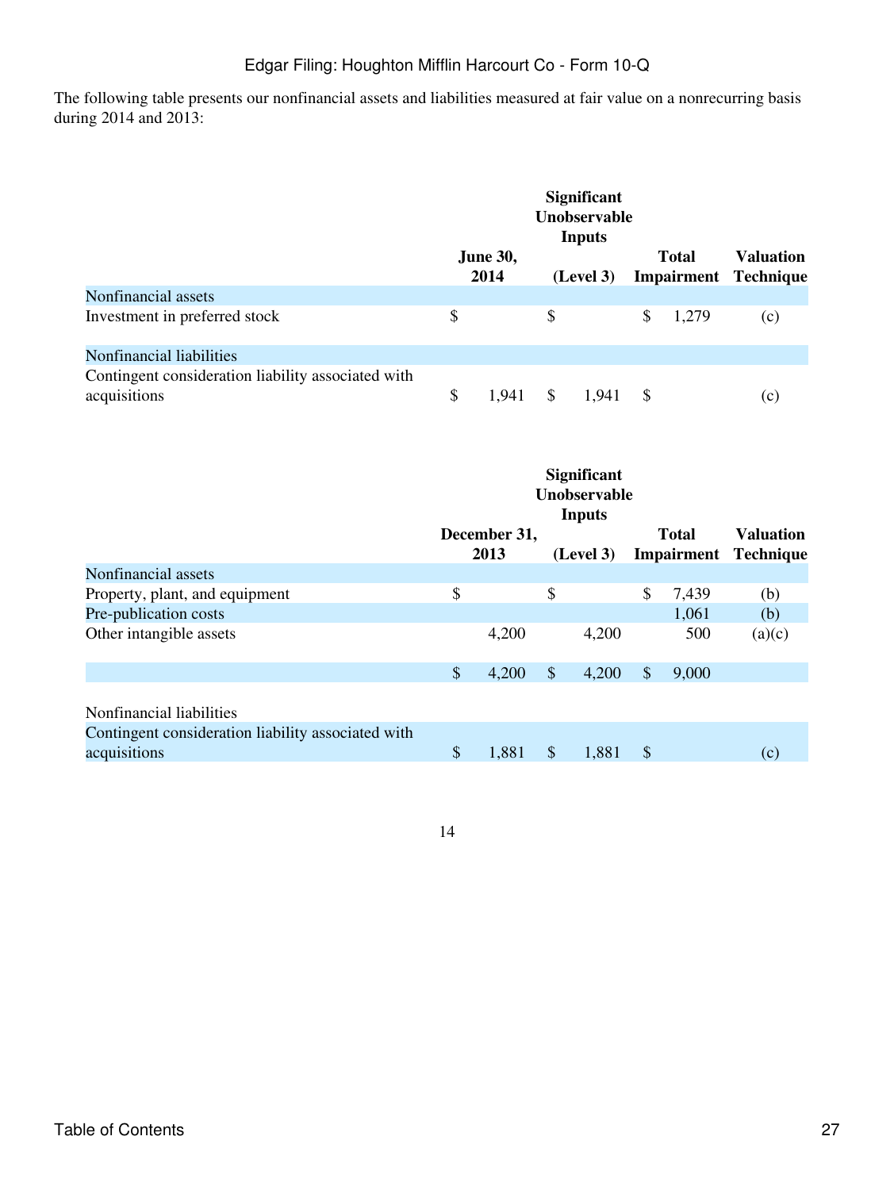The following table presents our nonfinancial assets and liabilities measured at fair value on a nonrecurring basis during 2014 and 2013:

| | June 30, 2014 | Significant Unobservable Inputs (Level 3) | Total Impairment | Valuation Technique |
|---|---|---|---|---|
| Nonfinancial assets | | | | |
| Investment in preferred stock | $ | $ | $ 1,279 | (c) |
| Nonfinancial liabilities | | | | |
| Contingent consideration liability associated with acquisitions | $ 1,941 | $ 1,941 | $ | (c) |

| | December 31, 2013 | Significant Unobservable Inputs (Level 3) | Total Impairment | Valuation Technique |
|---|---|---|---|---|
| Nonfinancial assets | | | | |
| Property, plant, and equipment | $ | $ | $ 7,439 | (b) |
| Pre-publication costs | | | 1,061 | (b) |
| Other intangible assets | 4,200 | 4,200 | 500 | (a)(c) |
| | $ 4,200 | $ 4,200 | $ 9,000 | |
| Nonfinancial liabilities | | | | |
| Contingent consideration liability associated with acquisitions | $ 1,881 | $ 1,881 | $ | (c) |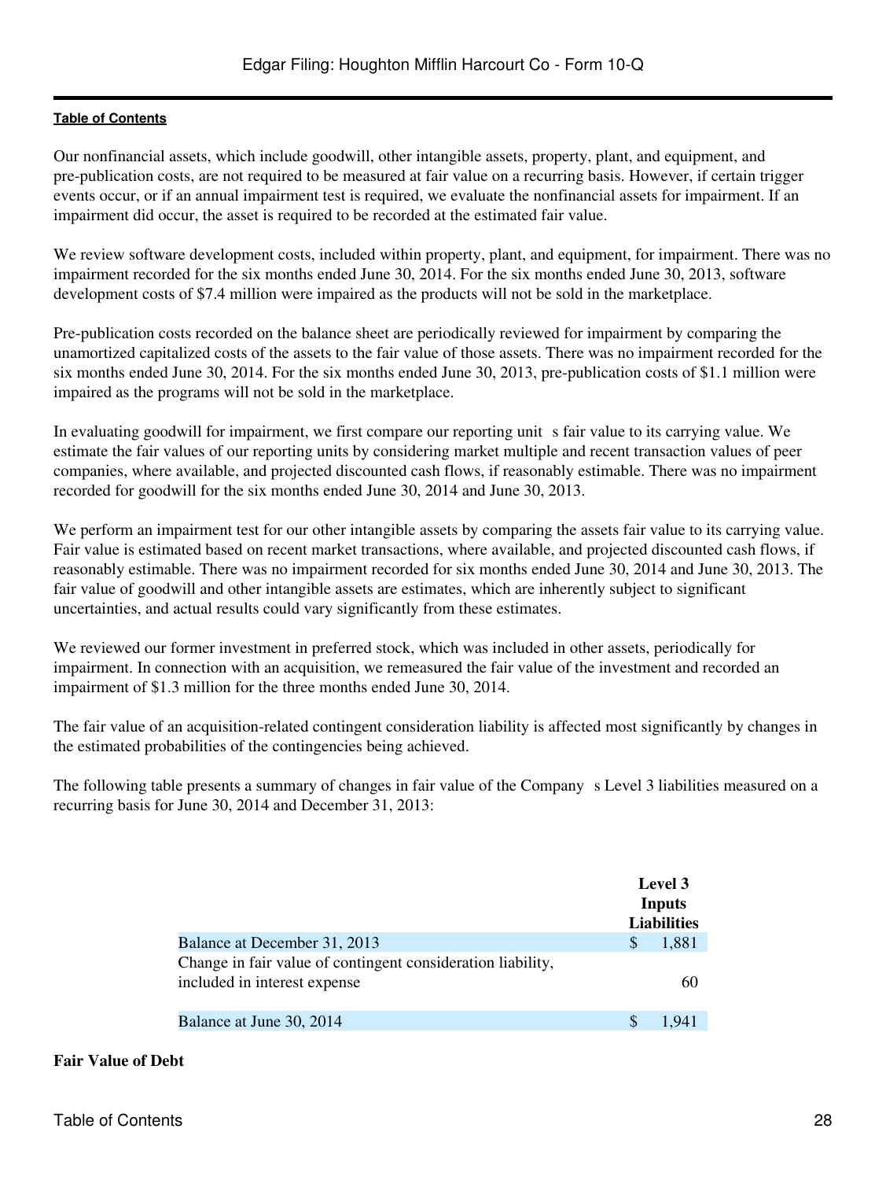Our nonfinancial assets, which include goodwill, other intangible assets, property, plant, and equipment, and pre-publication costs, are not required to be measured at fair value on a recurring basis. However, if certain trigger events occur, or if an annual impairment test is required, we evaluate the nonfinancial assets for impairment. If an impairment did occur, the asset is required to be recorded at the estimated fair value.

We review software development costs, included within property, plant, and equipment, for impairment. There was no impairment recorded for the six months ended June 30, 2014. For the six months ended June 30, 2013, software development costs of $7.4 million were impaired as the products will not be sold in the marketplace.

Pre-publication costs recorded on the balance sheet are periodically reviewed for impairment by comparing the unamortized capitalized costs of the assets to the fair value of those assets. There was no impairment recorded for the six months ended June 30, 2014. For the six months ended June 30, 2013, pre-publication costs of $1.1 million were impaired as the programs will not be sold in the marketplace.

In evaluating goodwill for impairment, we first compare our reporting unit s fair value to its carrying value. We estimate the fair values of our reporting units by considering market multiple and recent transaction values of peer companies, where available, and projected discounted cash flows, if reasonably estimable. There was no impairment recorded for goodwill for the six months ended June 30, 2014 and June 30, 2013.

We perform an impairment test for our other intangible assets by comparing the assets fair value to its carrying value. Fair value is estimated based on recent market transactions, where available, and projected discounted cash flows, if reasonably estimable. There was no impairment recorded for six months ended June 30, 2014 and June 30, 2013. The fair value of goodwill and other intangible assets are estimates, which are inherently subject to significant uncertainties, and actual results could vary significantly from these estimates.

We reviewed our former investment in preferred stock, which was included in other assets, periodically for impairment. In connection with an acquisition, we remeasured the fair value of the investment and recorded an impairment of $1.3 million for the three months ended June 30, 2014.

The fair value of an acquisition-related contingent consideration liability is affected most significantly by changes in the estimated probabilities of the contingencies being achieved.

The following table presents a summary of changes in fair value of the Company s Level 3 liabilities measured on a recurring basis for June 30, 2014 and December 31, 2013:

| | Level 3 Inputs Liabilities |
|---|---|
| Balance at December 31, 2013 | $ 1,881 |
| Change in fair value of contingent consideration liability, included in interest expense | 60 |
| Balance at June 30, 2014 | $ 1,941 |

**Fair Value of Debt**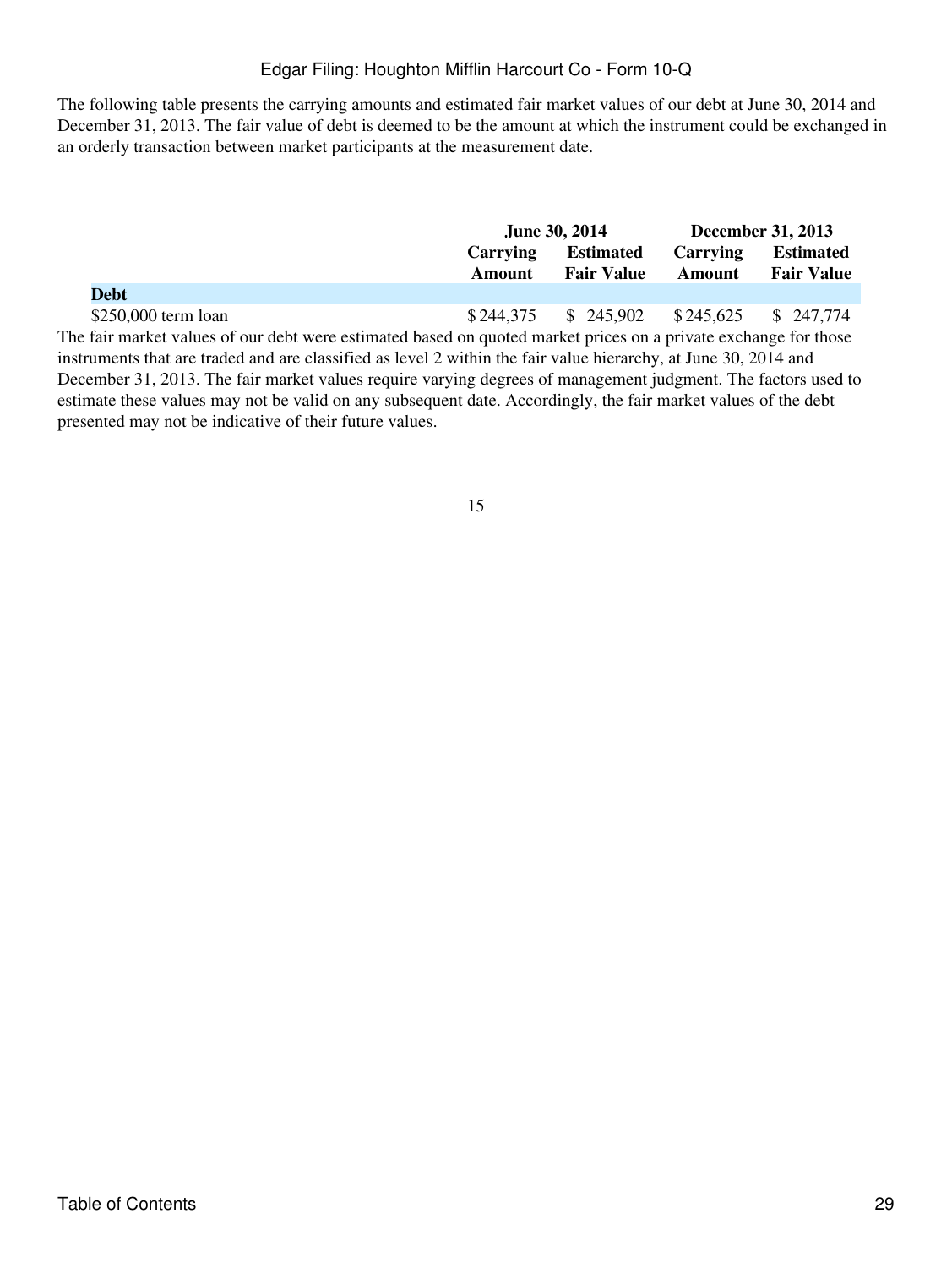The following table presents the carrying amounts and estimated fair market values of our debt at June 30, 2014 and December 31, 2013. The fair value of debt is deemed to be the amount at which the instrument could be exchanged in an orderly transaction between market participants at the measurement date.

| | June 30, 2014 | | December 31, 2013 | |
|---|---|---|---|---|
| | **Carrying Amount** | **Estimated Fair Value** | **Carrying Amount** | **Estimated Fair Value** |
| **Debt** | | | | |
| $250,000 term loan | $ 244,375 | $ 245,902 | $ 245,625 | $ 247,774 |

The fair market values of our debt were estimated based on quoted market prices on a private exchange for those instruments that are traded and are classified as level 2 within the fair value hierarchy, at June 30, 2014 and December 31, 2013. The fair market values require varying degrees of management judgment. The factors used to estimate these values may not be valid on any subsequent date. Accordingly, the fair market values of the debt presented may not be indicative of their future values.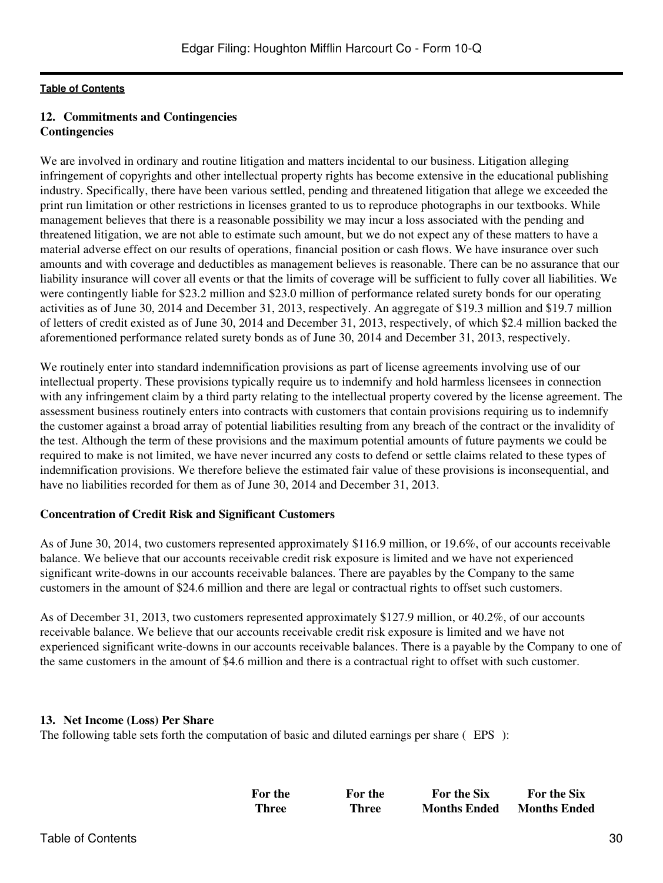## 12. Commitments and Contingencies

### Contingencies

We are involved in ordinary and routine litigation and matters incidental to our business. Litigation alleging infringement of copyrights and other intellectual property rights has become extensive in the educational publishing industry. Specifically, there have been various settled, pending and threatened litigation that allege we exceeded the print run limitation or other restrictions in licenses granted to us to reproduce photographs in our textbooks. While management believes that there is a reasonable possibility we may incur a loss associated with the pending and threatened litigation, we are not able to estimate such amount, but we do not expect any of these matters to have a material adverse effect on our results of operations, financial position or cash flows. We have insurance over such amounts and with coverage and deductibles as management believes is reasonable. There can be no assurance that our liability insurance will cover all events or that the limits of coverage will be sufficient to fully cover all liabilities. We were contingently liable for $23.2 million and $23.0 million of performance related surety bonds for our operating activities as of June 30, 2014 and December 31, 2013, respectively. An aggregate of $19.3 million and $19.7 million of letters of credit existed as of June 30, 2014 and December 31, 2013, respectively, of which $2.4 million backed the aforementioned performance related surety bonds as of June 30, 2014 and December 31, 2013, respectively.

We routinely enter into standard indemnification provisions as part of license agreements involving use of our intellectual property. These provisions typically require us to indemnify and hold harmless licensees in connection with any infringement claim by a third party relating to the intellectual property covered by the license agreement. The assessment business routinely enters into contracts with customers that contain provisions requiring us to indemnify the customer against a broad array of potential liabilities resulting from any breach of the contract or the invalidity of the test. Although the term of these provisions and the maximum potential amounts of future payments we could be required to make is not limited, we have never incurred any costs to defend or settle claims related to these types of indemnification provisions. We therefore believe the estimated fair value of these provisions is inconsequential, and have no liabilities recorded for them as of June 30, 2014 and December 31, 2013.

### Concentration of Credit Risk and Significant Customers

As of June 30, 2014, two customers represented approximately $116.9 million, or 19.6%, of our accounts receivable balance. We believe that our accounts receivable credit risk exposure is limited and we have not experienced significant write-downs in our accounts receivable balances. There are payables by the Company to the same customers in the amount of $24.6 million and there are legal or contractual rights to offset such customers.

As of December 31, 2013, two customers represented approximately $127.9 million, or 40.2%, of our accounts receivable balance. We believe that our accounts receivable credit risk exposure is limited and we have not experienced significant write-downs in our accounts receivable balances. There is a payable by the Company to one of the same customers in the amount of $4.6 million and there is a contractual right to offset with such customer.

## 13. Net Income (Loss) Per Share

The following table sets forth the computation of basic and diluted earnings per share ( EPS ):

| | For the Three | For the Three | For the Six Months Ended | For the Six Months Ended |
|---|---|---|---|---|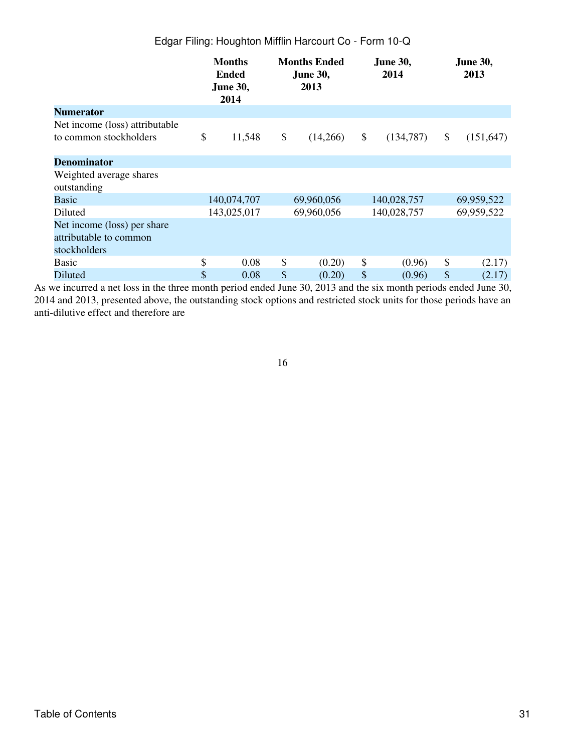| | Months Ended June 30, 2014 | Months Ended June 30, 2013 | June 30, 2014 | June 30, 2013 |
|---|---|---|---|---|
| **Numerator** | | | | |
| Net income (loss) attributable to common stockholders | $ 11,548 | $ (14,266) | $ (134,787) | $ (151,647) |
| **Denominator** | | | | |
| Weighted average shares outstanding | | | | |
| Basic | 140,074,707 | 69,960,056 | 140,028,757 | 69,959,522 |
| Diluted | 143,025,017 | 69,960,056 | 140,028,757 | 69,959,522 |
| Net income (loss) per share attributable to common stockholders | | | | |
| Basic | $ 0.08 | $ (0.20) | $ (0.96) | $ (2.17) |
| Diluted | $ 0.08 | $ (0.20) | $ (0.96) | $ (2.17) |

As we incurred a net loss in the three month period ended June 30, 2013 and the six month periods ended June 30, 2014 and 2013, presented above, the outstanding stock options and restricted stock units for those periods have an anti-dilutive effect and therefore are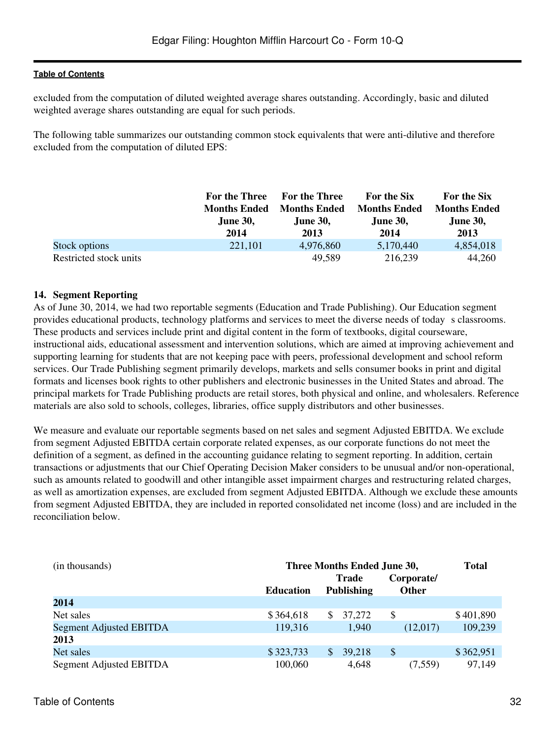excluded from the computation of diluted weighted average shares outstanding. Accordingly, basic and diluted weighted average shares outstanding are equal for such periods.

The following table summarizes our outstanding common stock equivalents that were anti-dilutive and therefore excluded from the computation of diluted EPS:

| | For the Three Months Ended June 30, 2014 | For the Three Months Ended June 30, 2013 | For the Six Months Ended June 30, 2014 | For the Six Months Ended June 30, 2013 |
|---|---|---|---|---|
| Stock options | 221,101 | 4,976,860 | 5,170,440 | 4,854,018 |
| Restricted stock units | | 49,589 | 216,239 | 44,260 |

### 14. Segment Reporting

As of June 30, 2014, we had two reportable segments (Education and Trade Publishing). Our Education segment provides educational products, technology platforms and services to meet the diverse needs of today s classrooms. These products and services include print and digital content in the form of textbooks, digital courseware, instructional aids, educational assessment and intervention solutions, which are aimed at improving achievement and supporting learning for students that are not keeping pace with peers, professional development and school reform services. Our Trade Publishing segment primarily develops, markets and sells consumer books in print and digital formats and licenses book rights to other publishers and electronic businesses in the United States and abroad. The principal markets for Trade Publishing products are retail stores, both physical and online, and wholesalers. Reference materials are also sold to schools, colleges, libraries, office supply distributors and other businesses.

We measure and evaluate our reportable segments based on net sales and segment Adjusted EBITDA. We exclude from segment Adjusted EBITDA certain corporate related expenses, as our corporate functions do not meet the definition of a segment, as defined in the accounting guidance relating to segment reporting. In addition, certain transactions or adjustments that our Chief Operating Decision Maker considers to be unusual and/or non-operational, such as amounts related to goodwill and other intangible asset impairment charges and restructuring related charges, as well as amortization expenses, are excluded from segment Adjusted EBITDA. Although we exclude these amounts from segment Adjusted EBITDA, they are included in reported consolidated net income (loss) and are included in the reconciliation below.

| (in thousands) | Three Months Ended June 30, | | | Total |
|---|---|---|---|---|
| | Education | Trade Publishing | Corporate/ Other | |
| **2014** | | | | |
| Net sales | $ 364,618 | $ 37,272 | $ | $ 401,890 |
| Segment Adjusted EBITDA | 119,316 | 1,940 | (12,017) | 109,239 |
| **2013** | | | | |
| Net sales | $ 323,733 | $ 39,218 | $ | $ 362,951 |
| Segment Adjusted EBITDA | 100,060 | 4,648 | (7,559) | 97,149 |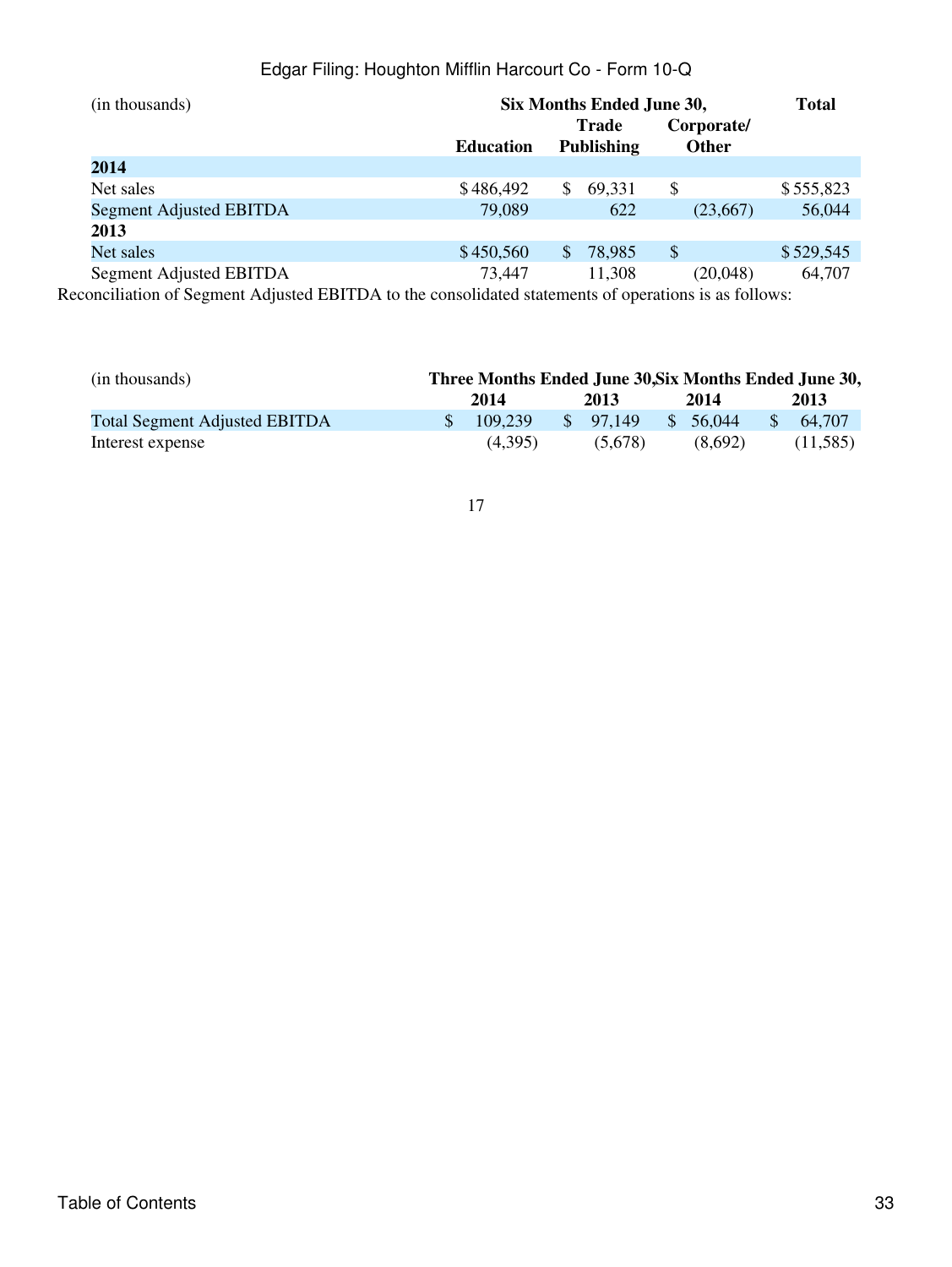| (in thousands) | Six Months Ended June 30, | | | Total |
|---|---|---|---|---|
| | Education | Trade Publishing | Corporate/ Other | |
| **2014** | | | | |
| Net sales | $ 486,492 | $ 69,331 | $ | $ 555,823 |
| Segment Adjusted EBITDA | 79,089 | 622 | (23,667) | 56,044 |
| **2013** | | | | |
| Net sales | $ 450,560 | $ 78,985 | $ | $ 529,545 |
| Segment Adjusted EBITDA | 73,447 | 11,308 | (20,048) | 64,707 |

Reconciliation of Segment Adjusted EBITDA to the consolidated statements of operations is as follows:

| (in thousands) | Three Months Ended June 30, | | Six Months Ended June 30, | |
|---|---|---|---|---|
| | 2014 | 2013 | 2014 | 2013 |
| Total Segment Adjusted EBITDA | $ 109,239 | $ 97,149 | $ 56,044 | $ 64,707 |
| Interest expense | (4,395) | (5,678) | (8,692) | (11,585) |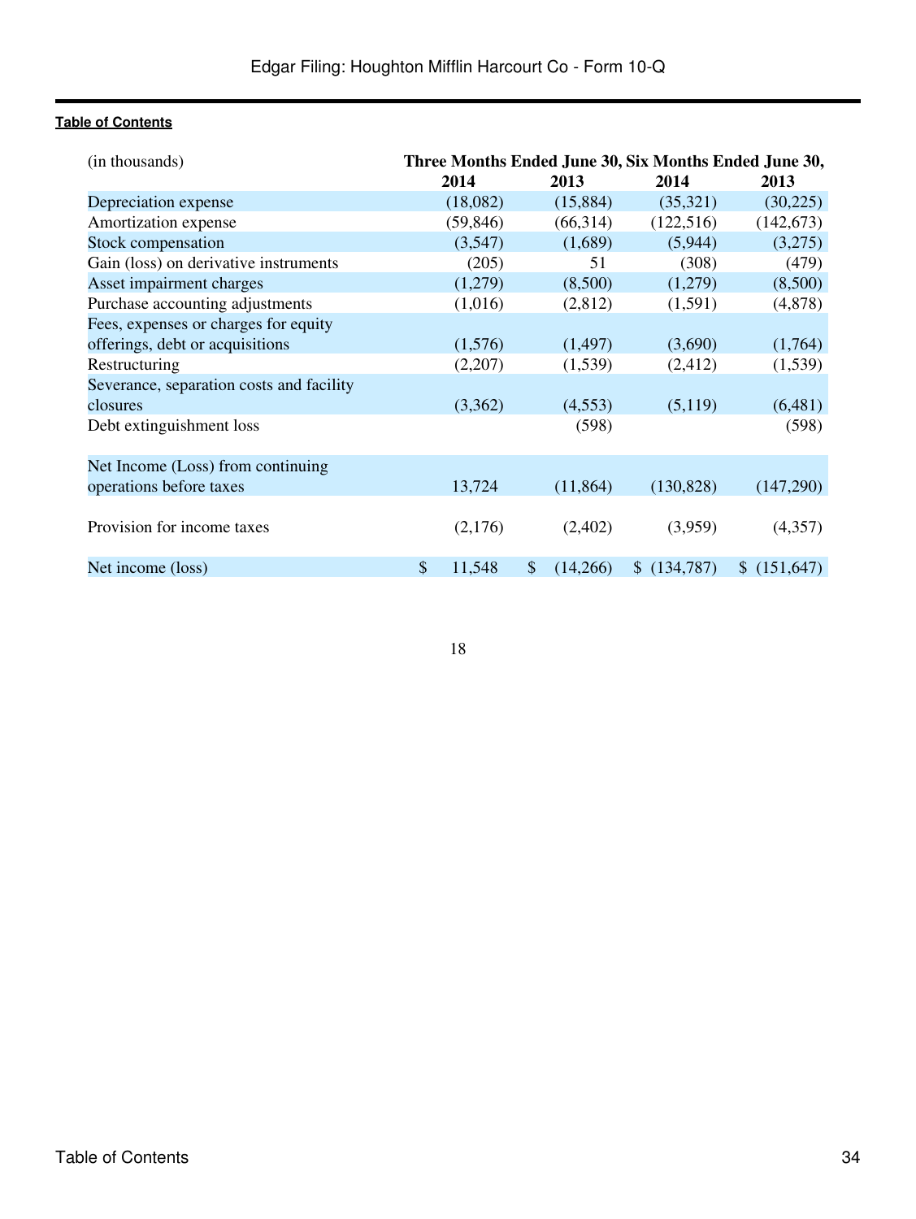| (in thousands) | Three Months Ended June 30, | | Six Months Ended June 30, | |
|---|---|---|---|---|
| | 2014 | 2013 | 2014 | 2013 |
| Depreciation expense | (18,082) | (15,884) | (35,321) | (30,225) |
| Amortization expense | (59,846) | (66,314) | (122,516) | (142,673) |
| Stock compensation | (3,547) | (1,689) | (5,944) | (3,275) |
| Gain (loss) on derivative instruments | (205) | 51 | (308) | (479) |
| Asset impairment charges | (1,279) | (8,500) | (1,279) | (8,500) |
| Purchase accounting adjustments | (1,016) | (2,812) | (1,591) | (4,878) |
| Fees, expenses or charges for equity offerings, debt or acquisitions | (1,576) | (1,497) | (3,690) | (1,764) |
| Restructuring | (2,207) | (1,539) | (2,412) | (1,539) |
| Severance, separation costs and facility closures | (3,362) | (4,553) | (5,119) | (6,481) |
| Debt extinguishment loss | | (598) | | (598) |
| Net Income (Loss) from continuing operations before taxes | 13,724 | (11,864) | (130,828) | (147,290) |
| Provision for income taxes | (2,176) | (2,402) | (3,959) | (4,357) |
| Net income (loss) | $ 11,548 | $ (14,266) | $ (134,787) | $ (151,647) |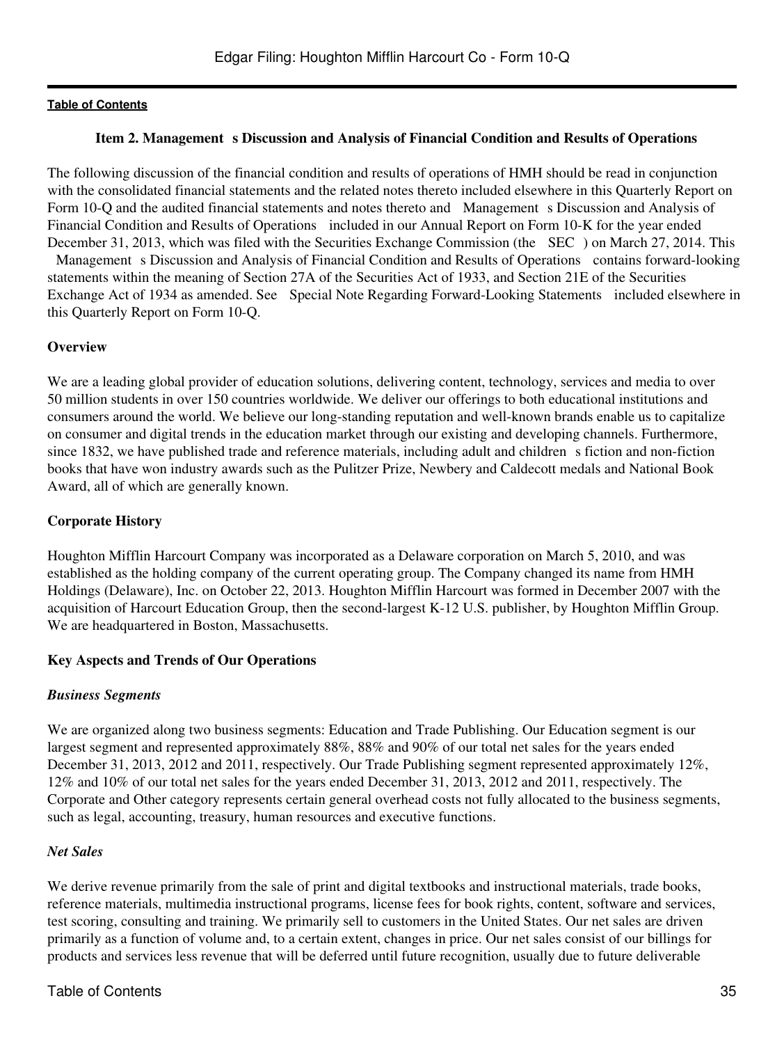[Table of Contents](#)

## Item 2. Management s Discussion and Analysis of Financial Condition and Results of Operations

The following discussion of the financial condition and results of operations of HMH should be read in conjunction with the consolidated financial statements and the related notes thereto included elsewhere in this Quarterly Report on Form 10-Q and the audited financial statements and notes thereto and Management s Discussion and Analysis of Financial Condition and Results of Operations included in our Annual Report on Form 10-K for the year ended December 31, 2013, which was filed with the Securities Exchange Commission (the SEC ) on March 27, 2014. This Management s Discussion and Analysis of Financial Condition and Results of Operations contains forward-looking statements within the meaning of Section 27A of the Securities Act of 1933, and Section 21E of the Securities Exchange Act of 1934 as amended. See Special Note Regarding Forward-Looking Statements included elsewhere in this Quarterly Report on Form 10-Q.

### Overview

We are a leading global provider of education solutions, delivering content, technology, services and media to over 50 million students in over 150 countries worldwide. We deliver our offerings to both educational institutions and consumers around the world. We believe our long-standing reputation and well-known brands enable us to capitalize on consumer and digital trends in the education market through our existing and developing channels. Furthermore, since 1832, we have published trade and reference materials, including adult and children s fiction and non-fiction books that have won industry awards such as the Pulitzer Prize, Newbery and Caldecott medals and National Book Award, all of which are generally known.

### Corporate History

Houghton Mifflin Harcourt Company was incorporated as a Delaware corporation on March 5, 2010, and was established as the holding company of the current operating group. The Company changed its name from HMH Holdings (Delaware), Inc. on October 22, 2013. Houghton Mifflin Harcourt was formed in December 2007 with the acquisition of Harcourt Education Group, then the second-largest K-12 U.S. publisher, by Houghton Mifflin Group. We are headquartered in Boston, Massachusetts.

### Key Aspects and Trends of Our Operations

#### *Business Segments*

We are organized along two business segments: Education and Trade Publishing. Our Education segment is our largest segment and represented approximately 88%, 88% and 90% of our total net sales for the years ended December 31, 2013, 2012 and 2011, respectively. Our Trade Publishing segment represented approximately 12%, 12% and 10% of our total net sales for the years ended December 31, 2013, 2012 and 2011, respectively. The Corporate and Other category represents certain general overhead costs not fully allocated to the business segments, such as legal, accounting, treasury, human resources and executive functions.

#### *Net Sales*

We derive revenue primarily from the sale of print and digital textbooks and instructional materials, trade books, reference materials, multimedia instructional programs, license fees for book rights, content, software and services, test scoring, consulting and training. We primarily sell to customers in the United States. Our net sales are driven primarily as a function of volume and, to a certain extent, changes in price. Our net sales consist of our billings for products and services less revenue that will be deferred until future recognition, usually due to future deliverable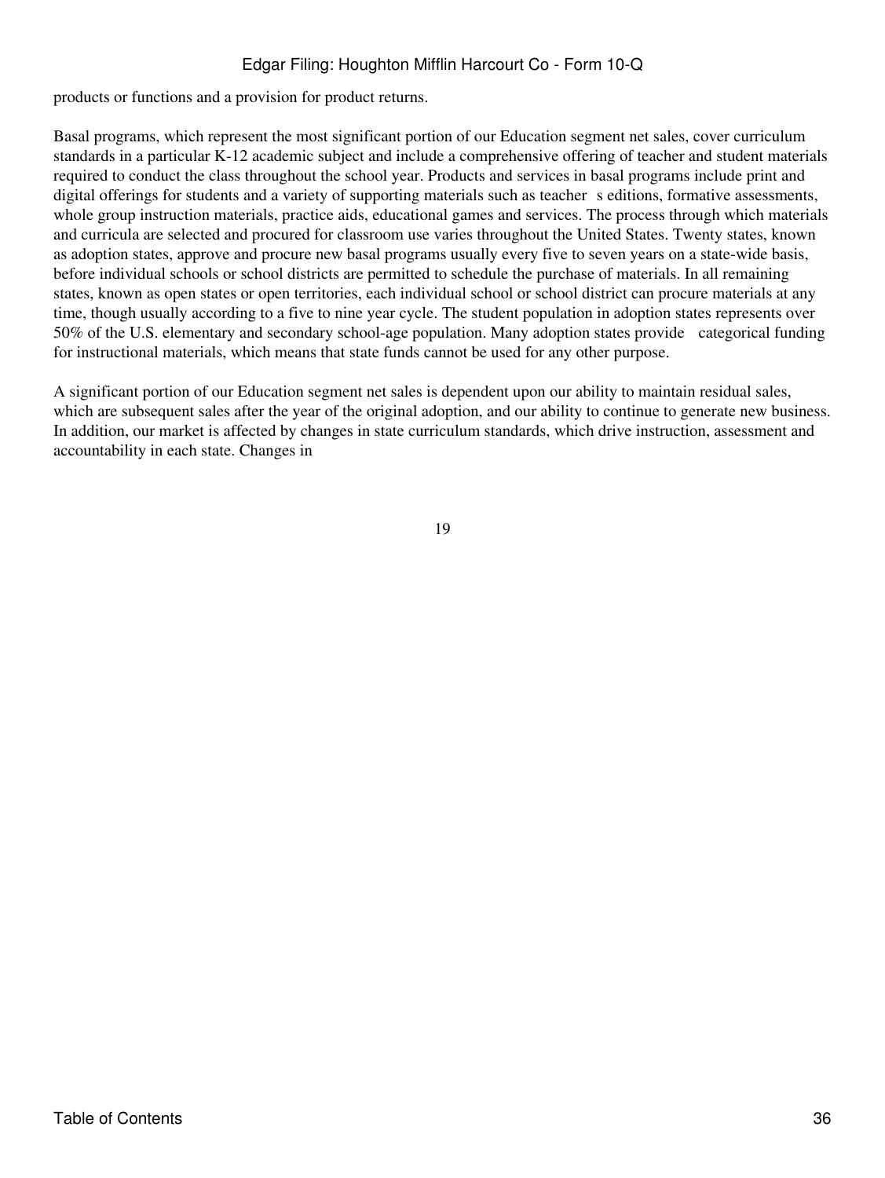products or functions and a provision for product returns.

Basal programs, which represent the most significant portion of our Education segment net sales, cover curriculum standards in a particular K-12 academic subject and include a comprehensive offering of teacher and student materials required to conduct the class throughout the school year. Products and services in basal programs include print and digital offerings for students and a variety of supporting materials such as teacher s editions, formative assessments, whole group instruction materials, practice aids, educational games and services. The process through which materials and curricula are selected and procured for classroom use varies throughout the United States. Twenty states, known as adoption states, approve and procure new basal programs usually every five to seven years on a state-wide basis, before individual schools or school districts are permitted to schedule the purchase of materials. In all remaining states, known as open states or open territories, each individual school or school district can procure materials at any time, though usually according to a five to nine year cycle. The student population in adoption states represents over 50% of the U.S. elementary and secondary school-age population. Many adoption states provide categorical funding for instructional materials, which means that state funds cannot be used for any other purpose.

A significant portion of our Education segment net sales is dependent upon our ability to maintain residual sales, which are subsequent sales after the year of the original adoption, and our ability to continue to generate new business. In addition, our market is affected by changes in state curriculum standards, which drive instruction, assessment and accountability in each state. Changes in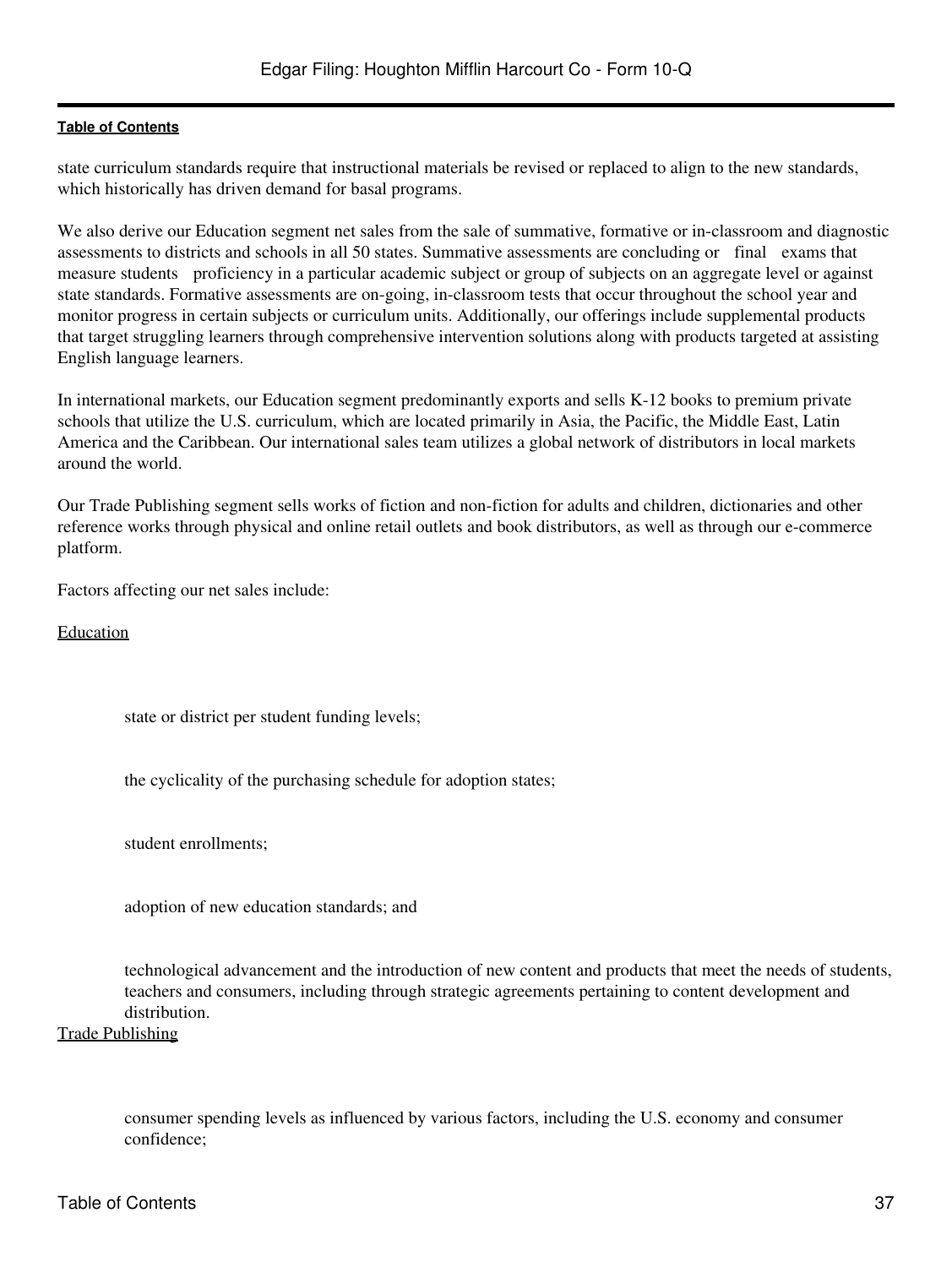state curriculum standards require that instructional materials be revised or replaced to align to the new standards, which historically has driven demand for basal programs.

We also derive our Education segment net sales from the sale of summative, formative or in-classroom and diagnostic assessments to districts and schools in all 50 states. Summative assessments are concluding or "final" exams that measure students' proficiency in a particular academic subject or group of subjects on an aggregate level or against state standards. Formative assessments are on-going, in-classroom tests that occur throughout the school year and monitor progress in certain subjects or curriculum units. Additionally, our offerings include supplemental products that target struggling learners through comprehensive intervention solutions along with products targeted at assisting English language learners.

In international markets, our Education segment predominantly exports and sells K-12 books to premium private schools that utilize the U.S. curriculum, which are located primarily in Asia, the Pacific, the Middle East, Latin America and the Caribbean. Our international sales team utilizes a global network of distributors in local markets around the world.

Our Trade Publishing segment sells works of fiction and non-fiction for adults and children, dictionaries and other reference works through physical and online retail outlets and book distributors, as well as through our e-commerce platform.

Factors affecting our net sales include:

Education

- state or district per student funding levels;
- the cyclicality of the purchasing schedule for adoption states;
- student enrollments;
- adoption of new education standards; and
- technological advancement and the introduction of new content and products that meet the needs of students, teachers and consumers, including through strategic agreements pertaining to content development and distribution.

Trade Publishing

- consumer spending levels as influenced by various factors, including the U.S. economy and consumer confidence;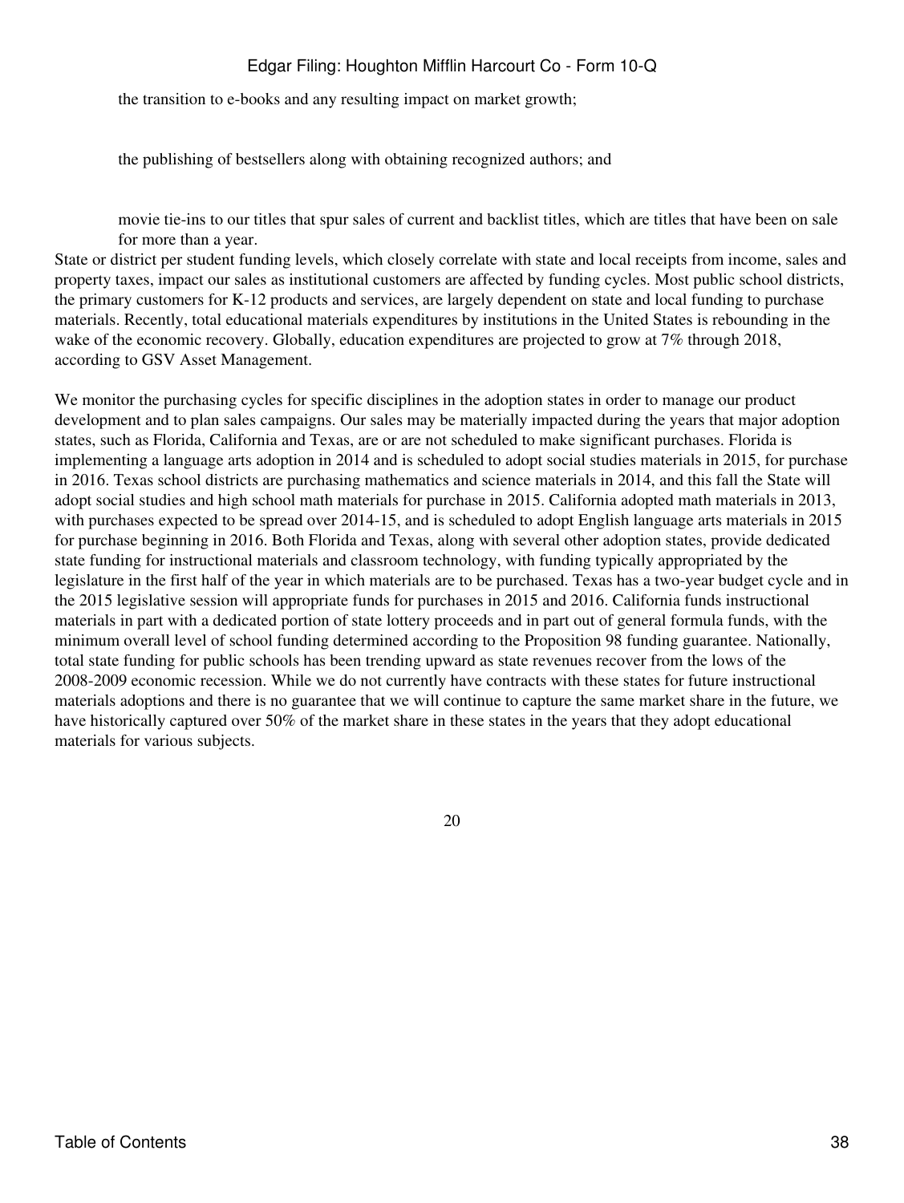- the transition to e-books and any resulting impact on market growth;
- the publishing of bestsellers along with obtaining recognized authors; and
- movie tie-ins to our titles that spur sales of current and backlist titles, which are titles that have been on sale for more than a year.

State or district per student funding levels, which closely correlate with state and local receipts from income, sales and property taxes, impact our sales as institutional customers are affected by funding cycles. Most public school districts, the primary customers for K-12 products and services, are largely dependent on state and local funding to purchase materials. Recently, total educational materials expenditures by institutions in the United States is rebounding in the wake of the economic recovery. Globally, education expenditures are projected to grow at 7% through 2018, according to GSV Asset Management.

We monitor the purchasing cycles for specific disciplines in the adoption states in order to manage our product development and to plan sales campaigns. Our sales may be materially impacted during the years that major adoption states, such as Florida, California and Texas, are or are not scheduled to make significant purchases. Florida is implementing a language arts adoption in 2014 and is scheduled to adopt social studies materials in 2015, for purchase in 2016. Texas school districts are purchasing mathematics and science materials in 2014, and this fall the State will adopt social studies and high school math materials for purchase in 2015. California adopted math materials in 2013, with purchases expected to be spread over 2014-15, and is scheduled to adopt English language arts materials in 2015 for purchase beginning in 2016. Both Florida and Texas, along with several other adoption states, provide dedicated state funding for instructional materials and classroom technology, with funding typically appropriated by the legislature in the first half of the year in which materials are to be purchased. Texas has a two-year budget cycle and in the 2015 legislative session will appropriate funds for purchases in 2015 and 2016. California funds instructional materials in part with a dedicated portion of state lottery proceeds and in part out of general formula funds, with the minimum overall level of school funding determined according to the Proposition 98 funding guarantee. Nationally, total state funding for public schools has been trending upward as state revenues recover from the lows of the 2008-2009 economic recession. While we do not currently have contracts with these states for future instructional materials adoptions and there is no guarantee that we will continue to capture the same market share in the future, we have historically captured over 50% of the market share in these states in the years that they adopt educational materials for various subjects.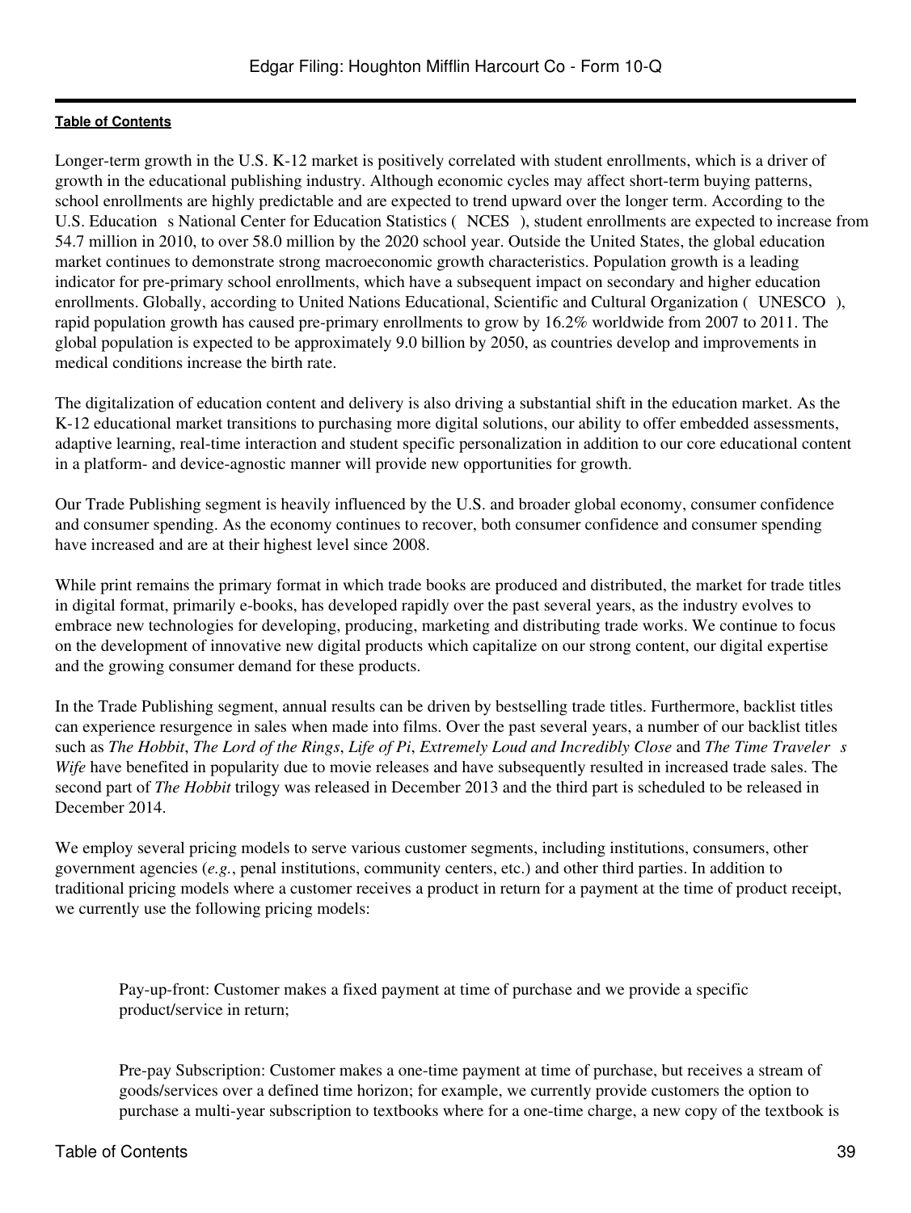Longer-term growth in the U.S. K-12 market is positively correlated with student enrollments, which is a driver of growth in the educational publishing industry. Although economic cycles may affect short-term buying patterns, school enrollments are highly predictable and are expected to trend upward over the longer term. According to the U.S. Education s National Center for Education Statistics ( NCES ), student enrollments are expected to increase from 54.7 million in 2010, to over 58.0 million by the 2020 school year. Outside the United States, the global education market continues to demonstrate strong macroeconomic growth characteristics. Population growth is a leading indicator for pre-primary school enrollments, which have a subsequent impact on secondary and higher education enrollments. Globally, according to United Nations Educational, Scientific and Cultural Organization ( UNESCO ), rapid population growth has caused pre-primary enrollments to grow by 16.2% worldwide from 2007 to 2011. The global population is expected to be approximately 9.0 billion by 2050, as countries develop and improvements in medical conditions increase the birth rate.

The digitalization of education content and delivery is also driving a substantial shift in the education market. As the K-12 educational market transitions to purchasing more digital solutions, our ability to offer embedded assessments, adaptive learning, real-time interaction and student specific personalization in addition to our core educational content in a platform- and device-agnostic manner will provide new opportunities for growth.

Our Trade Publishing segment is heavily influenced by the U.S. and broader global economy, consumer confidence and consumer spending. As the economy continues to recover, both consumer confidence and consumer spending have increased and are at their highest level since 2008.

While print remains the primary format in which trade books are produced and distributed, the market for trade titles in digital format, primarily e-books, has developed rapidly over the past several years, as the industry evolves to embrace new technologies for developing, producing, marketing and distributing trade works. We continue to focus on the development of innovative new digital products which capitalize on our strong content, our digital expertise and the growing consumer demand for these products.

In the Trade Publishing segment, annual results can be driven by bestselling trade titles. Furthermore, backlist titles can experience resurgence in sales when made into films. Over the past several years, a number of our backlist titles such as *The Hobbit*, *The Lord of the Rings*, *Life of Pi*, *Extremely Loud and Incredibly Close* and *The Time Traveler s Wife* have benefited in popularity due to movie releases and have subsequently resulted in increased trade sales. The second part of *The Hobbit* trilogy was released in December 2013 and the third part is scheduled to be released in December 2014.

We employ several pricing models to serve various customer segments, including institutions, consumers, other government agencies (*e.g.*, penal institutions, community centers, etc.) and other third parties. In addition to traditional pricing models where a customer receives a product in return for a payment at the time of product receipt, we currently use the following pricing models:

Pay-up-front: Customer makes a fixed payment at time of purchase and we provide a specific product/service in return;

Pre-pay Subscription: Customer makes a one-time payment at time of purchase, but receives a stream of goods/services over a defined time horizon; for example, we currently provide customers the option to purchase a multi-year subscription to textbooks where for a one-time charge, a new copy of the textbook is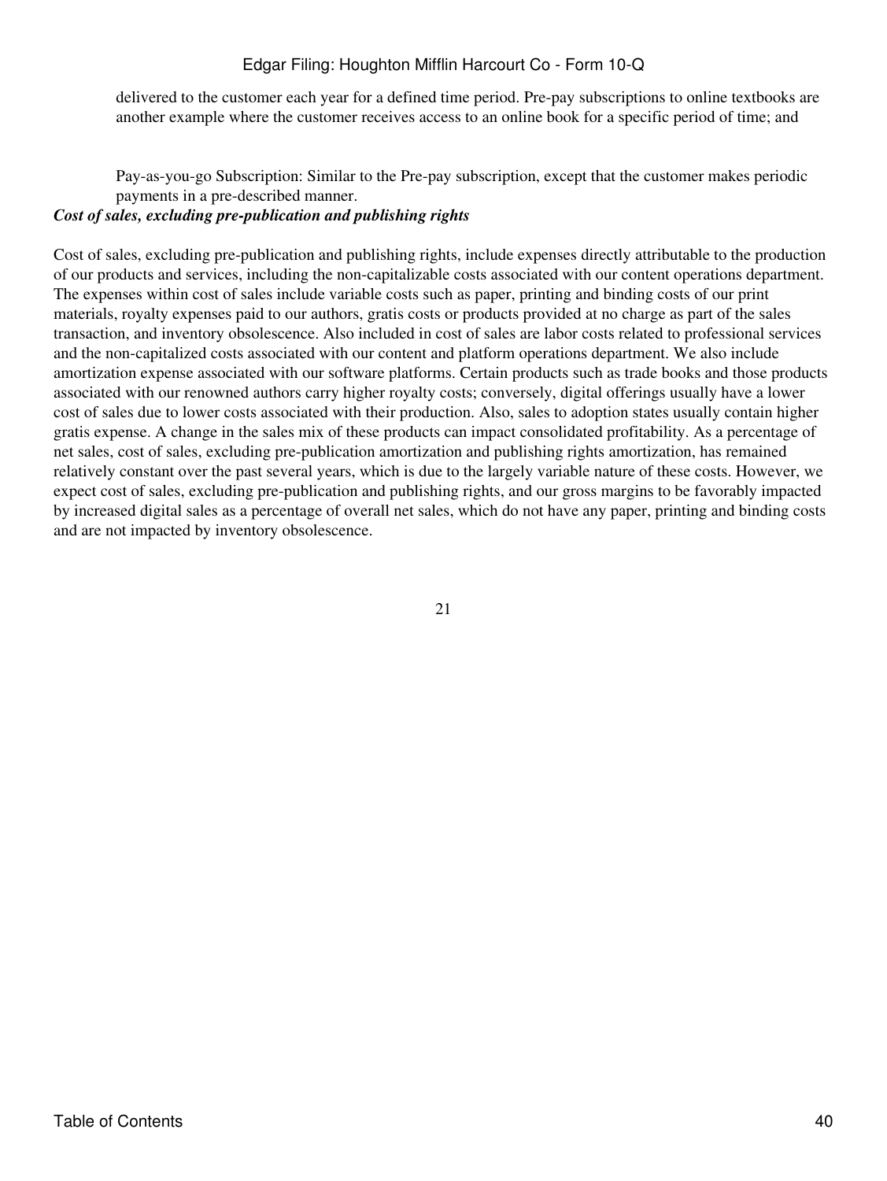delivered to the customer each year for a defined time period. Pre-pay subscriptions to online textbooks are another example where the customer receives access to an online book for a specific period of time; and

Pay-as-you-go Subscription: Similar to the Pre-pay subscription, except that the customer makes periodic payments in a pre-described manner.

***Cost of sales, excluding pre-publication and publishing rights***

Cost of sales, excluding pre-publication and publishing rights, include expenses directly attributable to the production of our products and services, including the non-capitalizable costs associated with our content operations department. The expenses within cost of sales include variable costs such as paper, printing and binding costs of our print materials, royalty expenses paid to our authors, gratis costs or products provided at no charge as part of the sales transaction, and inventory obsolescence. Also included in cost of sales are labor costs related to professional services and the non-capitalized costs associated with our content and platform operations department. We also include amortization expense associated with our software platforms. Certain products such as trade books and those products associated with our renowned authors carry higher royalty costs; conversely, digital offerings usually have a lower cost of sales due to lower costs associated with their production. Also, sales to adoption states usually contain higher gratis expense. A change in the sales mix of these products can impact consolidated profitability. As a percentage of net sales, cost of sales, excluding pre-publication amortization and publishing rights amortization, has remained relatively constant over the past several years, which is due to the largely variable nature of these costs. However, we expect cost of sales, excluding pre-publication and publishing rights, and our gross margins to be favorably impacted by increased digital sales as a percentage of overall net sales, which do not have any paper, printing and binding costs and are not impacted by inventory obsolescence.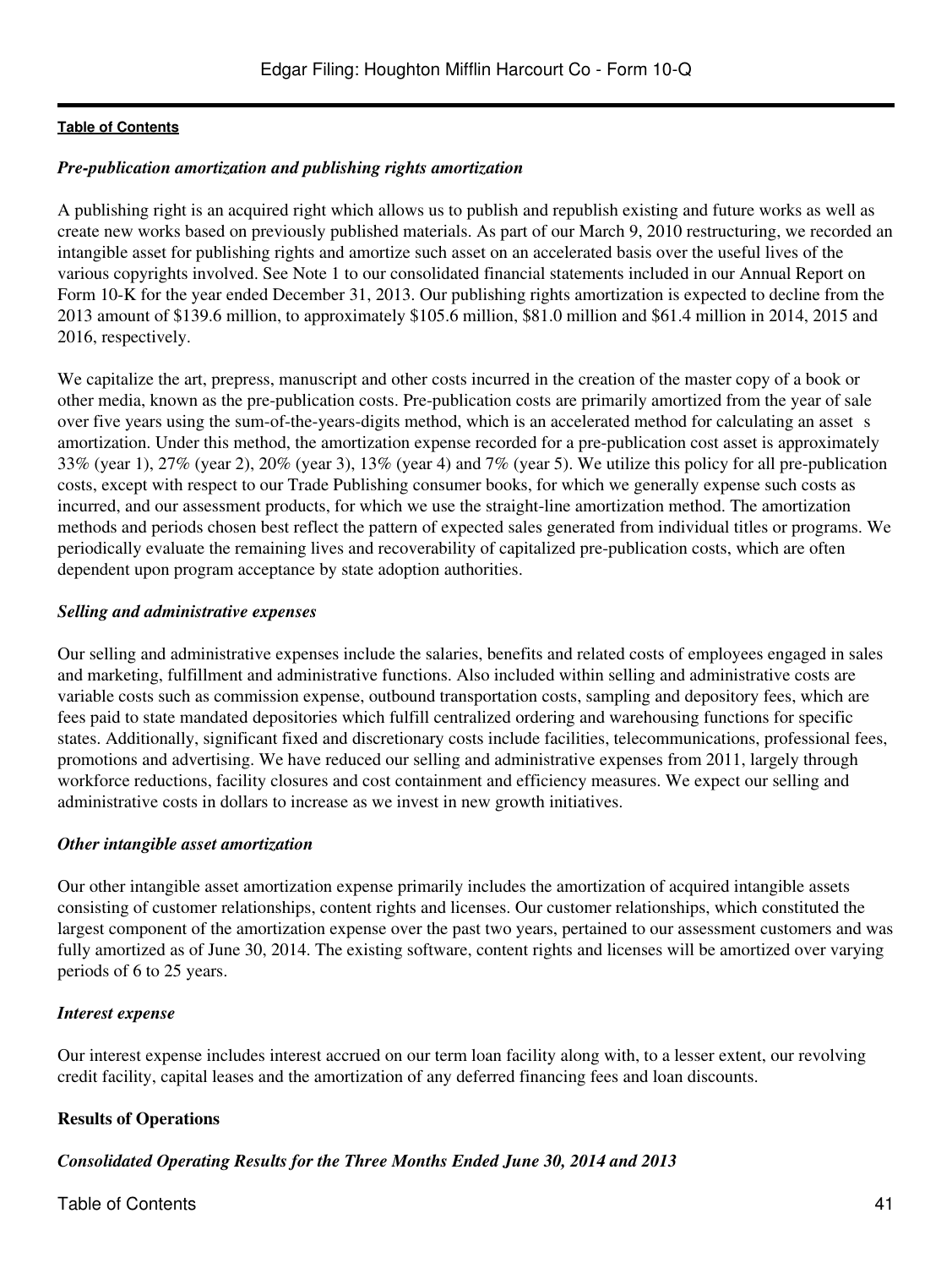*Pre-publication amortization and publishing rights amortization*

A publishing right is an acquired right which allows us to publish and republish existing and future works as well as create new works based on previously published materials. As part of our March 9, 2010 restructuring, we recorded an intangible asset for publishing rights and amortize such asset on an accelerated basis over the useful lives of the various copyrights involved. See Note 1 to our consolidated financial statements included in our Annual Report on Form 10-K for the year ended December 31, 2013. Our publishing rights amortization is expected to decline from the 2013 amount of $139.6 million, to approximately $105.6 million, $81.0 million and $61.4 million in 2014, 2015 and 2016, respectively.

We capitalize the art, prepress, manuscript and other costs incurred in the creation of the master copy of a book or other media, known as the pre-publication costs. Pre-publication costs are primarily amortized from the year of sale over five years using the sum-of-the-years-digits method, which is an accelerated method for calculating an asset s amortization. Under this method, the amortization expense recorded for a pre-publication cost asset is approximately 33% (year 1), 27% (year 2), 20% (year 3), 13% (year 4) and 7% (year 5). We utilize this policy for all pre-publication costs, except with respect to our Trade Publishing consumer books, for which we generally expense such costs as incurred, and our assessment products, for which we use the straight-line amortization method. The amortization methods and periods chosen best reflect the pattern of expected sales generated from individual titles or programs. We periodically evaluate the remaining lives and recoverability of capitalized pre-publication costs, which are often dependent upon program acceptance by state adoption authorities.

*Selling and administrative expenses*

Our selling and administrative expenses include the salaries, benefits and related costs of employees engaged in sales and marketing, fulfillment and administrative functions. Also included within selling and administrative costs are variable costs such as commission expense, outbound transportation costs, sampling and depository fees, which are fees paid to state mandated depositories which fulfill centralized ordering and warehousing functions for specific states. Additionally, significant fixed and discretionary costs include facilities, telecommunications, professional fees, promotions and advertising. We have reduced our selling and administrative expenses from 2011, largely through workforce reductions, facility closures and cost containment and efficiency measures. We expect our selling and administrative costs in dollars to increase as we invest in new growth initiatives.

*Other intangible asset amortization*

Our other intangible asset amortization expense primarily includes the amortization of acquired intangible assets consisting of customer relationships, content rights and licenses. Our customer relationships, which constituted the largest component of the amortization expense over the past two years, pertained to our assessment customers and was fully amortized as of June 30, 2014. The existing software, content rights and licenses will be amortized over varying periods of 6 to 25 years.

*Interest expense*

Our interest expense includes interest accrued on our term loan facility along with, to a lesser extent, our revolving credit facility, capital leases and the amortization of any deferred financing fees and loan discounts.

**Results of Operations**

***Consolidated Operating Results for the Three Months Ended June 30, 2014 and 2013***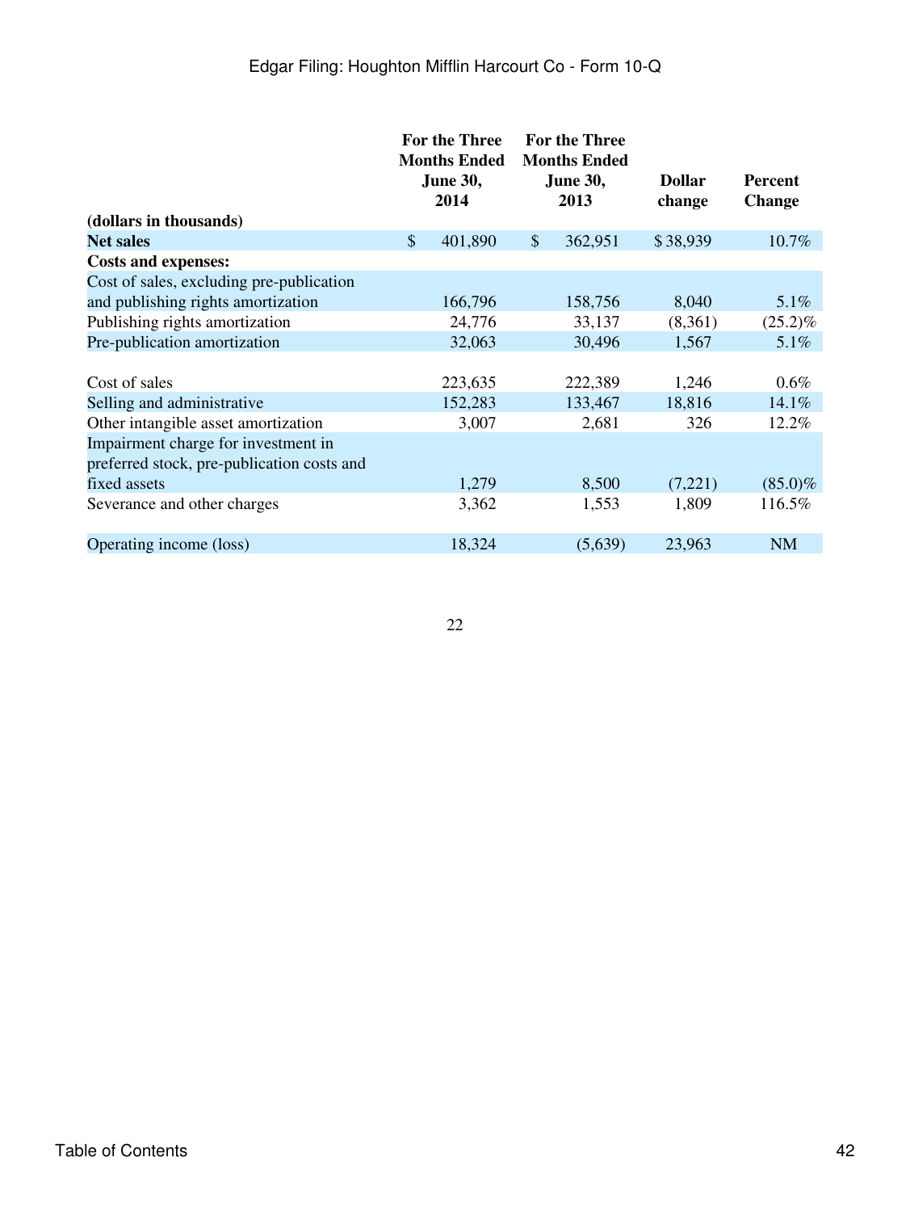| (dollars in thousands) | For the Three Months Ended June 30, 2014 | For the Three Months Ended June 30, 2013 | Dollar change | Percent Change |
|---|---|---|---|---|
| **Net sales** | $ 401,890 | $ 362,951 | $ 38,939 | 10.7% |
| **Costs and expenses:** | | | | |
| Cost of sales, excluding pre-publication and publishing rights amortization | 166,796 | 158,756 | 8,040 | 5.1% |
| Publishing rights amortization | 24,776 | 33,137 | (8,361) | (25.2)% |
| Pre-publication amortization | 32,063 | 30,496 | 1,567 | 5.1% |
| Cost of sales | 223,635 | 222,389 | 1,246 | 0.6% |
| Selling and administrative | 152,283 | 133,467 | 18,816 | 14.1% |
| Other intangible asset amortization | 3,007 | 2,681 | 326 | 12.2% |
| Impairment charge for investment in preferred stock, pre-publication costs and fixed assets | 1,279 | 8,500 | (7,221) | (85.0)% |
| Severance and other charges | 3,362 | 1,553 | 1,809 | 116.5% |
| Operating income (loss) | 18,324 | (5,639) | 23,963 | NM |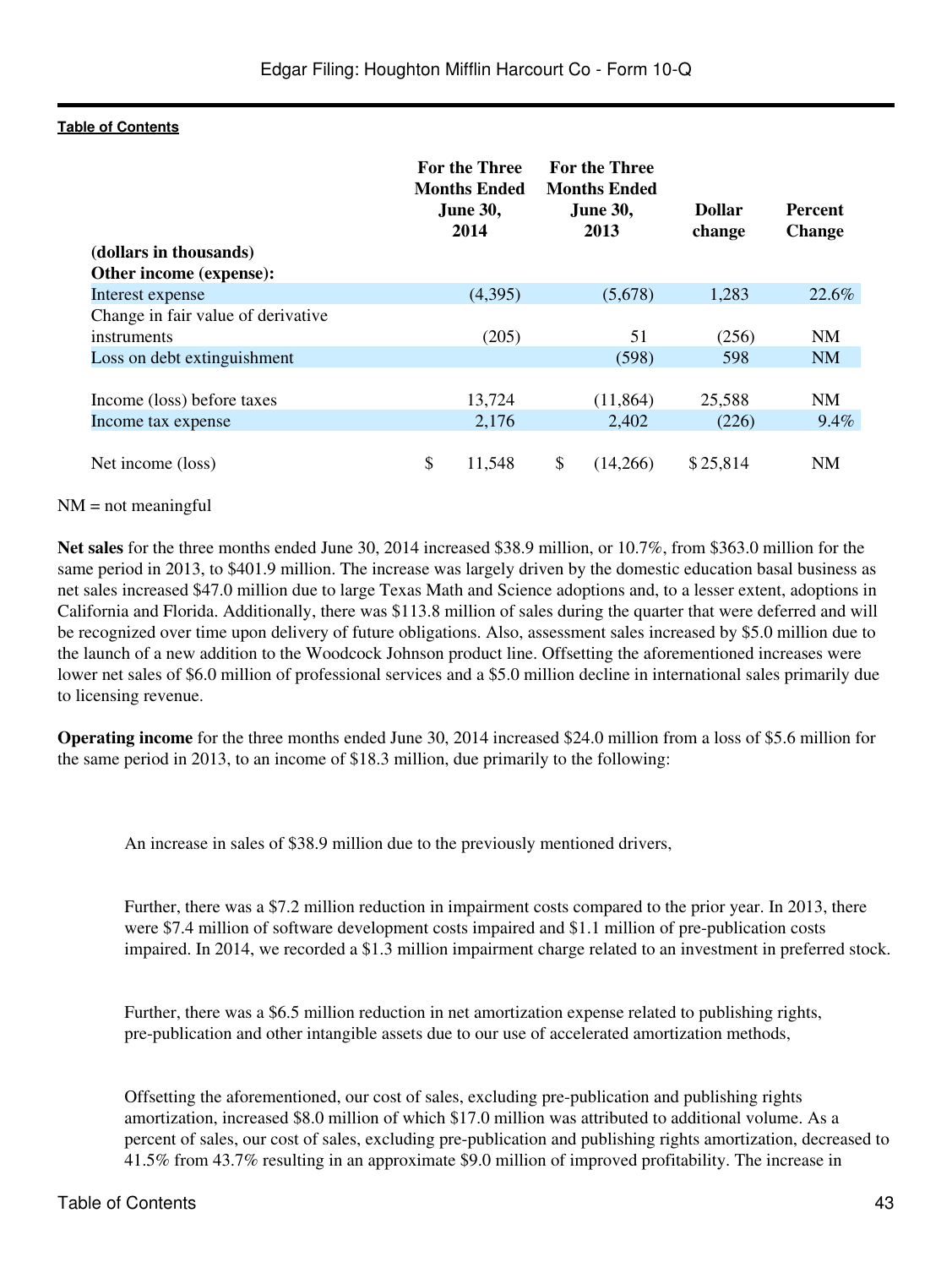| (dollars in thousands) | For the Three Months Ended June 30, 2014 | For the Three Months Ended June 30, 2013 | Dollar change | Percent Change |
|---|---|---|---|---|
| **Other income (expense):** | | | | |
| Interest expense | (4,395) | (5,678) | 1,283 | 22.6% |
| Change in fair value of derivative instruments | (205) | 51 | (256) | NM |
| Loss on debt extinguishment | | (598) | 598 | NM |
| Income (loss) before taxes | 13,724 | (11,864) | 25,588 | NM |
| Income tax expense | 2,176 | 2,402 | (226) | 9.4% |
| Net income (loss) | $ 11,548 | $ (14,266) | $ 25,814 | NM |

NM = not meaningful

**Net sales** for the three months ended June 30, 2014 increased $38.9 million, or 10.7%, from $363.0 million for the same period in 2013, to $401.9 million. The increase was largely driven by the domestic education basal business as net sales increased $47.0 million due to large Texas Math and Science adoptions and, to a lesser extent, adoptions in California and Florida. Additionally, there was $113.8 million of sales during the quarter that were deferred and will be recognized over time upon delivery of future obligations. Also, assessment sales increased by $5.0 million due to the launch of a new addition to the Woodcock Johnson product line. Offsetting the aforementioned increases were lower net sales of $6.0 million of professional services and a $5.0 million decline in international sales primarily due to licensing revenue.

**Operating income** for the three months ended June 30, 2014 increased $24.0 million from a loss of $5.6 million for the same period in 2013, to an income of $18.3 million, due primarily to the following:

- An increase in sales of $38.9 million due to the previously mentioned drivers,

- Further, there was a $7.2 million reduction in impairment costs compared to the prior year. In 2013, there were $7.4 million of software development costs impaired and $1.1 million of pre-publication costs impaired. In 2014, we recorded a $1.3 million impairment charge related to an investment in preferred stock.

- Further, there was a $6.5 million reduction in net amortization expense related to publishing rights, pre-publication and other intangible assets due to our use of accelerated amortization methods,

- Offsetting the aforementioned, our cost of sales, excluding pre-publication and publishing rights amortization, increased $8.0 million of which $17.0 million was attributed to additional volume. As a percent of sales, our cost of sales, excluding pre-publication and publishing rights amortization, decreased to 41.5% from 43.7% resulting in an approximate $9.0 million of improved profitability. The increase in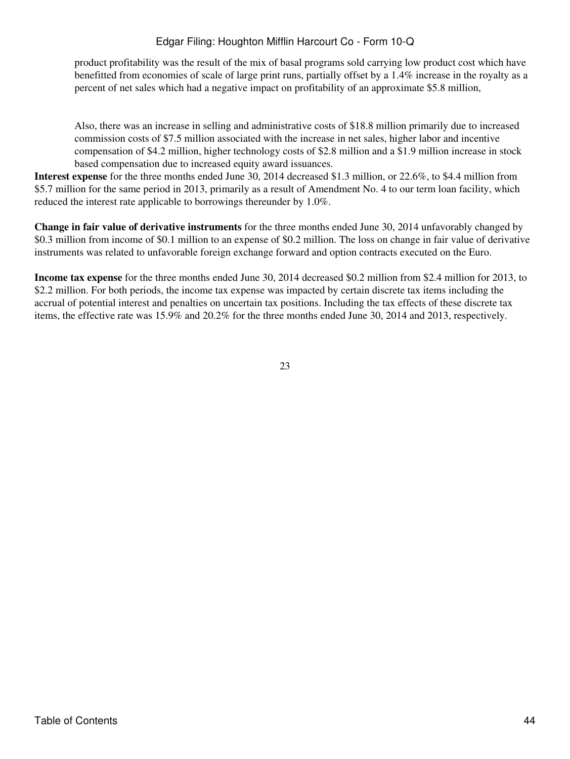product profitability was the result of the mix of basal programs sold carrying low product cost which have benefitted from economies of scale of large print runs, partially offset by a 1.4% increase in the royalty as a percent of net sales which had a negative impact on profitability of an approximate $5.8 million,

Also, there was an increase in selling and administrative costs of $18.8 million primarily due to increased commission costs of $7.5 million associated with the increase in net sales, higher labor and incentive compensation of $4.2 million, higher technology costs of $2.8 million and a $1.9 million increase in stock based compensation due to increased equity award issuances.

**Interest expense** for the three months ended June 30, 2014 decreased $1.3 million, or 22.6%, to $4.4 million from $5.7 million for the same period in 2013, primarily as a result of Amendment No. 4 to our term loan facility, which reduced the interest rate applicable to borrowings thereunder by 1.0%.

**Change in fair value of derivative instruments** for the three months ended June 30, 2014 unfavorably changed by $0.3 million from income of $0.1 million to an expense of $0.2 million. The loss on change in fair value of derivative instruments was related to unfavorable foreign exchange forward and option contracts executed on the Euro.

**Income tax expense** for the three months ended June 30, 2014 decreased $0.2 million from $2.4 million for 2013, to $2.2 million. For both periods, the income tax expense was impacted by certain discrete tax items including the accrual of potential interest and penalties on uncertain tax positions. Including the tax effects of these discrete tax items, the effective rate was 15.9% and 20.2% for the three months ended June 30, 2014 and 2013, respectively.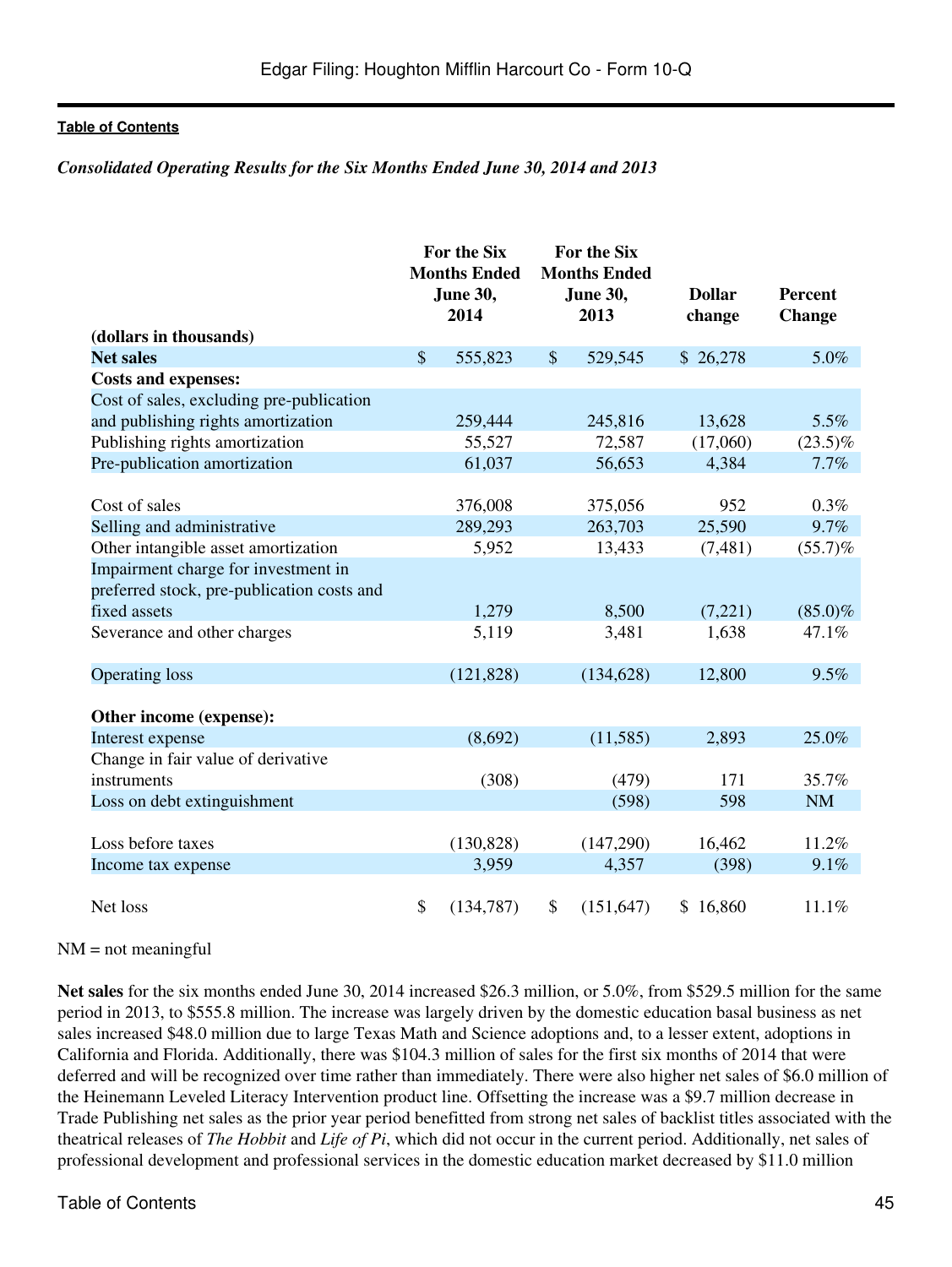*Consolidated Operating Results for the Six Months Ended June 30, 2014 and 2013*

| (dollars in thousands) | For the Six Months Ended June 30, 2014 | For the Six Months Ended June 30, 2013 | Dollar change | Percent Change |
|---|---|---|---|---|
| **Net sales** | $ 555,823 | $ 529,545 | $ 26,278 | 5.0% |
| **Costs and expenses:** | | | | |
| Cost of sales, excluding pre-publication and publishing rights amortization | 259,444 | 245,816 | 13,628 | 5.5% |
| Publishing rights amortization | 55,527 | 72,587 | (17,060) | (23.5)% |
| Pre-publication amortization | 61,037 | 56,653 | 4,384 | 7.7% |
| Cost of sales | 376,008 | 375,056 | 952 | 0.3% |
| Selling and administrative | 289,293 | 263,703 | 25,590 | 9.7% |
| Other intangible asset amortization | 5,952 | 13,433 | (7,481) | (55.7)% |
| Impairment charge for investment in preferred stock, pre-publication costs and fixed assets | 1,279 | 8,500 | (7,221) | (85.0)% |
| Severance and other charges | 5,119 | 3,481 | 1,638 | 47.1% |
| Operating loss | (121,828) | (134,628) | 12,800 | 9.5% |
| **Other income (expense):** | | | | |
| Interest expense | (8,692) | (11,585) | 2,893 | 25.0% |
| Change in fair value of derivative instruments | (308) | (479) | 171 | 35.7% |
| Loss on debt extinguishment | | (598) | 598 | NM |
| Loss before taxes | (130,828) | (147,290) | 16,462 | 11.2% |
| Income tax expense | 3,959 | 4,357 | (398) | 9.1% |
| Net loss | $ (134,787) | $ (151,647) | $ 16,860 | 11.1% |

NM = not meaningful

**Net sales** for the six months ended June 30, 2014 increased $26.3 million, or 5.0%, from $529.5 million for the same period in 2013, to $555.8 million. The increase was largely driven by the domestic education basal business as net sales increased $48.0 million due to large Texas Math and Science adoptions and, to a lesser extent, adoptions in California and Florida. Additionally, there was $104.3 million of sales for the first six months of 2014 that were deferred and will be recognized over time rather than immediately. There were also higher net sales of $6.0 million of the Heinemann Leveled Literacy Intervention product line. Offsetting the increase was a $9.7 million decrease in Trade Publishing net sales as the prior year period benefitted from strong net sales of backlist titles associated with the theatrical releases of *The Hobbit* and *Life of Pi*, which did not occur in the current period. Additionally, net sales of professional development and professional services in the domestic education market decreased by $11.0 million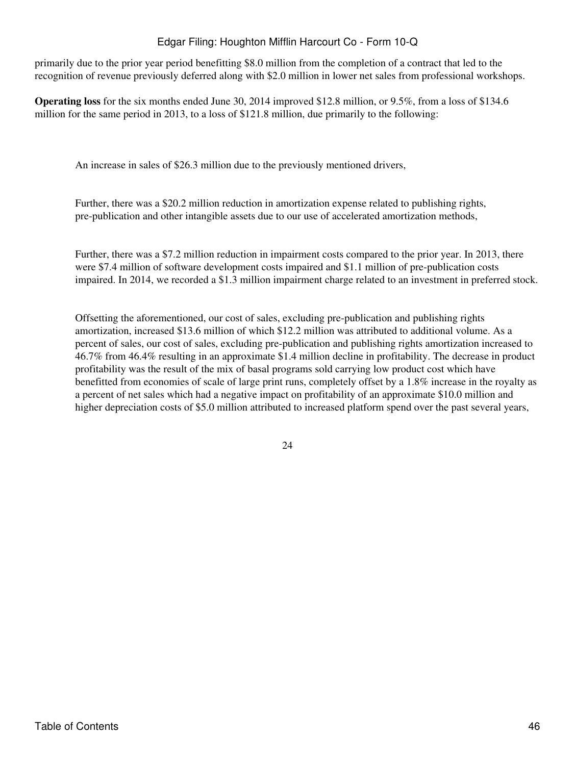primarily due to the prior year period benefitting $8.0 million from the completion of a contract that led to the recognition of revenue previously deferred along with $2.0 million in lower net sales from professional workshops.

**Operating loss** for the six months ended June 30, 2014 improved $12.8 million, or 9.5%, from a loss of $134.6 million for the same period in 2013, to a loss of $121.8 million, due primarily to the following:

- An increase in sales of $26.3 million due to the previously mentioned drivers,

- Further, there was a $20.2 million reduction in amortization expense related to publishing rights, pre-publication and other intangible assets due to our use of accelerated amortization methods,

- Further, there was a $7.2 million reduction in impairment costs compared to the prior year. In 2013, there were $7.4 million of software development costs impaired and $1.1 million of pre-publication costs impaired. In 2014, we recorded a $1.3 million impairment charge related to an investment in preferred stock.

- Offsetting the aforementioned, our cost of sales, excluding pre-publication and publishing rights amortization, increased $13.6 million of which $12.2 million was attributed to additional volume. As a percent of sales, our cost of sales, excluding pre-publication and publishing rights amortization increased to 46.7% from 46.4% resulting in an approximate $1.4 million decline in profitability. The decrease in product profitability was the result of the mix of basal programs sold carrying low product cost which have benefitted from economies of scale of large print runs, completely offset by a 1.8% increase in the royalty as a percent of net sales which had a negative impact on profitability of an approximate $10.0 million and higher depreciation costs of $5.0 million attributed to increased platform spend over the past several years,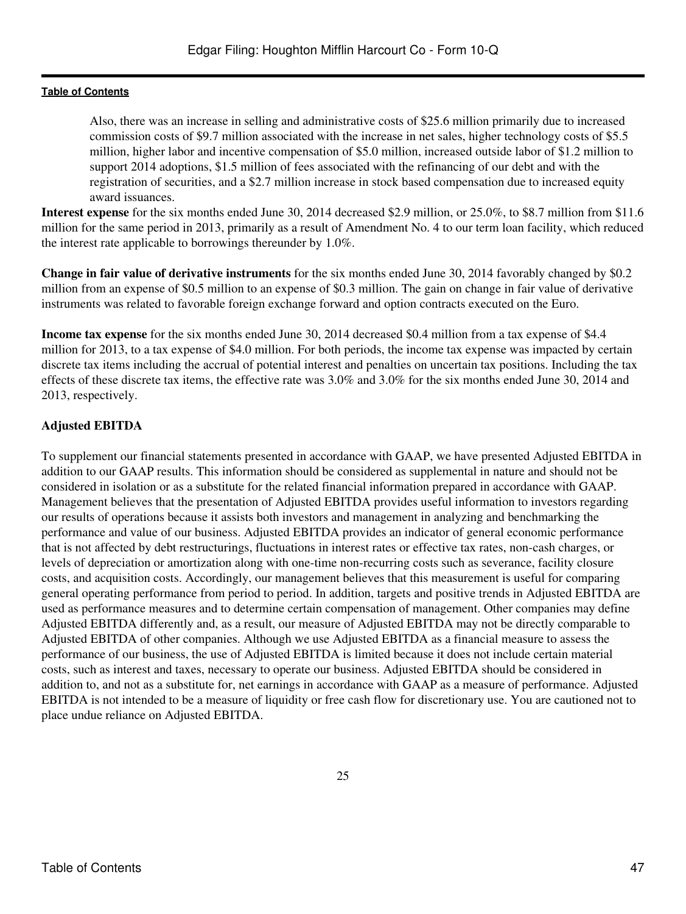Also, there was an increase in selling and administrative costs of $25.6 million primarily due to increased commission costs of $9.7 million associated with the increase in net sales, higher technology costs of $5.5 million, higher labor and incentive compensation of $5.0 million, increased outside labor of $1.2 million to support 2014 adoptions, $1.5 million of fees associated with the refinancing of our debt and with the registration of securities, and a $2.7 million increase in stock based compensation due to increased equity award issuances.

**Interest expense** for the six months ended June 30, 2014 decreased $2.9 million, or 25.0%, to $8.7 million from $11.6 million for the same period in 2013, primarily as a result of Amendment No. 4 to our term loan facility, which reduced the interest rate applicable to borrowings thereunder by 1.0%.

**Change in fair value of derivative instruments** for the six months ended June 30, 2014 favorably changed by $0.2 million from an expense of $0.5 million to an expense of $0.3 million. The gain on change in fair value of derivative instruments was related to favorable foreign exchange forward and option contracts executed on the Euro.

**Income tax expense** for the six months ended June 30, 2014 decreased $0.4 million from a tax expense of $4.4 million for 2013, to a tax expense of $4.0 million. For both periods, the income tax expense was impacted by certain discrete tax items including the accrual of potential interest and penalties on uncertain tax positions. Including the tax effects of these discrete tax items, the effective rate was 3.0% and 3.0% for the six months ended June 30, 2014 and 2013, respectively.

**Adjusted EBITDA**

To supplement our financial statements presented in accordance with GAAP, we have presented Adjusted EBITDA in addition to our GAAP results. This information should be considered as supplemental in nature and should not be considered in isolation or as a substitute for the related financial information prepared in accordance with GAAP. Management believes that the presentation of Adjusted EBITDA provides useful information to investors regarding our results of operations because it assists both investors and management in analyzing and benchmarking the performance and value of our business. Adjusted EBITDA provides an indicator of general economic performance that is not affected by debt restructurings, fluctuations in interest rates or effective tax rates, non-cash charges, or levels of depreciation or amortization along with one-time non-recurring costs such as severance, facility closure costs, and acquisition costs. Accordingly, our management believes that this measurement is useful for comparing general operating performance from period to period. In addition, targets and positive trends in Adjusted EBITDA are used as performance measures and to determine certain compensation of management. Other companies may define Adjusted EBITDA differently and, as a result, our measure of Adjusted EBITDA may not be directly comparable to Adjusted EBITDA of other companies. Although we use Adjusted EBITDA as a financial measure to assess the performance of our business, the use of Adjusted EBITDA is limited because it does not include certain material costs, such as interest and taxes, necessary to operate our business. Adjusted EBITDA should be considered in addition to, and not as a substitute for, net earnings in accordance with GAAP as a measure of performance. Adjusted EBITDA is not intended to be a measure of liquidity or free cash flow for discretionary use. You are cautioned not to place undue reliance on Adjusted EBITDA.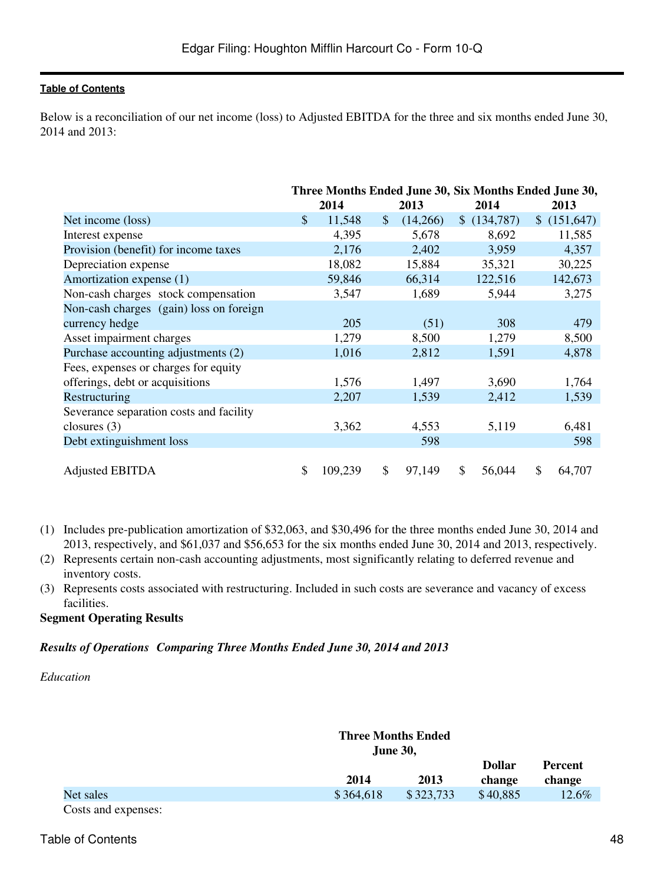Below is a reconciliation of our net income (loss) to Adjusted EBITDA for the three and six months ended June 30, 2014 and 2013:

| | Three Months Ended June 30, | | Six Months Ended June 30, | |
|---|---|---|---|---|
| | 2014 | 2013 | 2014 | 2013 |
| Net income (loss) | $ 11,548 | $ (14,266) | $ (134,787) | $ (151,647) |
| Interest expense | 4,395 | 5,678 | 8,692 | 11,585 |
| Provision (benefit) for income taxes | 2,176 | 2,402 | 3,959 | 4,357 |
| Depreciation expense | 18,082 | 15,884 | 35,321 | 30,225 |
| Amortization expense (1) | 59,846 | 66,314 | 122,516 | 142,673 |
| Non-cash charges stock compensation | 3,547 | 1,689 | 5,944 | 3,275 |
| Non-cash charges (gain) loss on foreign currency hedge | 205 | (51) | 308 | 479 |
| Asset impairment charges | 1,279 | 8,500 | 1,279 | 8,500 |
| Purchase accounting adjustments (2) | 1,016 | 2,812 | 1,591 | 4,878 |
| Fees, expenses or charges for equity offerings, debt or acquisitions | 1,576 | 1,497 | 3,690 | 1,764 |
| Restructuring | 2,207 | 1,539 | 2,412 | 1,539 |
| Severance separation costs and facility closures (3) | 3,362 | 4,553 | 5,119 | 6,481 |
| Debt extinguishment loss | | 598 | | 598 |
| Adjusted EBITDA | $ 109,239 | $ 97,149 | $ 56,044 | $ 64,707 |

(1) Includes pre-publication amortization of $32,063, and $30,496 for the three months ended June 30, 2014 and 2013, respectively, and $61,037 and $56,653 for the six months ended June 30, 2014 and 2013, respectively.

(2) Represents certain non-cash accounting adjustments, most significantly relating to deferred revenue and inventory costs.

(3) Represents costs associated with restructuring. Included in such costs are severance and vacancy of excess facilities.

**Segment Operating Results**

***Results of Operations Comparing Three Months Ended June 30, 2014 and 2013***

*Education*

| | Three Months Ended June 30, | | | |
|---|---|---|---|---|
| | 2014 | 2013 | Dollar change | Percent change |
| Net sales | $ 364,618 | $ 323,733 | $ 40,885 | 12.6% |
| Costs and expenses: | | | | |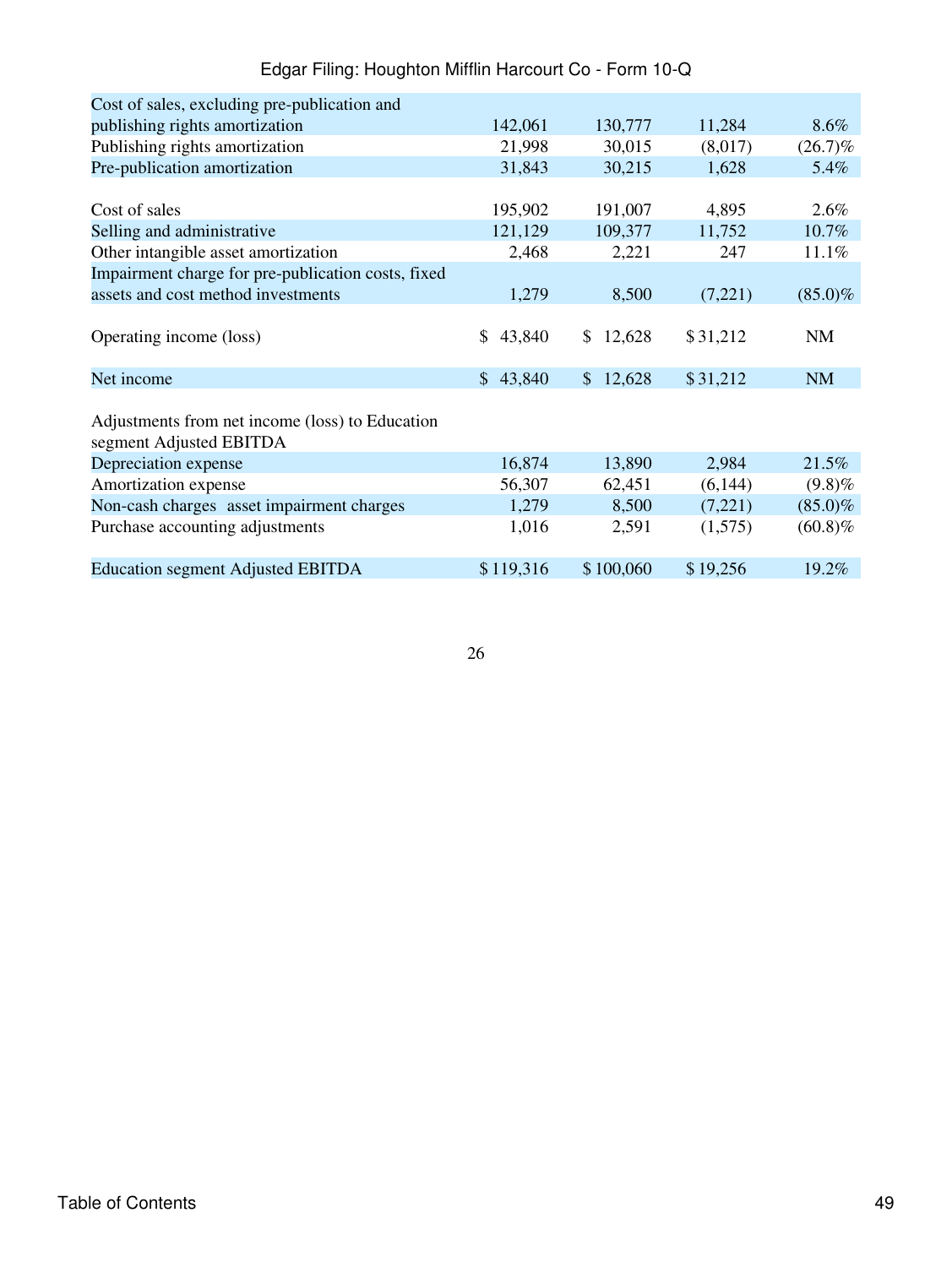| | | | | |
|---|---|---|---|---|
| Cost of sales, excluding pre-publication and publishing rights amortization | 142,061 | 130,777 | 11,284 | 8.6% |
| Publishing rights amortization | 21,998 | 30,015 | (8,017) | (26.7)% |
| Pre-publication amortization | 31,843 | 30,215 | 1,628 | 5.4% |
| Cost of sales | 195,902 | 191,007 | 4,895 | 2.6% |
| Selling and administrative | 121,129 | 109,377 | 11,752 | 10.7% |
| Other intangible asset amortization | 2,468 | 2,221 | 247 | 11.1% |
| Impairment charge for pre-publication costs, fixed assets and cost method investments | 1,279 | 8,500 | (7,221) | (85.0)% |
| Operating income (loss) | $ 43,840 | $ 12,628 | $ 31,212 | NM |
| Net income | $ 43,840 | $ 12,628 | $ 31,212 | NM |
| Adjustments from net income (loss) to Education segment Adjusted EBITDA | | | | |
| Depreciation expense | 16,874 | 13,890 | 2,984 | 21.5% |
| Amortization expense | 56,307 | 62,451 | (6,144) | (9.8)% |
| Non-cash charges asset impairment charges | 1,279 | 8,500 | (7,221) | (85.0)% |
| Purchase accounting adjustments | 1,016 | 2,591 | (1,575) | (60.8)% |
| Education segment Adjusted EBITDA | $ 119,316 | $ 100,060 | $ 19,256 | 19.2% |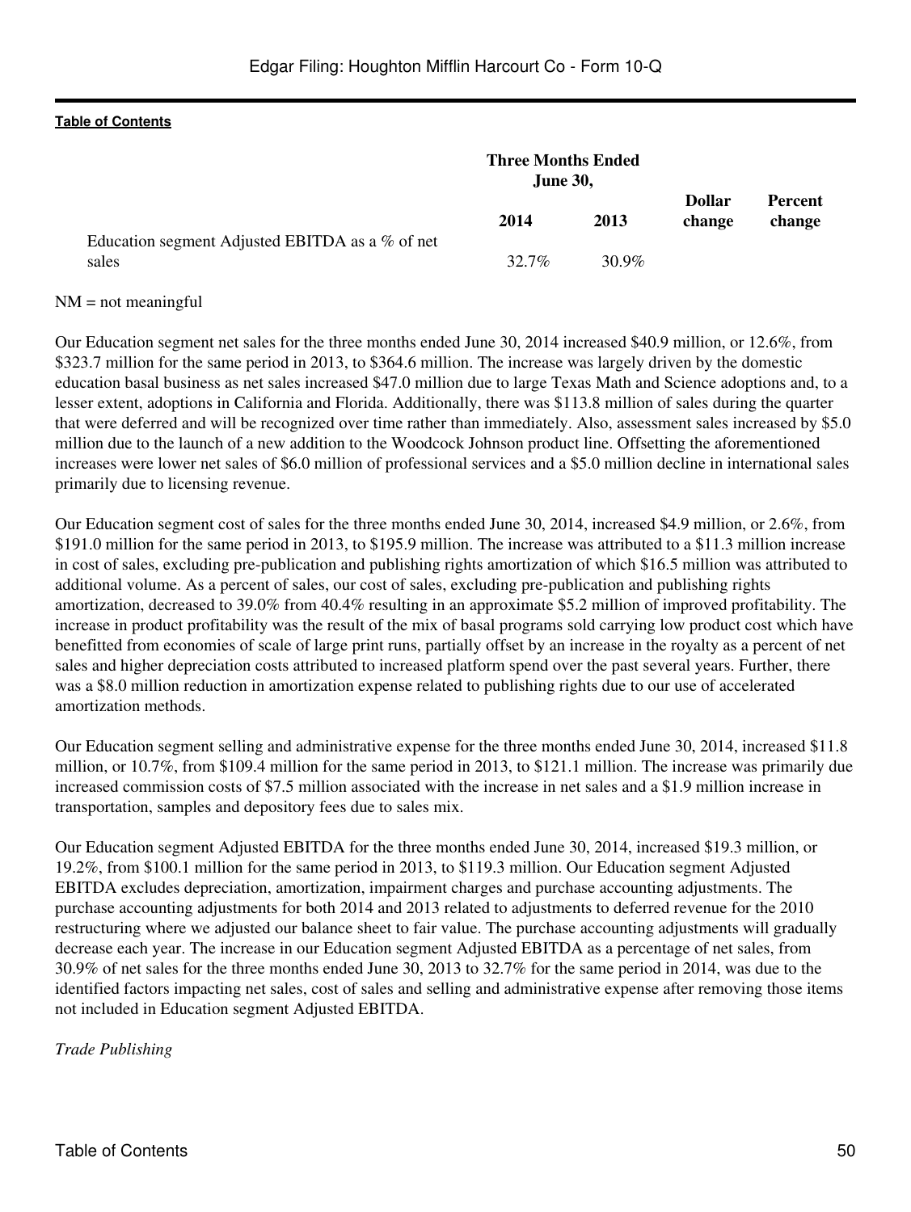| | Three Months Ended June 30, | | Dollar change | Percent change |
|---|---|---|---|---|
| | 2014 | 2013 | | |
| Education segment Adjusted EBITDA as a % of net sales | 32.7% | 30.9% | | |

NM = not meaningful

Our Education segment net sales for the three months ended June 30, 2014 increased $40.9 million, or 12.6%, from $323.7 million for the same period in 2013, to $364.6 million. The increase was largely driven by the domestic education basal business as net sales increased $47.0 million due to large Texas Math and Science adoptions and, to a lesser extent, adoptions in California and Florida. Additionally, there was $113.8 million of sales during the quarter that were deferred and will be recognized over time rather than immediately. Also, assessment sales increased by $5.0 million due to the launch of a new addition to the Woodcock Johnson product line. Offsetting the aforementioned increases were lower net sales of $6.0 million of professional services and a $5.0 million decline in international sales primarily due to licensing revenue.

Our Education segment cost of sales for the three months ended June 30, 2014, increased $4.9 million, or 2.6%, from $191.0 million for the same period in 2013, to $195.9 million. The increase was attributed to a $11.3 million increase in cost of sales, excluding pre-publication and publishing rights amortization of which $16.5 million was attributed to additional volume. As a percent of sales, our cost of sales, excluding pre-publication and publishing rights amortization, decreased to 39.0% from 40.4% resulting in an approximate $5.2 million of improved profitability. The increase in product profitability was the result of the mix of basal programs sold carrying low product cost which have benefitted from economies of scale of large print runs, partially offset by an increase in the royalty as a percent of net sales and higher depreciation costs attributed to increased platform spend over the past several years. Further, there was a $8.0 million reduction in amortization expense related to publishing rights due to our use of accelerated amortization methods.

Our Education segment selling and administrative expense for the three months ended June 30, 2014, increased $11.8 million, or 10.7%, from $109.4 million for the same period in 2013, to $121.1 million. The increase was primarily due increased commission costs of $7.5 million associated with the increase in net sales and a $1.9 million increase in transportation, samples and depository fees due to sales mix.

Our Education segment Adjusted EBITDA for the three months ended June 30, 2014, increased $19.3 million, or 19.2%, from $100.1 million for the same period in 2013, to $119.3 million. Our Education segment Adjusted EBITDA excludes depreciation, amortization, impairment charges and purchase accounting adjustments. The purchase accounting adjustments for both 2014 and 2013 related to adjustments to deferred revenue for the 2010 restructuring where we adjusted our balance sheet to fair value. The purchase accounting adjustments will gradually decrease each year. The increase in our Education segment Adjusted EBITDA as a percentage of net sales, from 30.9% of net sales for the three months ended June 30, 2013 to 32.7% for the same period in 2014, was due to the identified factors impacting net sales, cost of sales and selling and administrative expense after removing those items not included in Education segment Adjusted EBITDA.

*Trade Publishing*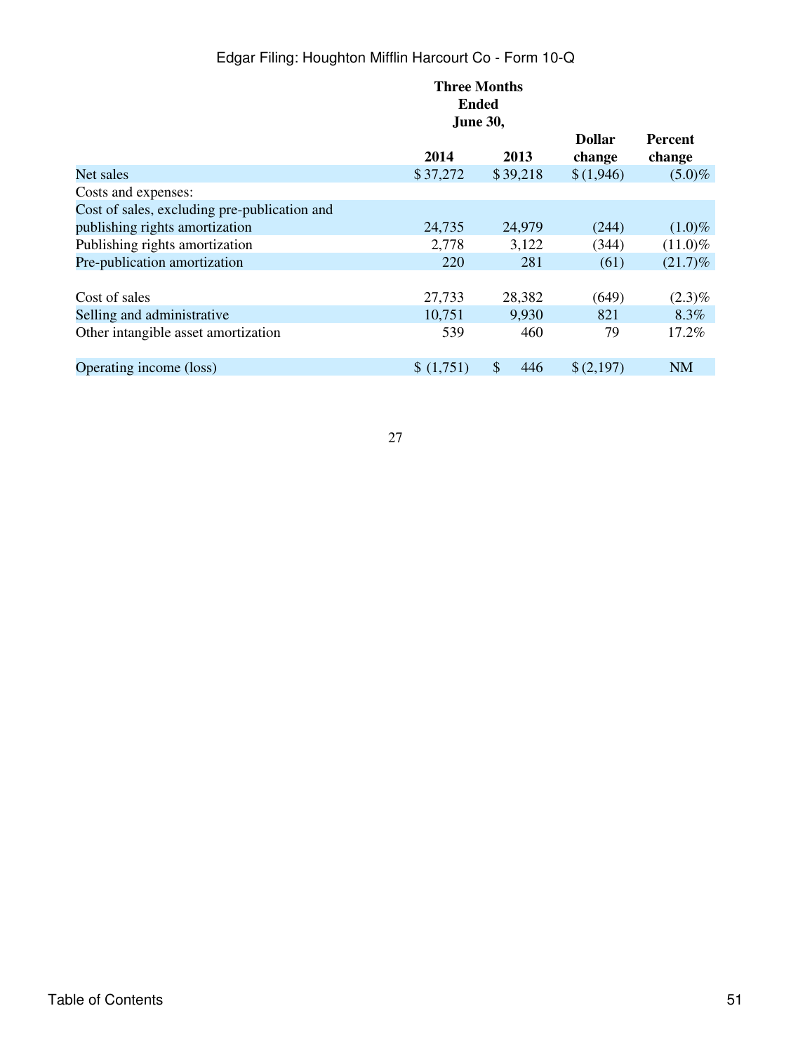| | Three Months Ended June 30, | | | |
|---|---|---|---|---|
| | 2014 | 2013 | Dollar change | Percent change |
| Net sales | $ 37,272 | $ 39,218 | $ (1,946) | (5.0)% |
| Costs and expenses: | | | | |
| Cost of sales, excluding pre-publication and publishing rights amortization | 24,735 | 24,979 | (244) | (1.0)% |
| Publishing rights amortization | 2,778 | 3,122 | (344) | (11.0)% |
| Pre-publication amortization | 220 | 281 | (61) | (21.7)% |
| Cost of sales | 27,733 | 28,382 | (649) | (2.3)% |
| Selling and administrative | 10,751 | 9,930 | 821 | 8.3% |
| Other intangible asset amortization | 539 | 460 | 79 | 17.2% |
| Operating income (loss) | $ (1,751) | $ 446 | $ (2,197) | NM |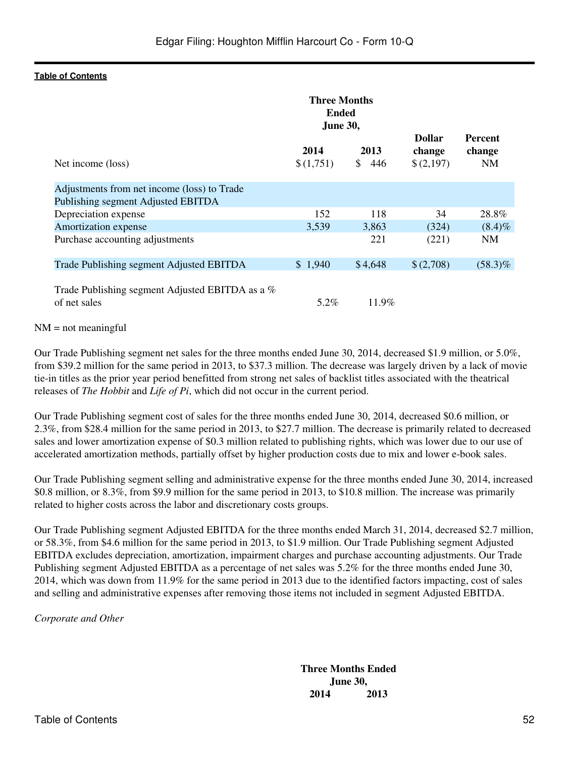| | Three Months Ended June 30, | | | |
|---|---|---|---|---|
| | 2014 | 2013 | Dollar change | Percent change |
| Net income (loss) | $ (1,751) | $ 446 | $ (2,197) | NM |
| Adjustments from net income (loss) to Trade Publishing segment Adjusted EBITDA | | | | |
| Depreciation expense | 152 | 118 | 34 | 28.8% |
| Amortization expense | 3,539 | 3,863 | (324) | (8.4)% |
| Purchase accounting adjustments | | 221 | (221) | NM |
| Trade Publishing segment Adjusted EBITDA | $ 1,940 | $ 4,648 | $ (2,708) | (58.3)% |
| Trade Publishing segment Adjusted EBITDA as a % of net sales | 5.2% | 11.9% | | |

NM = not meaningful

Our Trade Publishing segment net sales for the three months ended June 30, 2014, decreased $1.9 million, or 5.0%, from $39.2 million for the same period in 2013, to $37.3 million. The decrease was largely driven by a lack of movie tie-in titles as the prior year period benefitted from strong net sales of backlist titles associated with the theatrical releases of *The Hobbit* and *Life of Pi*, which did not occur in the current period.

Our Trade Publishing segment cost of sales for the three months ended June 30, 2014, decreased $0.6 million, or 2.3%, from $28.4 million for the same period in 2013, to $27.7 million. The decrease is primarily related to decreased sales and lower amortization expense of $0.3 million related to publishing rights, which was lower due to our use of accelerated amortization methods, partially offset by higher production costs due to mix and lower e-book sales.

Our Trade Publishing segment selling and administrative expense for the three months ended June 30, 2014, increased $0.8 million, or 8.3%, from $9.9 million for the same period in 2013, to $10.8 million. The increase was primarily related to higher costs across the labor and discretionary costs groups.

Our Trade Publishing segment Adjusted EBITDA for the three months ended March 31, 2014, decreased $2.7 million, or 58.3%, from $4.6 million for the same period in 2013, to $1.9 million. Our Trade Publishing segment Adjusted EBITDA excludes depreciation, amortization, impairment charges and purchase accounting adjustments. Our Trade Publishing segment Adjusted EBITDA as a percentage of net sales was 5.2% for the three months ended June 30, 2014, which was down from 11.9% for the same period in 2013 due to the identified factors impacting, cost of sales and selling and administrative expenses after removing those items not included in segment Adjusted EBITDA.

*Corporate and Other*

| | Three Months Ended June 30, | |
|---|---|---|
| | 2014 | 2013 |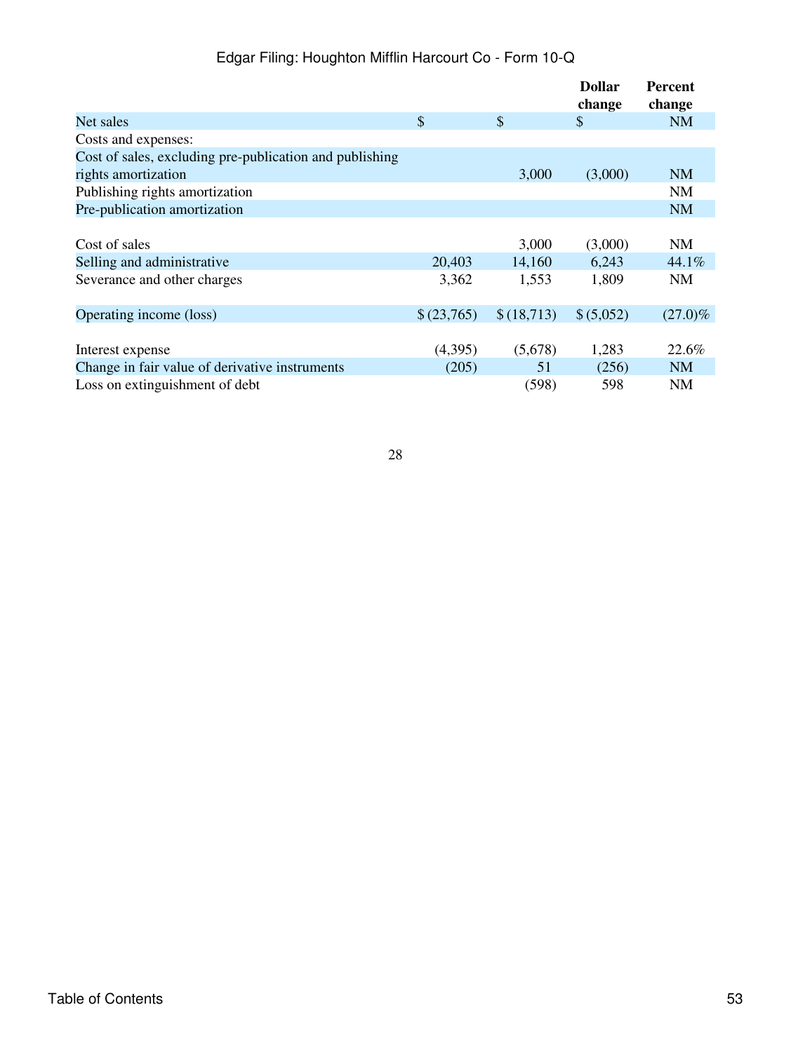| | | | Dollar change | Percent change |
|---|---|---|---|---|
| Net sales | $ | $ | $ | NM |
| Costs and expenses: | | | | |
| Cost of sales, excluding pre-publication and publishing rights amortization | | 3,000 | (3,000) | NM |
| Publishing rights amortization | | | | NM |
| Pre-publication amortization | | | | NM |
| Cost of sales | | 3,000 | (3,000) | NM |
| Selling and administrative | 20,403 | 14,160 | 6,243 | 44.1% |
| Severance and other charges | 3,362 | 1,553 | 1,809 | NM |
| Operating income (loss) | $ (23,765) | $ (18,713) | $ (5,052) | (27.0)% |
| Interest expense | (4,395) | (5,678) | 1,283 | 22.6% |
| Change in fair value of derivative instruments | (205) | 51 | (256) | NM |
| Loss on extinguishment of debt | | (598) | 598 | NM |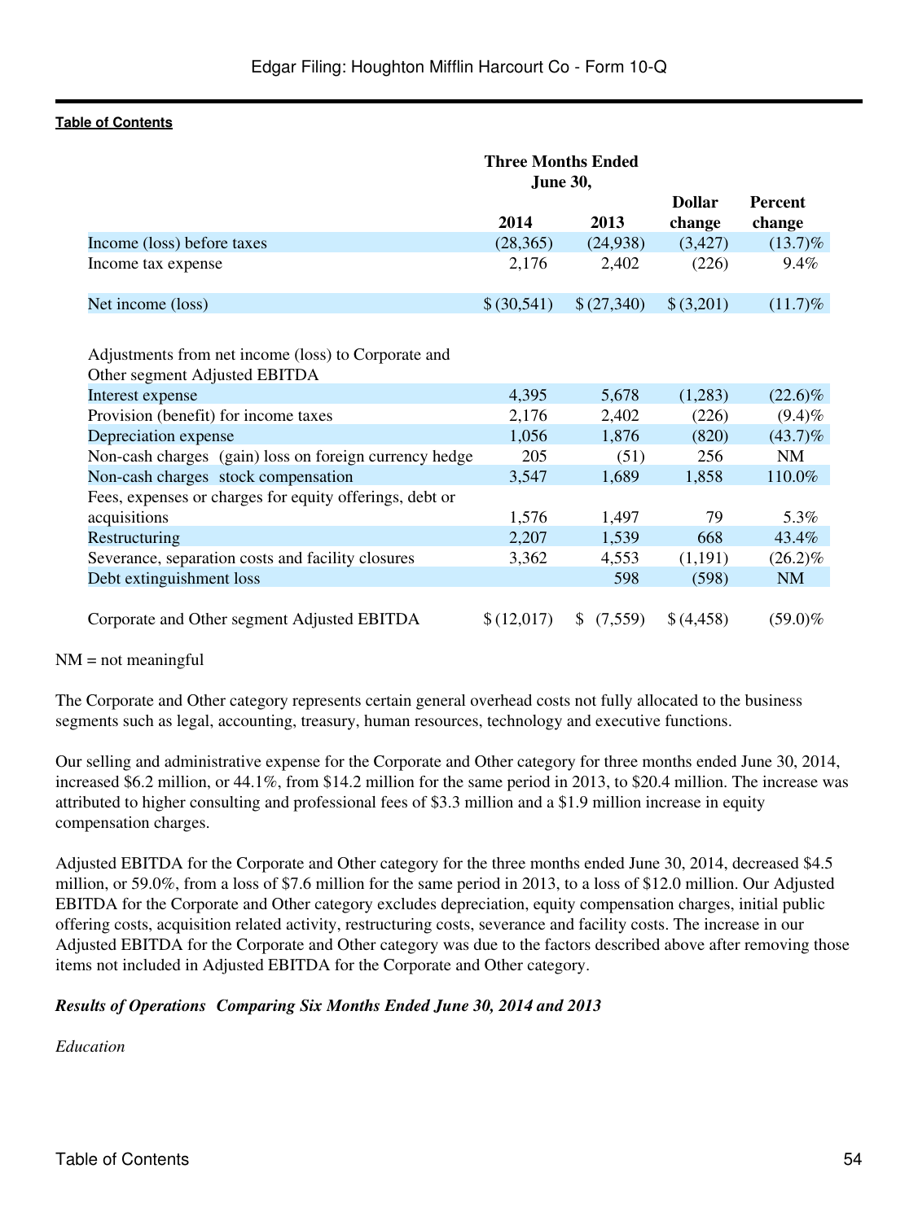[Table of Contents](#)

| | Three Months Ended June 30, | | | |
|---|---|---|---|---|
| | 2014 | 2013 | Dollar change | Percent change |
| Income (loss) before taxes | (28,365) | (24,938) | (3,427) | (13.7)% |
| Income tax expense | 2,176 | 2,402 | (226) | 9.4% |
| Net income (loss) | $ (30,541) | $ (27,340) | $ (3,201) | (11.7)% |
| Adjustments from net income (loss) to Corporate and Other segment Adjusted EBITDA | | | | |
| Interest expense | 4,395 | 5,678 | (1,283) | (22.6)% |
| Provision (benefit) for income taxes | 2,176 | 2,402 | (226) | (9.4)% |
| Depreciation expense | 1,056 | 1,876 | (820) | (43.7)% |
| Non-cash charges (gain) loss on foreign currency hedge | 205 | (51) | 256 | NM |
| Non-cash charges stock compensation | 3,547 | 1,689 | 1,858 | 110.0% |
| Fees, expenses or charges for equity offerings, debt or acquisitions | 1,576 | 1,497 | 79 | 5.3% |
| Restructuring | 2,207 | 1,539 | 668 | 43.4% |
| Severance, separation costs and facility closures | 3,362 | 4,553 | (1,191) | (26.2)% |
| Debt extinguishment loss | | 598 | (598) | NM |
| Corporate and Other segment Adjusted EBITDA | $ (12,017) | $ (7,559) | $ (4,458) | (59.0)% |

NM = not meaningful

The Corporate and Other category represents certain general overhead costs not fully allocated to the business segments such as legal, accounting, treasury, human resources, technology and executive functions.

Our selling and administrative expense for the Corporate and Other category for three months ended June 30, 2014, increased $6.2 million, or 44.1%, from $14.2 million for the same period in 2013, to $20.4 million. The increase was attributed to higher consulting and professional fees of $3.3 million and a $1.9 million increase in equity compensation charges.

Adjusted EBITDA for the Corporate and Other category for the three months ended June 30, 2014, decreased $4.5 million, or 59.0%, from a loss of $7.6 million for the same period in 2013, to a loss of $12.0 million. Our Adjusted EBITDA for the Corporate and Other category excludes depreciation, equity compensation charges, initial public offering costs, acquisition related activity, restructuring costs, severance and facility costs. The increase in our Adjusted EBITDA for the Corporate and Other category was due to the factors described above after removing those items not included in Adjusted EBITDA for the Corporate and Other category.

***Results of Operations Comparing Six Months Ended June 30, 2014 and 2013***

*Education*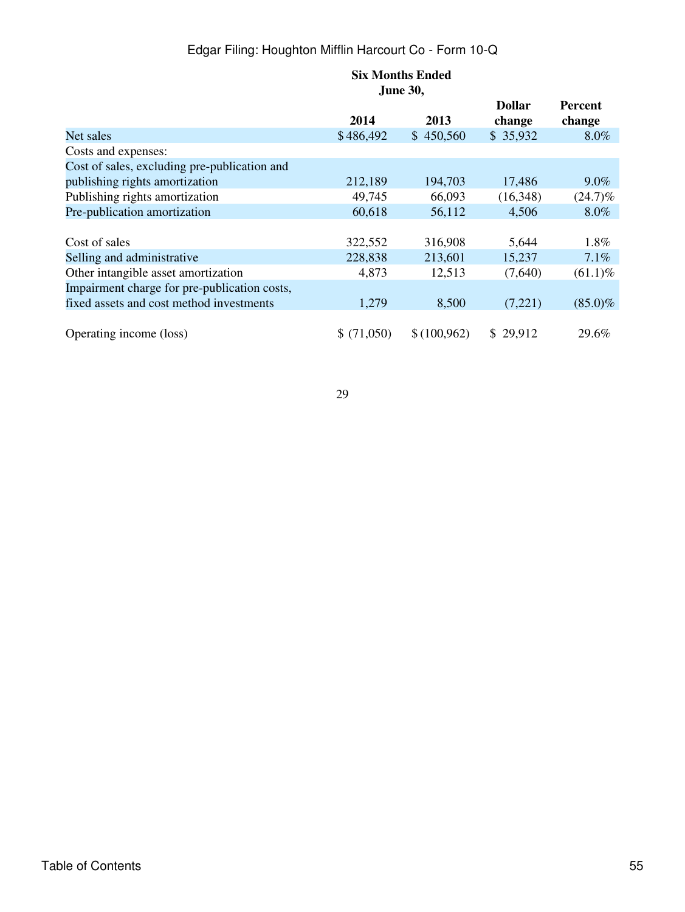| | Six Months Ended June 30, | | | |
|---|---|---|---|---|
| | 2014 | 2013 | Dollar change | Percent change |
| Net sales | $486,492 | $ 450,560 | $ 35,932 | 8.0% |
| Costs and expenses: | | | | |
| Cost of sales, excluding pre-publication and publishing rights amortization | 212,189 | 194,703 | 17,486 | 9.0% |
| Publishing rights amortization | 49,745 | 66,093 | (16,348) | (24.7)% |
| Pre-publication amortization | 60,618 | 56,112 | 4,506 | 8.0% |
| Cost of sales | 322,552 | 316,908 | 5,644 | 1.8% |
| Selling and administrative | 228,838 | 213,601 | 15,237 | 7.1% |
| Other intangible asset amortization | 4,873 | 12,513 | (7,640) | (61.1)% |
| Impairment charge for pre-publication costs, fixed assets and cost method investments | 1,279 | 8,500 | (7,221) | (85.0)% |
| Operating income (loss) | $ (71,050) | $ (100,962) | $ 29,912 | 29.6% |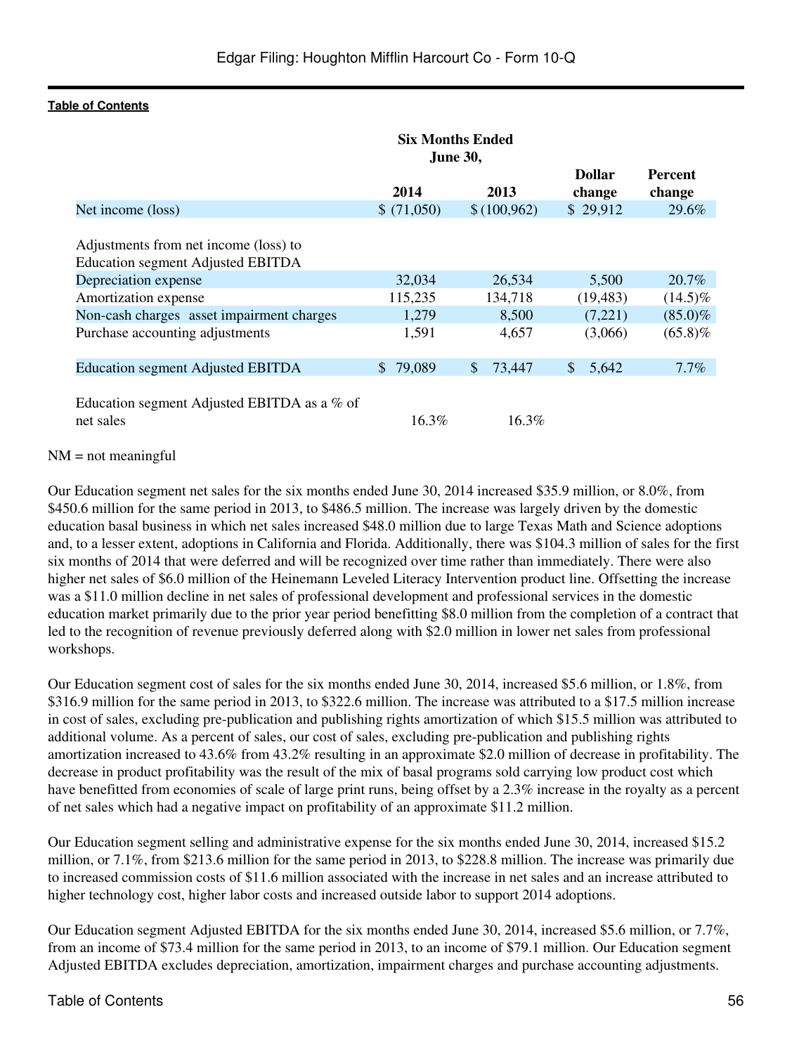| | Six Months Ended June 30, | | | |
|---|---|---|---|---|
| | 2014 | 2013 | Dollar change | Percent change |
| Net income (loss) | $ (71,050) | $ (100,962) | $ 29,912 | 29.6% |
| Adjustments from net income (loss) to Education segment Adjusted EBITDA | | | | |
| Depreciation expense | 32,034 | 26,534 | 5,500 | 20.7% |
| Amortization expense | 115,235 | 134,718 | (19,483) | (14.5)% |
| Non-cash charges asset impairment charges | 1,279 | 8,500 | (7,221) | (85.0)% |
| Purchase accounting adjustments | 1,591 | 4,657 | (3,066) | (65.8)% |
| Education segment Adjusted EBITDA | $ 79,089 | $ 73,447 | $ 5,642 | 7.7% |
| Education segment Adjusted EBITDA as a % of net sales | 16.3% | 16.3% | | |

NM = not meaningful

Our Education segment net sales for the six months ended June 30, 2014 increased $35.9 million, or 8.0%, from $450.6 million for the same period in 2013, to $486.5 million. The increase was largely driven by the domestic education basal business in which net sales increased $48.0 million due to large Texas Math and Science adoptions and, to a lesser extent, adoptions in California and Florida. Additionally, there was $104.3 million of sales for the first six months of 2014 that were deferred and will be recognized over time rather than immediately. There were also higher net sales of $6.0 million of the Heinemann Leveled Literacy Intervention product line. Offsetting the increase was a $11.0 million decline in net sales of professional development and professional services in the domestic education market primarily due to the prior year period benefitting $8.0 million from the completion of a contract that led to the recognition of revenue previously deferred along with $2.0 million in lower net sales from professional workshops.

Our Education segment cost of sales for the six months ended June 30, 2014, increased $5.6 million, or 1.8%, from $316.9 million for the same period in 2013, to $322.6 million. The increase was attributed to a $17.5 million increase in cost of sales, excluding pre-publication and publishing rights amortization of which $15.5 million was attributed to additional volume. As a percent of sales, our cost of sales, excluding pre-publication and publishing rights amortization increased to 43.6% from 43.2% resulting in an approximate $2.0 million of decrease in profitability. The decrease in product profitability was the result of the mix of basal programs sold carrying low product cost which have benefitted from economies of scale of large print runs, being offset by a 2.3% increase in the royalty as a percent of net sales which had a negative impact on profitability of an approximate $11.2 million.

Our Education segment selling and administrative expense for the six months ended June 30, 2014, increased $15.2 million, or 7.1%, from $213.6 million for the same period in 2013, to $228.8 million. The increase was primarily due to increased commission costs of $11.6 million associated with the increase in net sales and an increase attributed to higher technology cost, higher labor costs and increased outside labor to support 2014 adoptions.

Our Education segment Adjusted EBITDA for the six months ended June 30, 2014, increased $5.6 million, or 7.7%, from an income of $73.4 million for the same period in 2013, to an income of $79.1 million. Our Education segment Adjusted EBITDA excludes depreciation, amortization, impairment charges and purchase accounting adjustments.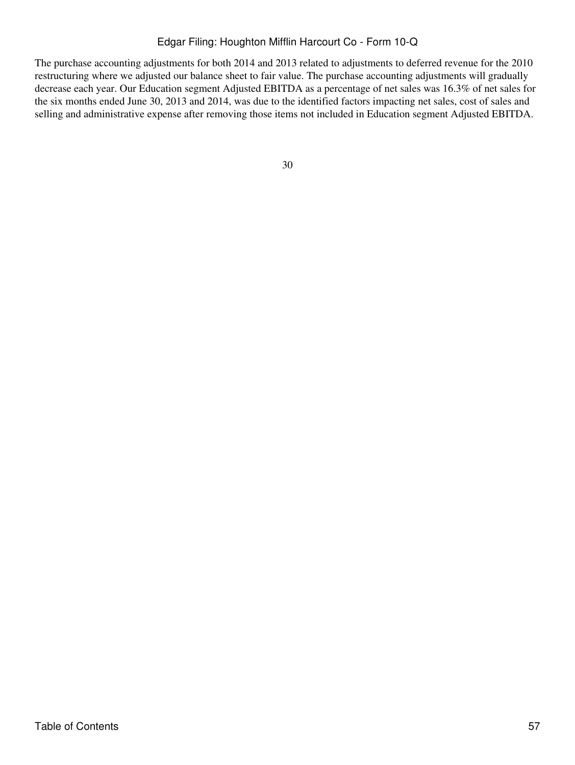The purchase accounting adjustments for both 2014 and 2013 related to adjustments to deferred revenue for the 2010 restructuring where we adjusted our balance sheet to fair value. The purchase accounting adjustments will gradually decrease each year. Our Education segment Adjusted EBITDA as a percentage of net sales was 16.3% of net sales for the six months ended June 30, 2013 and 2014, was due to the identified factors impacting net sales, cost of sales and selling and administrative expense after removing those items not included in Education segment Adjusted EBITDA.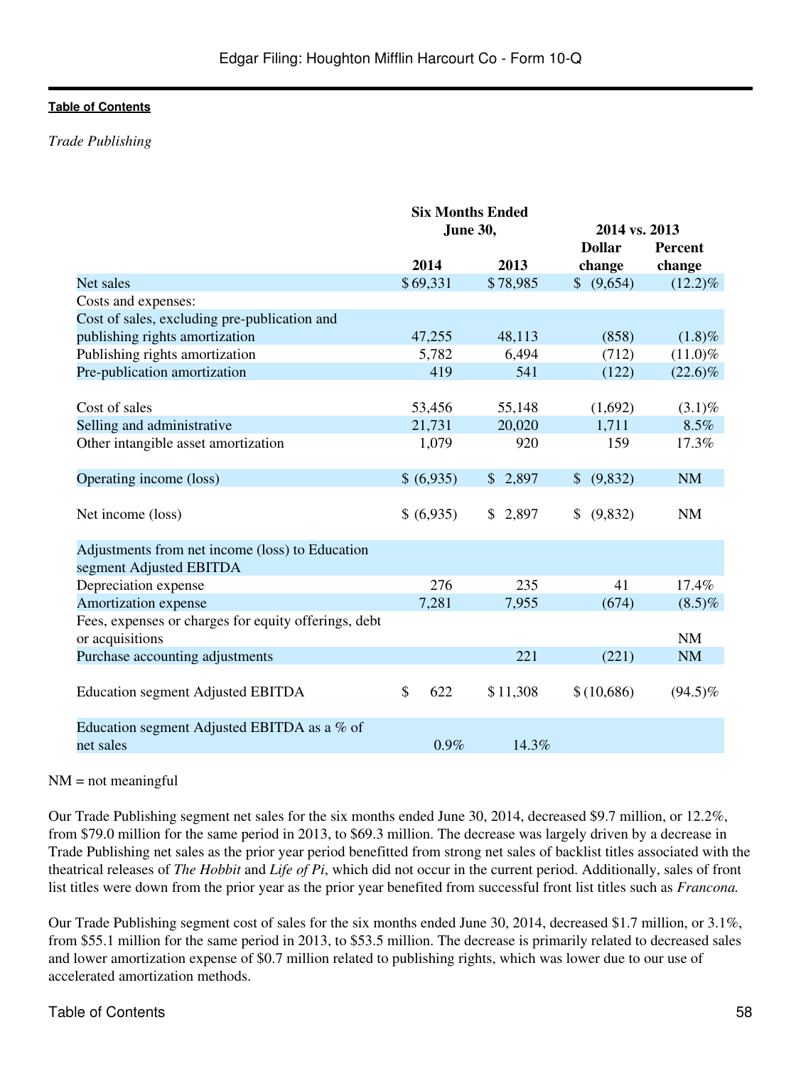[Table of Contents](#)

*Trade Publishing*

| | Six Months Ended June 30, | | 2014 vs. 2013 | |
|---|---|---|---|---|
| | 2014 | 2013 | Dollar change | Percent change |
| Net sales | $ 69,331 | $ 78,985 | $ (9,654) | (12.2)% |
| Costs and expenses: | | | | |
| Cost of sales, excluding pre-publication and publishing rights amortization | 47,255 | 48,113 | (858) | (1.8)% |
| Publishing rights amortization | 5,782 | 6,494 | (712) | (11.0)% |
| Pre-publication amortization | 419 | 541 | (122) | (22.6)% |
| Cost of sales | 53,456 | 55,148 | (1,692) | (3.1)% |
| Selling and administrative | 21,731 | 20,020 | 1,711 | 8.5% |
| Other intangible asset amortization | 1,079 | 920 | 159 | 17.3% |
| Operating income (loss) | $ (6,935) | $ 2,897 | $ (9,832) | NM |
| Net income (loss) | $ (6,935) | $ 2,897 | $ (9,832) | NM |
| Adjustments from net income (loss) to Education segment Adjusted EBITDA | | | | |
| Depreciation expense | 276 | 235 | 41 | 17.4% |
| Amortization expense | 7,281 | 7,955 | (674) | (8.5)% |
| Fees, expenses or charges for equity offerings, debt or acquisitions | | | | NM |
| Purchase accounting adjustments | | 221 | (221) | NM |
| Education segment Adjusted EBITDA | $ 622 | $ 11,308 | $ (10,686) | (94.5)% |
| Education segment Adjusted EBITDA as a % of net sales | 0.9% | 14.3% | | |

NM = not meaningful

Our Trade Publishing segment net sales for the six months ended June 30, 2014, decreased $9.7 million, or 12.2%, from $79.0 million for the same period in 2013, to $69.3 million. The decrease was largely driven by a decrease in Trade Publishing net sales as the prior year period benefitted from strong net sales of backlist titles associated with the theatrical releases of *The Hobbit* and *Life of Pi*, which did not occur in the current period. Additionally, sales of front list titles were down from the prior year as the prior year benefited from successful front list titles such as *Francona.*

Our Trade Publishing segment cost of sales for the six months ended June 30, 2014, decreased $1.7 million, or 3.1%, from $55.1 million for the same period in 2013, to $53.5 million. The decrease is primarily related to decreased sales and lower amortization expense of $0.7 million related to publishing rights, which was lower due to our use of accelerated amortization methods.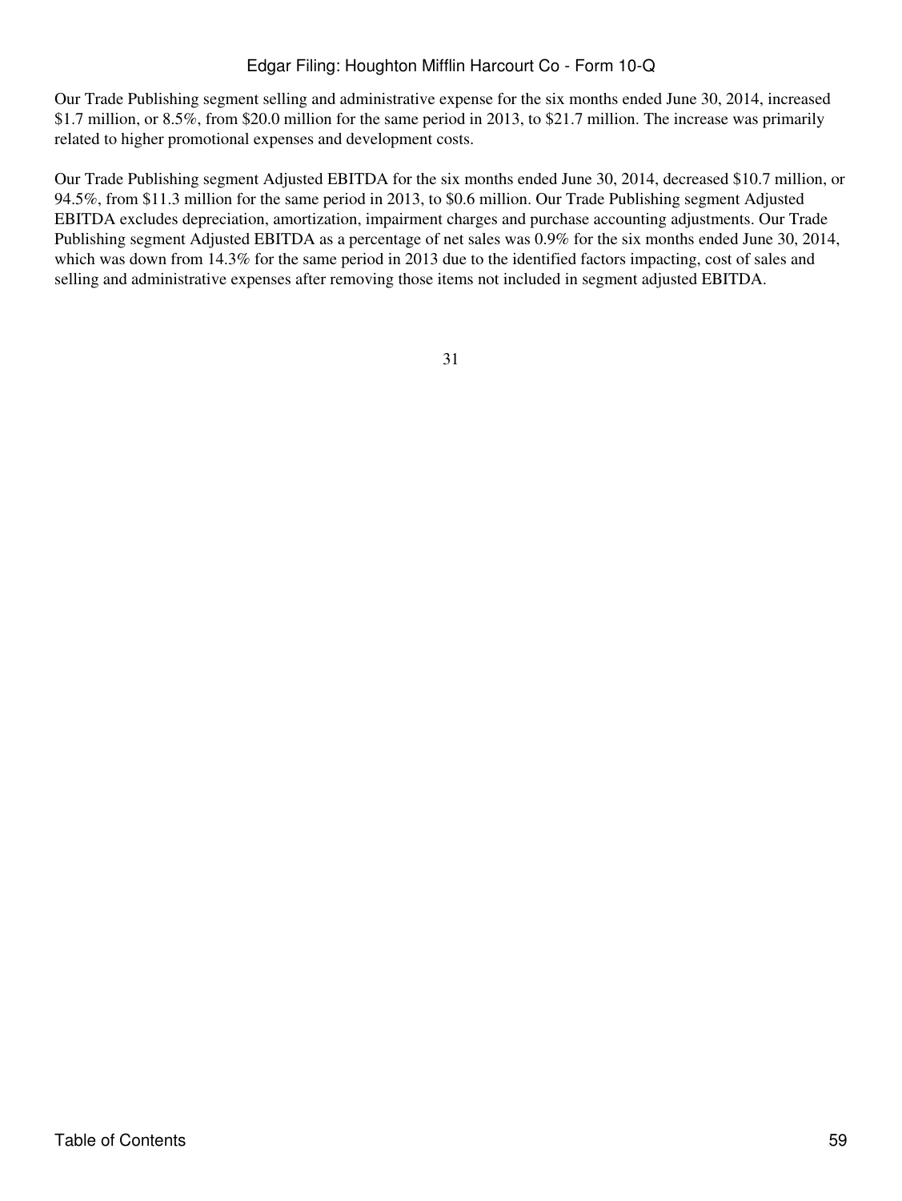Our Trade Publishing segment selling and administrative expense for the six months ended June 30, 2014, increased $1.7 million, or 8.5%, from $20.0 million for the same period in 2013, to $21.7 million. The increase was primarily related to higher promotional expenses and development costs.

Our Trade Publishing segment Adjusted EBITDA for the six months ended June 30, 2014, decreased $10.7 million, or 94.5%, from $11.3 million for the same period in 2013, to $0.6 million. Our Trade Publishing segment Adjusted EBITDA excludes depreciation, amortization, impairment charges and purchase accounting adjustments. Our Trade Publishing segment Adjusted EBITDA as a percentage of net sales was 0.9% for the six months ended June 30, 2014, which was down from 14.3% for the same period in 2013 due to the identified factors impacting, cost of sales and selling and administrative expenses after removing those items not included in segment adjusted EBITDA.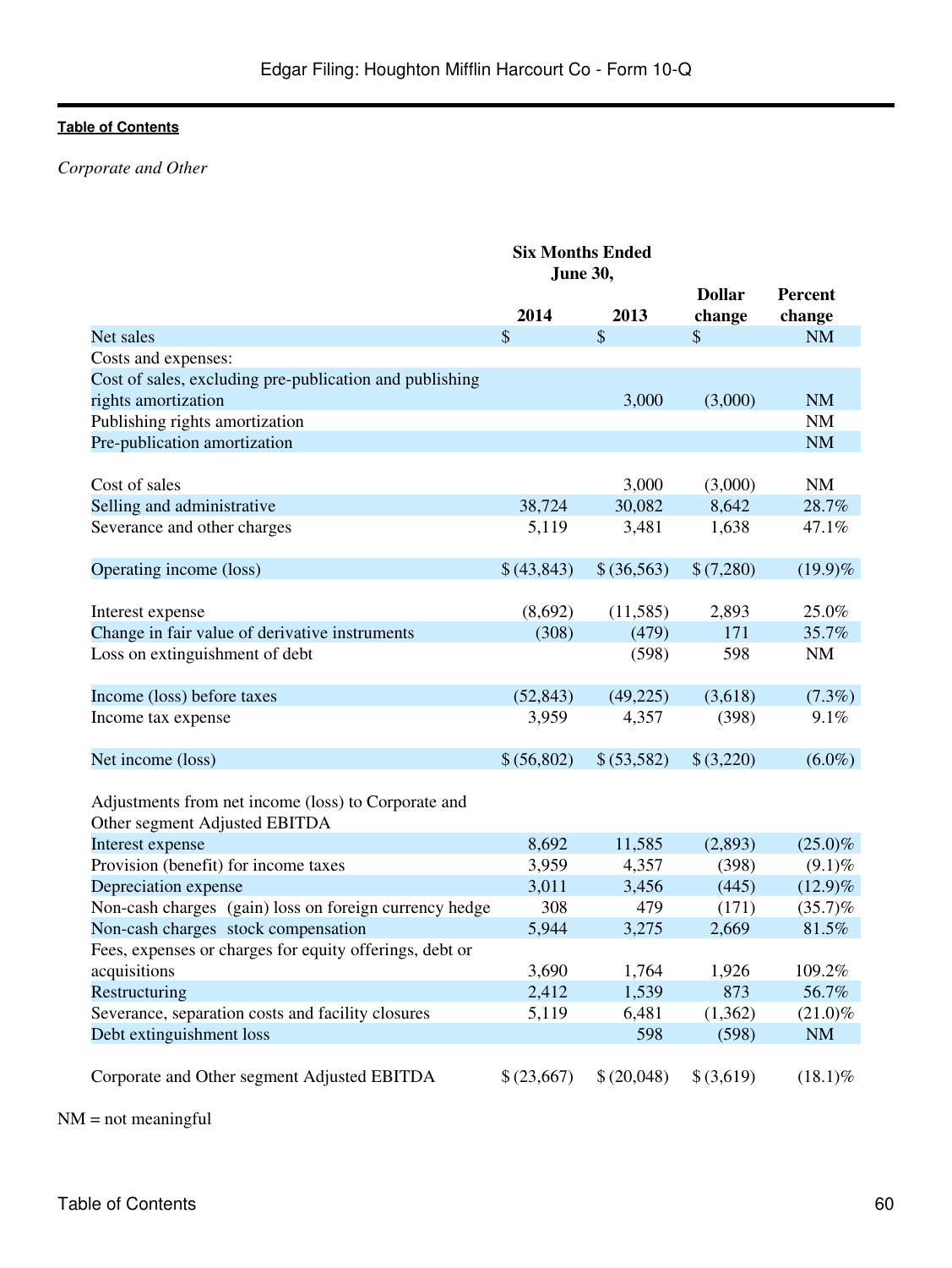*Corporate and Other*

| | Six Months Ended June 30, | | | |
|---|---|---|---|---|
| | 2014 | 2013 | Dollar change | Percent change |
| Net sales | $ | $ | $ | NM |
| Costs and expenses: | | | | |
| Cost of sales, excluding pre-publication and publishing rights amortization | | 3,000 | (3,000) | NM |
| Publishing rights amortization | | | | NM |
| Pre-publication amortization | | | | NM |
| Cost of sales | | 3,000 | (3,000) | NM |
| Selling and administrative | 38,724 | 30,082 | 8,642 | 28.7% |
| Severance and other charges | 5,119 | 3,481 | 1,638 | 47.1% |
| Operating income (loss) | $ (43,843) | $ (36,563) | $ (7,280) | (19.9)% |
| Interest expense | (8,692) | (11,585) | 2,893 | 25.0% |
| Change in fair value of derivative instruments | (308) | (479) | 171 | 35.7% |
| Loss on extinguishment of debt | | (598) | 598 | NM |
| Income (loss) before taxes | (52,843) | (49,225) | (3,618) | (7.3%) |
| Income tax expense | 3,959 | 4,357 | (398) | 9.1% |
| Net income (loss) | $ (56,802) | $ (53,582) | $ (3,220) | (6.0%) |
| Adjustments from net income (loss) to Corporate and Other segment Adjusted EBITDA | | | | |
| Interest expense | 8,692 | 11,585 | (2,893) | (25.0)% |
| Provision (benefit) for income taxes | 3,959 | 4,357 | (398) | (9.1)% |
| Depreciation expense | 3,011 | 3,456 | (445) | (12.9)% |
| Non-cash charges (gain) loss on foreign currency hedge | 308 | 479 | (171) | (35.7)% |
| Non-cash charges stock compensation | 5,944 | 3,275 | 2,669 | 81.5% |
| Fees, expenses or charges for equity offerings, debt or acquisitions | 3,690 | 1,764 | 1,926 | 109.2% |
| Restructuring | 2,412 | 1,539 | 873 | 56.7% |
| Severance, separation costs and facility closures | 5,119 | 6,481 | (1,362) | (21.0)% |
| Debt extinguishment loss | | 598 | (598) | NM |
| Corporate and Other segment Adjusted EBITDA | $ (23,667) | $ (20,048) | $ (3,619) | (18.1)% |

NM = not meaningful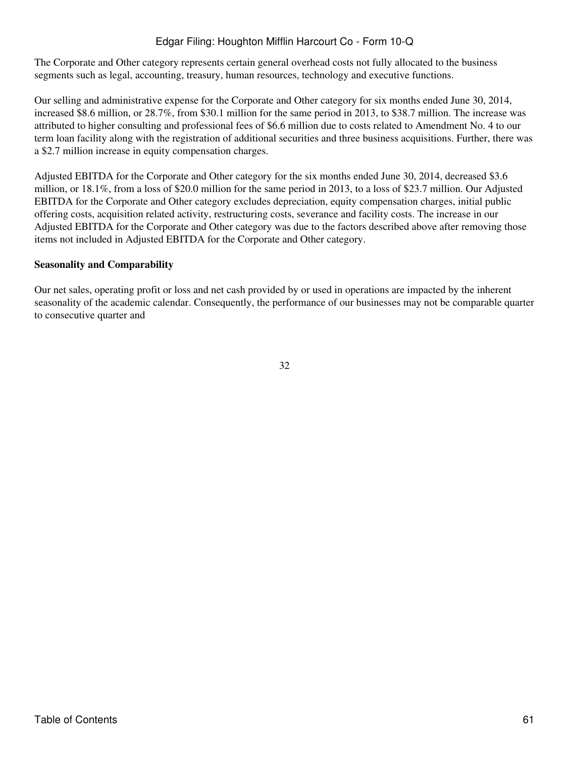The Corporate and Other category represents certain general overhead costs not fully allocated to the business segments such as legal, accounting, treasury, human resources, technology and executive functions.

Our selling and administrative expense for the Corporate and Other category for six months ended June 30, 2014, increased $8.6 million, or 28.7%, from $30.1 million for the same period in 2013, to $38.7 million. The increase was attributed to higher consulting and professional fees of $6.6 million due to costs related to Amendment No. 4 to our term loan facility along with the registration of additional securities and three business acquisitions. Further, there was a $2.7 million increase in equity compensation charges.

Adjusted EBITDA for the Corporate and Other category for the six months ended June 30, 2014, decreased $3.6 million, or 18.1%, from a loss of $20.0 million for the same period in 2013, to a loss of $23.7 million. Our Adjusted EBITDA for the Corporate and Other category excludes depreciation, equity compensation charges, initial public offering costs, acquisition related activity, restructuring costs, severance and facility costs. The increase in our Adjusted EBITDA for the Corporate and Other category was due to the factors described above after removing those items not included in Adjusted EBITDA for the Corporate and Other category.

**Seasonality and Comparability**

Our net sales, operating profit or loss and net cash provided by or used in operations are impacted by the inherent seasonality of the academic calendar. Consequently, the performance of our businesses may not be comparable quarter to consecutive quarter and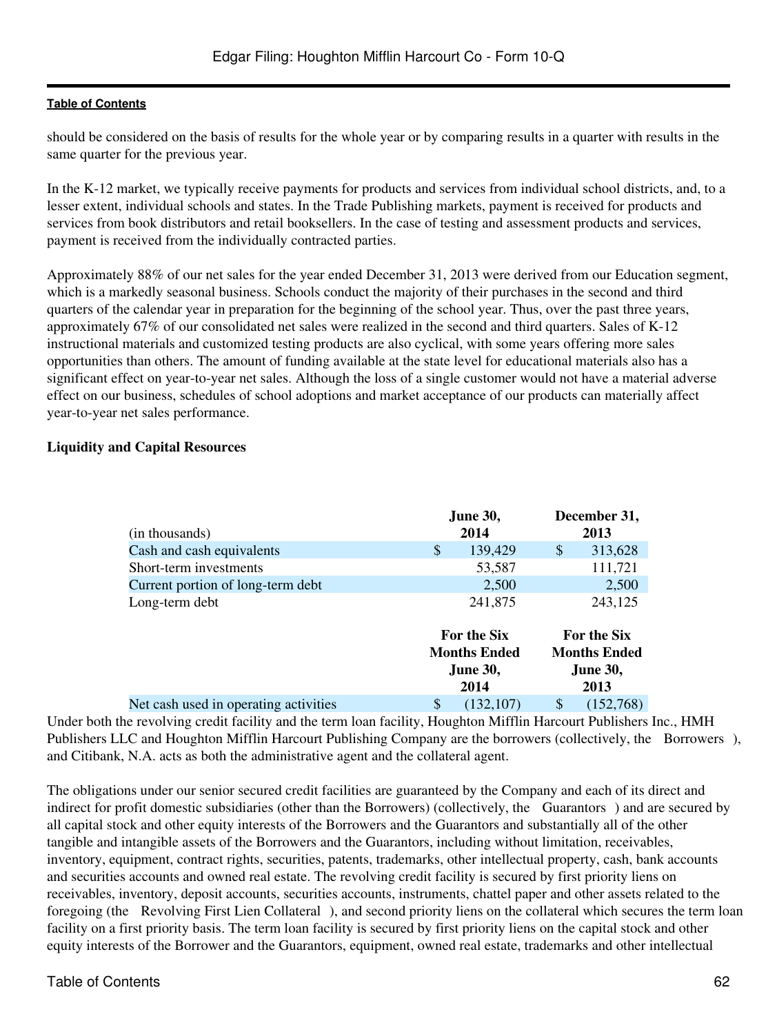should be considered on the basis of results for the whole year or by comparing results in a quarter with results in the same quarter for the previous year.

In the K-12 market, we typically receive payments for products and services from individual school districts, and, to a lesser extent, individual schools and states. In the Trade Publishing markets, payment is received for products and services from book distributors and retail booksellers. In the case of testing and assessment products and services, payment is received from the individually contracted parties.

Approximately 88% of our net sales for the year ended December 31, 2013 were derived from our Education segment, which is a markedly seasonal business. Schools conduct the majority of their purchases in the second and third quarters of the calendar year in preparation for the beginning of the school year. Thus, over the past three years, approximately 67% of our consolidated net sales were realized in the second and third quarters. Sales of K-12 instructional materials and customized testing products are also cyclical, with some years offering more sales opportunities than others. The amount of funding available at the state level for educational materials also has a significant effect on year-to-year net sales. Although the loss of a single customer would not have a material adverse effect on our business, schedules of school adoptions and market acceptance of our products can materially affect year-to-year net sales performance.

**Liquidity and Capital Resources**

| (in thousands) | June 30, 2014 | December 31, 2013 |
|---|---|---|
| Cash and cash equivalents | $ 139,429 | $ 313,628 |
| Short-term investments | 53,587 | 111,721 |
| Current portion of long-term debt | 2,500 | 2,500 |
| Long-term debt | 241,875 | 243,125 |

| | For the Six Months Ended June 30, 2014 | For the Six Months Ended June 30, 2013 |
|---|---|---|
| Net cash used in operating activities | $ (132,107) | $ (152,768) |

Under both the revolving credit facility and the term loan facility, Houghton Mifflin Harcourt Publishers Inc., HMH Publishers LLC and Houghton Mifflin Harcourt Publishing Company are the borrowers (collectively, the Borrowers), and Citibank, N.A. acts as both the administrative agent and the collateral agent.

The obligations under our senior secured credit facilities are guaranteed by the Company and each of its direct and indirect for profit domestic subsidiaries (other than the Borrowers) (collectively, the Guarantors) and are secured by all capital stock and other equity interests of the Borrowers and the Guarantors and substantially all of the other tangible and intangible assets of the Borrowers and the Guarantors, including without limitation, receivables, inventory, equipment, contract rights, securities, patents, trademarks, other intellectual property, cash, bank accounts and securities accounts and owned real estate. The revolving credit facility is secured by first priority liens on receivables, inventory, deposit accounts, securities accounts, instruments, chattel paper and other assets related to the foregoing (the Revolving First Lien Collateral), and second priority liens on the collateral which secures the term loan facility on a first priority basis. The term loan facility is secured by first priority liens on the capital stock and other equity interests of the Borrower and the Guarantors, equipment, owned real estate, trademarks and other intellectual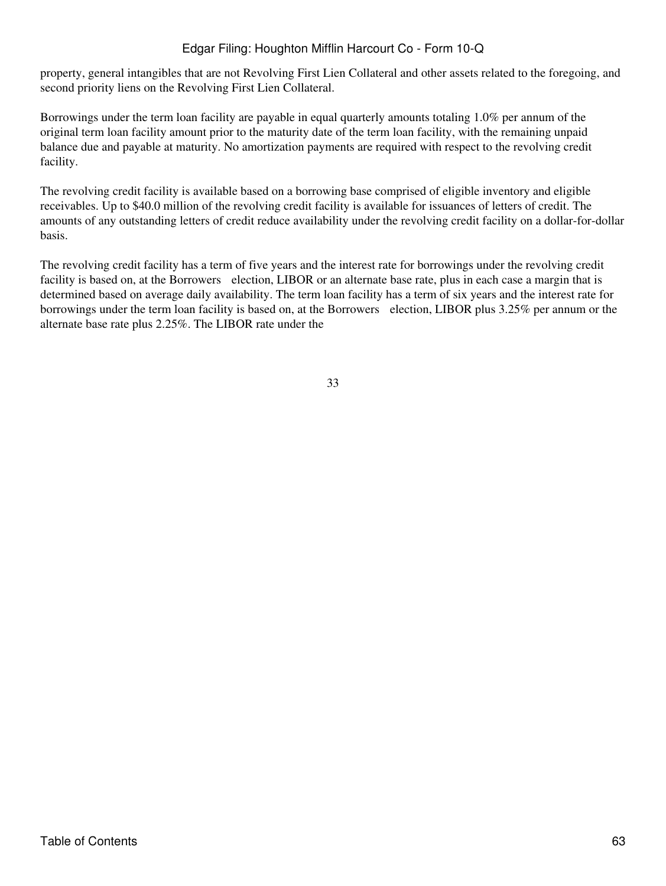property, general intangibles that are not Revolving First Lien Collateral and other assets related to the foregoing, and second priority liens on the Revolving First Lien Collateral.

Borrowings under the term loan facility are payable in equal quarterly amounts totaling 1.0% per annum of the original term loan facility amount prior to the maturity date of the term loan facility, with the remaining unpaid balance due and payable at maturity. No amortization payments are required with respect to the revolving credit facility.

The revolving credit facility is available based on a borrowing base comprised of eligible inventory and eligible receivables. Up to $40.0 million of the revolving credit facility is available for issuances of letters of credit. The amounts of any outstanding letters of credit reduce availability under the revolving credit facility on a dollar-for-dollar basis.

The revolving credit facility has a term of five years and the interest rate for borrowings under the revolving credit facility is based on, at the Borrowers election, LIBOR or an alternate base rate, plus in each case a margin that is determined based on average daily availability. The term loan facility has a term of six years and the interest rate for borrowings under the term loan facility is based on, at the Borrowers election, LIBOR plus 3.25% per annum or the alternate base rate plus 2.25%. The LIBOR rate under the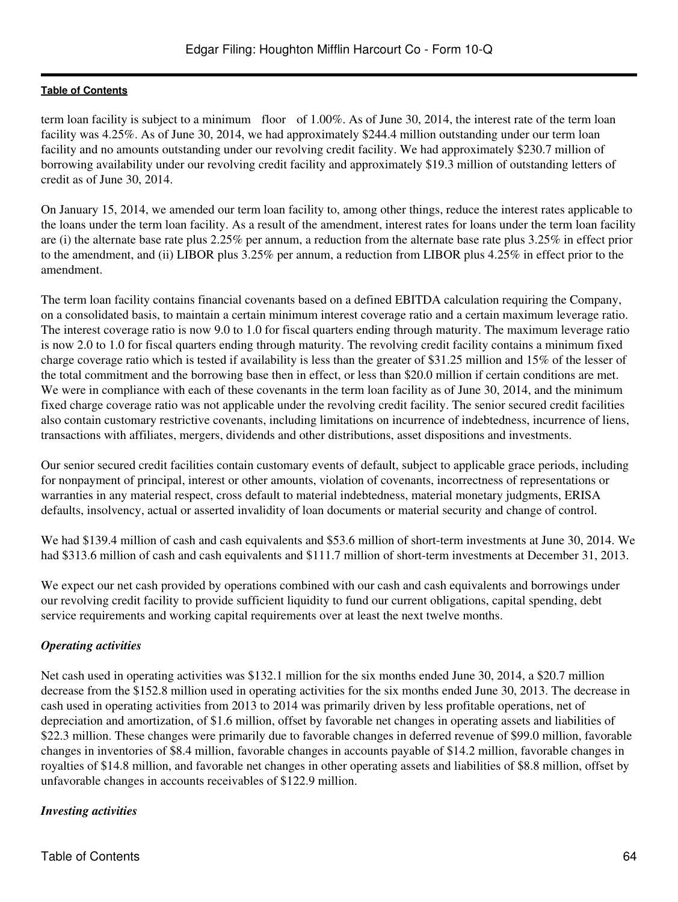term loan facility is subject to a minimum floor of 1.00%. As of June 30, 2014, the interest rate of the term loan facility was 4.25%. As of June 30, 2014, we had approximately $244.4 million outstanding under our term loan facility and no amounts outstanding under our revolving credit facility. We had approximately $230.7 million of borrowing availability under our revolving credit facility and approximately $19.3 million of outstanding letters of credit as of June 30, 2014.

On January 15, 2014, we amended our term loan facility to, among other things, reduce the interest rates applicable to the loans under the term loan facility. As a result of the amendment, interest rates for loans under the term loan facility are (i) the alternate base rate plus 2.25% per annum, a reduction from the alternate base rate plus 3.25% in effect prior to the amendment, and (ii) LIBOR plus 3.25% per annum, a reduction from LIBOR plus 4.25% in effect prior to the amendment.

The term loan facility contains financial covenants based on a defined EBITDA calculation requiring the Company, on a consolidated basis, to maintain a certain minimum interest coverage ratio and a certain maximum leverage ratio. The interest coverage ratio is now 9.0 to 1.0 for fiscal quarters ending through maturity. The maximum leverage ratio is now 2.0 to 1.0 for fiscal quarters ending through maturity. The revolving credit facility contains a minimum fixed charge coverage ratio which is tested if availability is less than the greater of $31.25 million and 15% of the lesser of the total commitment and the borrowing base then in effect, or less than $20.0 million if certain conditions are met. We were in compliance with each of these covenants in the term loan facility as of June 30, 2014, and the minimum fixed charge coverage ratio was not applicable under the revolving credit facility. The senior secured credit facilities also contain customary restrictive covenants, including limitations on incurrence of indebtedness, incurrence of liens, transactions with affiliates, mergers, dividends and other distributions, asset dispositions and investments.

Our senior secured credit facilities contain customary events of default, subject to applicable grace periods, including for nonpayment of principal, interest or other amounts, violation of covenants, incorrectness of representations or warranties in any material respect, cross default to material indebtedness, material monetary judgments, ERISA defaults, insolvency, actual or asserted invalidity of loan documents or material security and change of control.

We had $139.4 million of cash and cash equivalents and $53.6 million of short-term investments at June 30, 2014. We had $313.6 million of cash and cash equivalents and $111.7 million of short-term investments at December 31, 2013.

We expect our net cash provided by operations combined with our cash and cash equivalents and borrowings under our revolving credit facility to provide sufficient liquidity to fund our current obligations, capital spending, debt service requirements and working capital requirements over at least the next twelve months.

***Operating activities***

Net cash used in operating activities was $132.1 million for the six months ended June 30, 2014, a $20.7 million decrease from the $152.8 million used in operating activities for the six months ended June 30, 2013. The decrease in cash used in operating activities from 2013 to 2014 was primarily driven by less profitable operations, net of depreciation and amortization, of $1.6 million, offset by favorable net changes in operating assets and liabilities of $22.3 million. These changes were primarily due to favorable changes in deferred revenue of $99.0 million, favorable changes in inventories of $8.4 million, favorable changes in accounts payable of $14.2 million, favorable changes in royalties of $14.8 million, and favorable net changes in other operating assets and liabilities of $8.8 million, offset by unfavorable changes in accounts receivables of $122.9 million.

***Investing activities***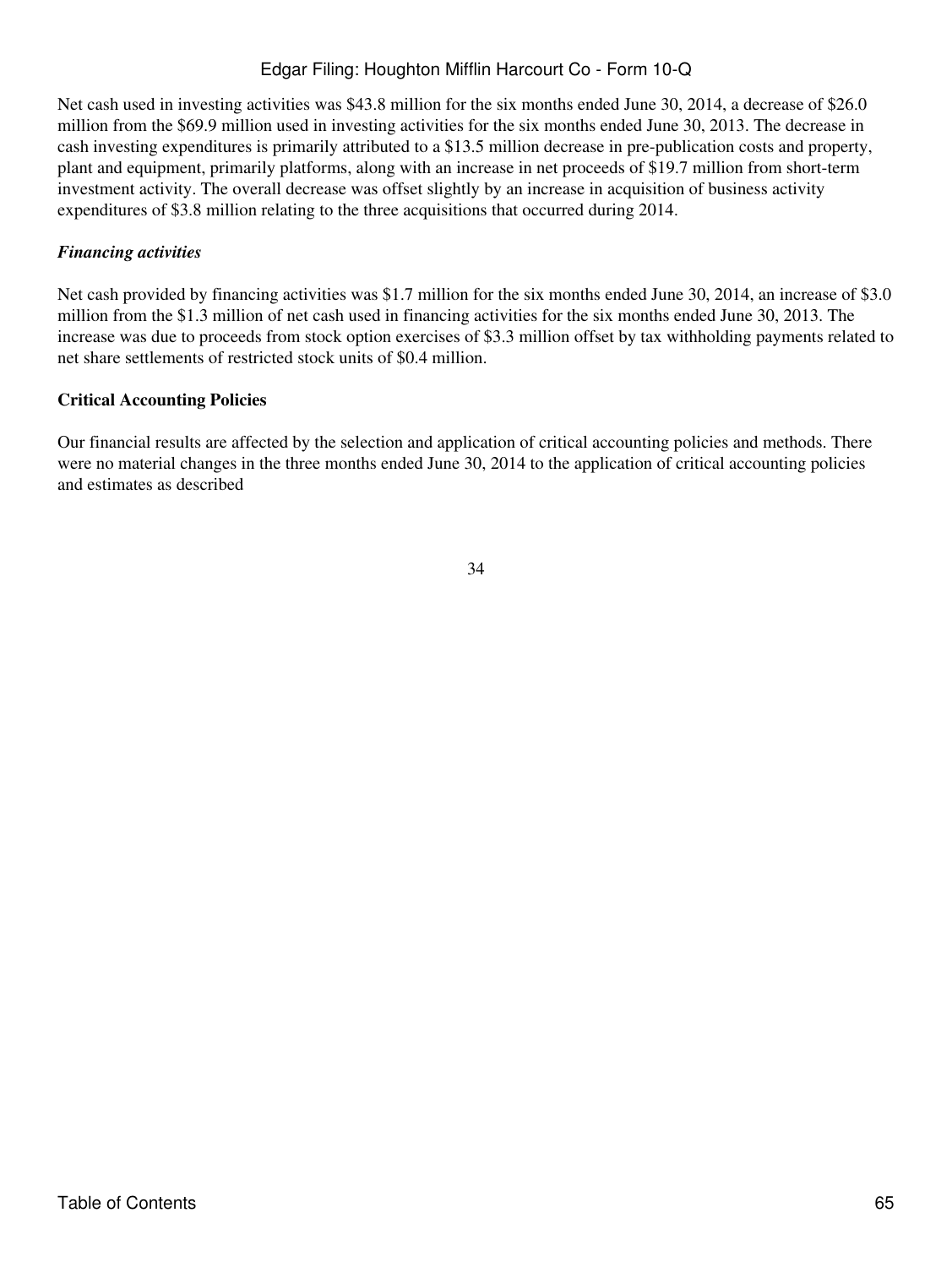Net cash used in investing activities was $43.8 million for the six months ended June 30, 2014, a decrease of $26.0 million from the $69.9 million used in investing activities for the six months ended June 30, 2013. The decrease in cash investing expenditures is primarily attributed to a $13.5 million decrease in pre-publication costs and property, plant and equipment, primarily platforms, along with an increase in net proceeds of $19.7 million from short-term investment activity. The overall decrease was offset slightly by an increase in acquisition of business activity expenditures of $3.8 million relating to the three acquisitions that occurred during 2014.

***Financing activities***

Net cash provided by financing activities was $1.7 million for the six months ended June 30, 2014, an increase of $3.0 million from the $1.3 million of net cash used in financing activities for the six months ended June 30, 2013. The increase was due to proceeds from stock option exercises of $3.3 million offset by tax withholding payments related to net share settlements of restricted stock units of $0.4 million.

**Critical Accounting Policies**

Our financial results are affected by the selection and application of critical accounting policies and methods. There were no material changes in the three months ended June 30, 2014 to the application of critical accounting policies and estimates as described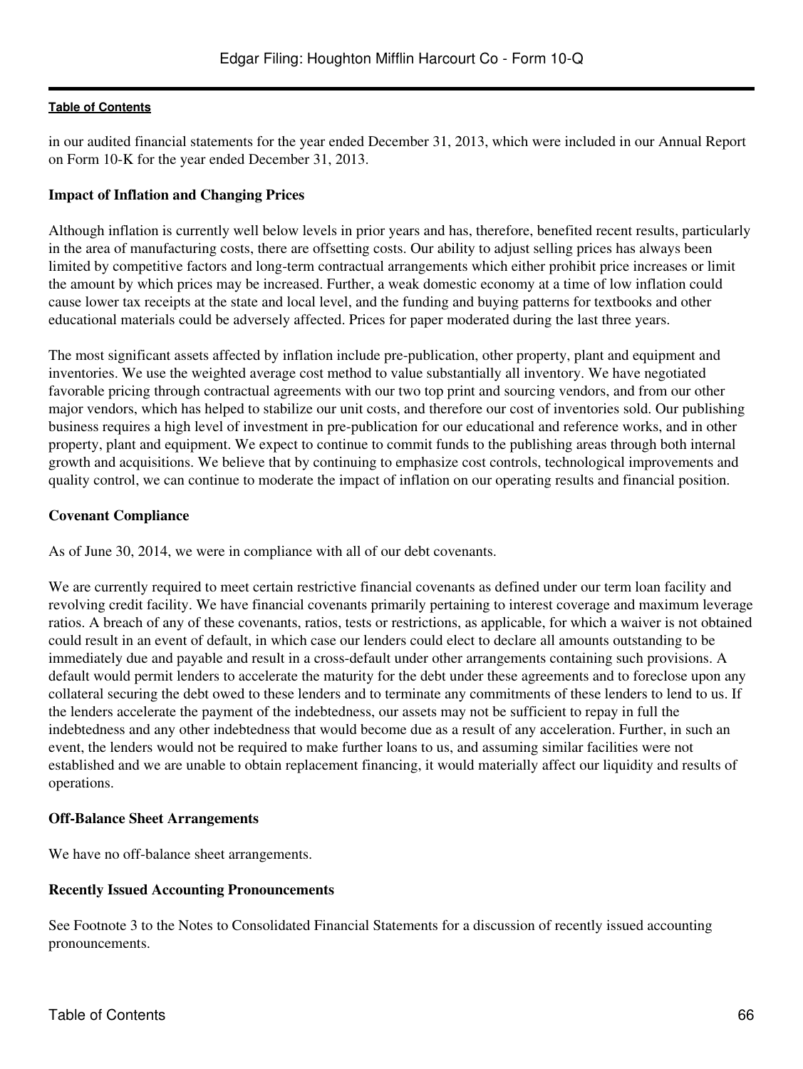in our audited financial statements for the year ended December 31, 2013, which were included in our Annual Report on Form 10-K for the year ended December 31, 2013.

**Impact of Inflation and Changing Prices**

Although inflation is currently well below levels in prior years and has, therefore, benefited recent results, particularly in the area of manufacturing costs, there are offsetting costs. Our ability to adjust selling prices has always been limited by competitive factors and long-term contractual arrangements which either prohibit price increases or limit the amount by which prices may be increased. Further, a weak domestic economy at a time of low inflation could cause lower tax receipts at the state and local level, and the funding and buying patterns for textbooks and other educational materials could be adversely affected. Prices for paper moderated during the last three years.

The most significant assets affected by inflation include pre-publication, other property, plant and equipment and inventories. We use the weighted average cost method to value substantially all inventory. We have negotiated favorable pricing through contractual agreements with our two top print and sourcing vendors, and from our other major vendors, which has helped to stabilize our unit costs, and therefore our cost of inventories sold. Our publishing business requires a high level of investment in pre-publication for our educational and reference works, and in other property, plant and equipment. We expect to continue to commit funds to the publishing areas through both internal growth and acquisitions. We believe that by continuing to emphasize cost controls, technological improvements and quality control, we can continue to moderate the impact of inflation on our operating results and financial position.

**Covenant Compliance**

As of June 30, 2014, we were in compliance with all of our debt covenants.

We are currently required to meet certain restrictive financial covenants as defined under our term loan facility and revolving credit facility. We have financial covenants primarily pertaining to interest coverage and maximum leverage ratios. A breach of any of these covenants, ratios, tests or restrictions, as applicable, for which a waiver is not obtained could result in an event of default, in which case our lenders could elect to declare all amounts outstanding to be immediately due and payable and result in a cross-default under other arrangements containing such provisions. A default would permit lenders to accelerate the maturity for the debt under these agreements and to foreclose upon any collateral securing the debt owed to these lenders and to terminate any commitments of these lenders to lend to us. If the lenders accelerate the payment of the indebtedness, our assets may not be sufficient to repay in full the indebtedness and any other indebtedness that would become due as a result of any acceleration. Further, in such an event, the lenders would not be required to make further loans to us, and assuming similar facilities were not established and we are unable to obtain replacement financing, it would materially affect our liquidity and results of operations.

**Off-Balance Sheet Arrangements**

We have no off-balance sheet arrangements.

**Recently Issued Accounting Pronouncements**

See Footnote 3 to the Notes to Consolidated Financial Statements for a discussion of recently issued accounting pronouncements.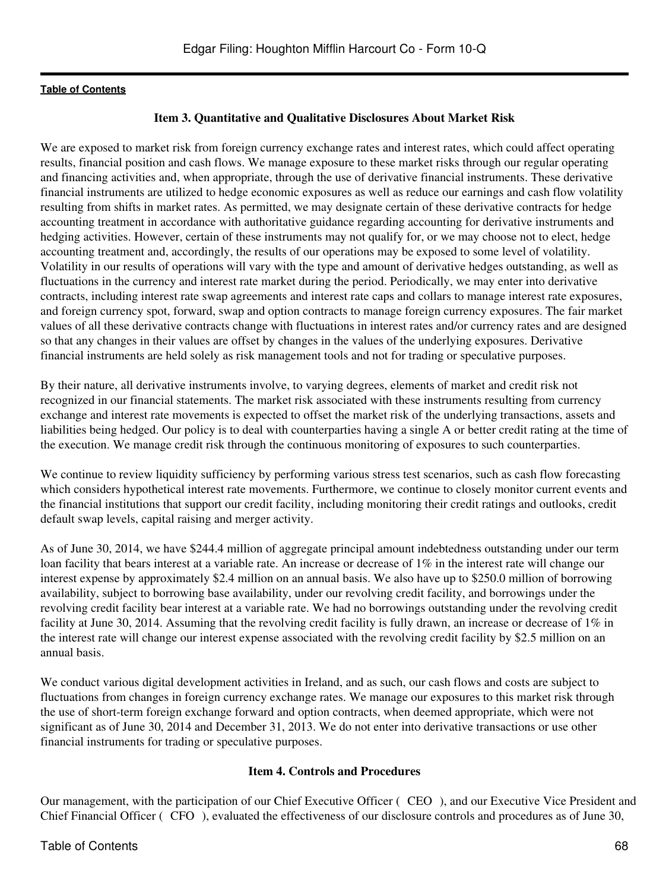### Item 3. Quantitative and Qualitative Disclosures About Market Risk

We are exposed to market risk from foreign currency exchange rates and interest rates, which could affect operating results, financial position and cash flows. We manage exposure to these market risks through our regular operating and financing activities and, when appropriate, through the use of derivative financial instruments. These derivative financial instruments are utilized to hedge economic exposures as well as reduce our earnings and cash flow volatility resulting from shifts in market rates. As permitted, we may designate certain of these derivative contracts for hedge accounting treatment in accordance with authoritative guidance regarding accounting for derivative instruments and hedging activities. However, certain of these instruments may not qualify for, or we may choose not to elect, hedge accounting treatment and, accordingly, the results of our operations may be exposed to some level of volatility. Volatility in our results of operations will vary with the type and amount of derivative hedges outstanding, as well as fluctuations in the currency and interest rate market during the period. Periodically, we may enter into derivative contracts, including interest rate swap agreements and interest rate caps and collars to manage interest rate exposures, and foreign currency spot, forward, swap and option contracts to manage foreign currency exposures. The fair market values of all these derivative contracts change with fluctuations in interest rates and/or currency rates and are designed so that any changes in their values are offset by changes in the values of the underlying exposures. Derivative financial instruments are held solely as risk management tools and not for trading or speculative purposes.

By their nature, all derivative instruments involve, to varying degrees, elements of market and credit risk not recognized in our financial statements. The market risk associated with these instruments resulting from currency exchange and interest rate movements is expected to offset the market risk of the underlying transactions, assets and liabilities being hedged. Our policy is to deal with counterparties having a single A or better credit rating at the time of the execution. We manage credit risk through the continuous monitoring of exposures to such counterparties.

We continue to review liquidity sufficiency by performing various stress test scenarios, such as cash flow forecasting which considers hypothetical interest rate movements. Furthermore, we continue to closely monitor current events and the financial institutions that support our credit facility, including monitoring their credit ratings and outlooks, credit default swap levels, capital raising and merger activity.

As of June 30, 2014, we have $244.4 million of aggregate principal amount indebtedness outstanding under our term loan facility that bears interest at a variable rate. An increase or decrease of 1% in the interest rate will change our interest expense by approximately $2.4 million on an annual basis. We also have up to $250.0 million of borrowing availability, subject to borrowing base availability, under our revolving credit facility, and borrowings under the revolving credit facility bear interest at a variable rate. We had no borrowings outstanding under the revolving credit facility at June 30, 2014. Assuming that the revolving credit facility is fully drawn, an increase or decrease of 1% in the interest rate will change our interest expense associated with the revolving credit facility by $2.5 million on an annual basis.

We conduct various digital development activities in Ireland, and as such, our cash flows and costs are subject to fluctuations from changes in foreign currency exchange rates. We manage our exposures to this market risk through the use of short-term foreign exchange forward and option contracts, when deemed appropriate, which were not significant as of June 30, 2014 and December 31, 2013. We do not enter into derivative transactions or use other financial instruments for trading or speculative purposes.

### Item 4. Controls and Procedures

Our management, with the participation of our Chief Executive Officer ( CEO ), and our Executive Vice President and Chief Financial Officer ( CFO ), evaluated the effectiveness of our disclosure controls and procedures as of June 30,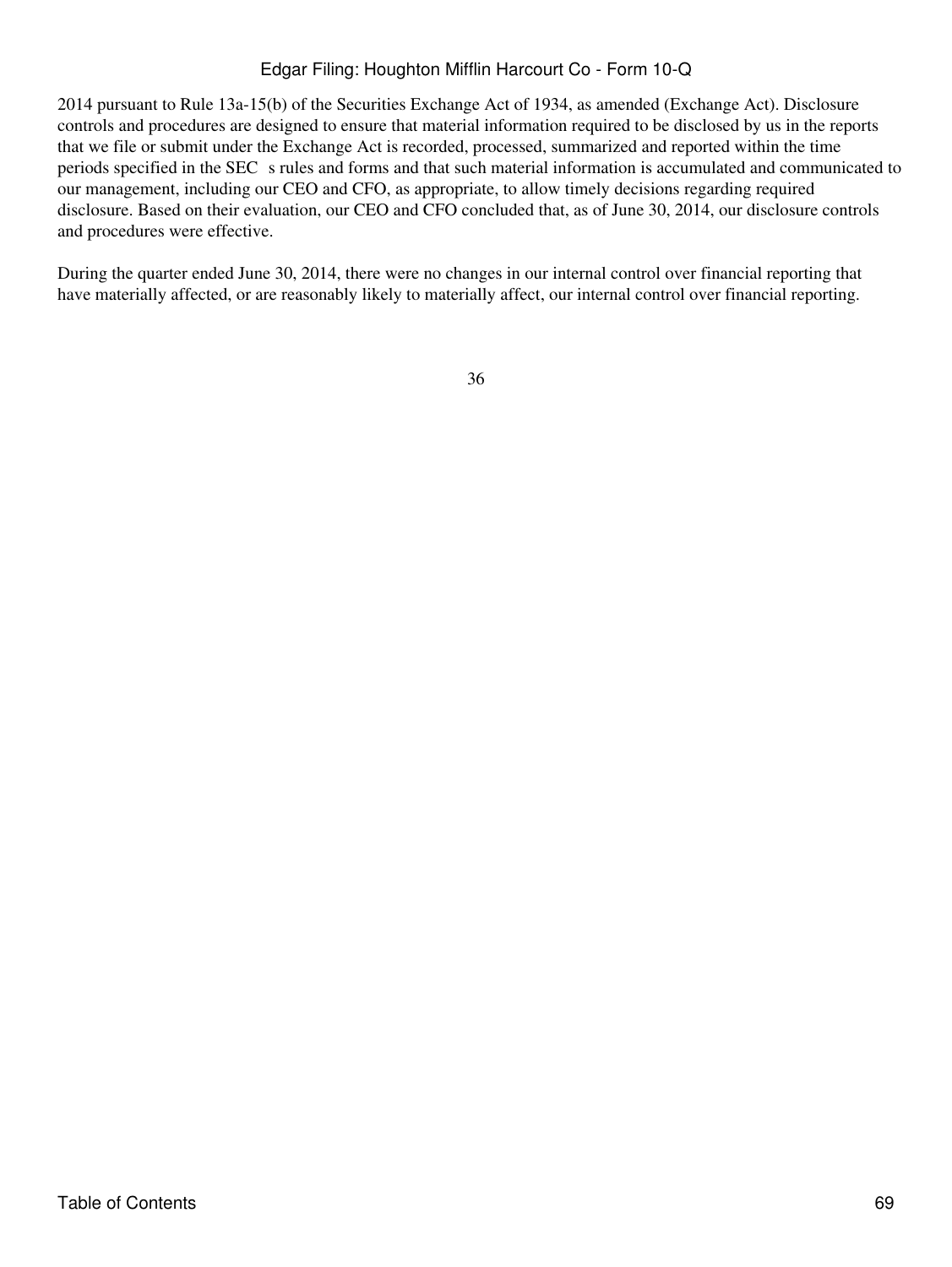2014 pursuant to Rule 13a-15(b) of the Securities Exchange Act of 1934, as amended (Exchange Act). Disclosure controls and procedures are designed to ensure that material information required to be disclosed by us in the reports that we file or submit under the Exchange Act is recorded, processed, summarized and reported within the time periods specified in the SEC s rules and forms and that such material information is accumulated and communicated to our management, including our CEO and CFO, as appropriate, to allow timely decisions regarding required disclosure. Based on their evaluation, our CEO and CFO concluded that, as of June 30, 2014, our disclosure controls and procedures were effective.

During the quarter ended June 30, 2014, there were no changes in our internal control over financial reporting that have materially affected, or are reasonably likely to materially affect, our internal control over financial reporting.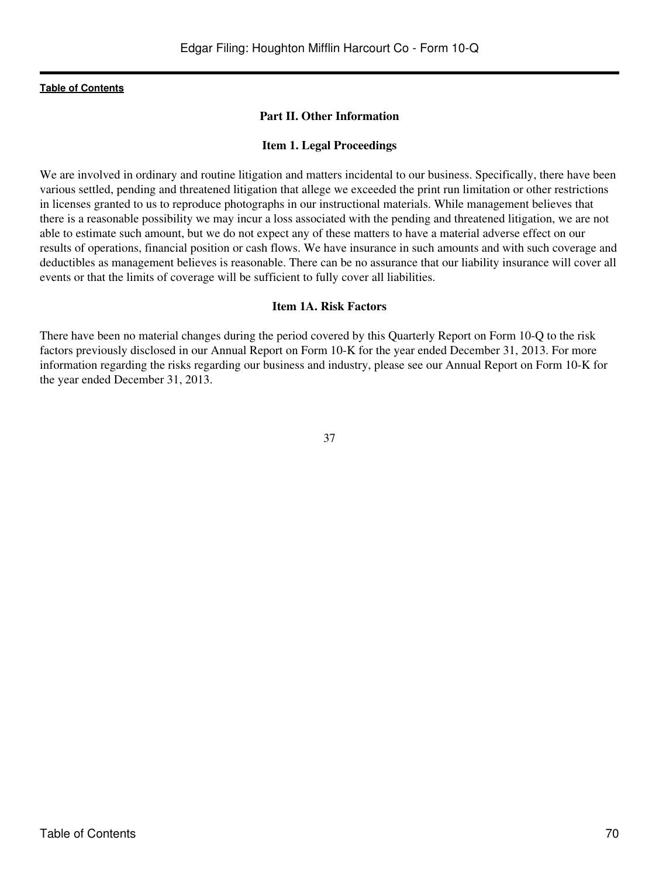## Part II. Other Information

### Item 1. Legal Proceedings

We are involved in ordinary and routine litigation and matters incidental to our business. Specifically, there have been various settled, pending and threatened litigation that allege we exceeded the print run limitation or other restrictions in licenses granted to us to reproduce photographs in our instructional materials. While management believes that there is a reasonable possibility we may incur a loss associated with the pending and threatened litigation, we are not able to estimate such amount, but we do not expect any of these matters to have a material adverse effect on our results of operations, financial position or cash flows. We have insurance in such amounts and with such coverage and deductibles as management believes is reasonable. There can be no assurance that our liability insurance will cover all events or that the limits of coverage will be sufficient to fully cover all liabilities.

### Item 1A. Risk Factors

There have been no material changes during the period covered by this Quarterly Report on Form 10-Q to the risk factors previously disclosed in our Annual Report on Form 10-K for the year ended December 31, 2013. For more information regarding the risks regarding our business and industry, please see our Annual Report on Form 10-K for the year ended December 31, 2013.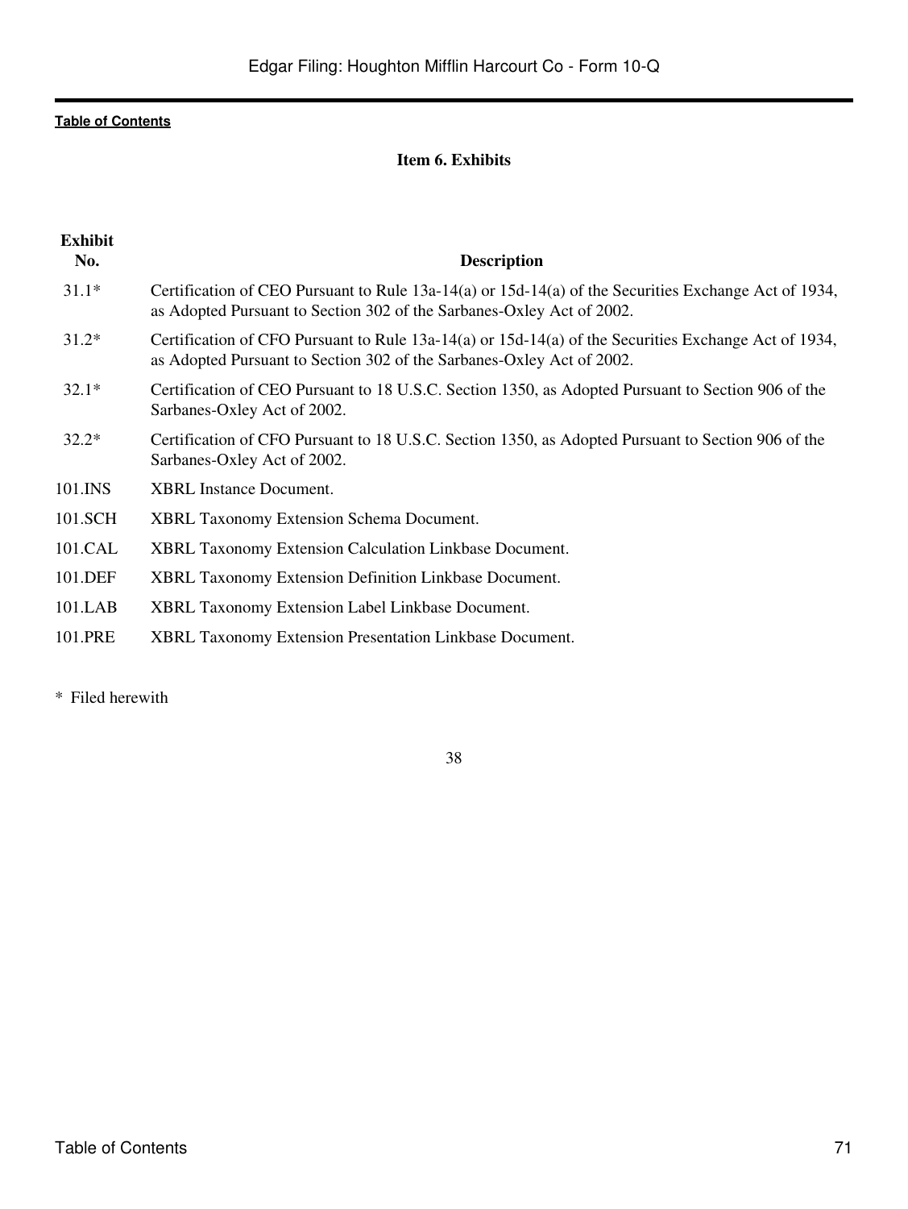[Table of Contents](#)

## Item 6. Exhibits

| Exhibit No. | Description |
| --- | --- |
| 31.1* | Certification of CEO Pursuant to Rule 13a-14(a) or 15d-14(a) of the Securities Exchange Act of 1934, as Adopted Pursuant to Section 302 of the Sarbanes-Oxley Act of 2002. |
| 31.2* | Certification of CFO Pursuant to Rule 13a-14(a) or 15d-14(a) of the Securities Exchange Act of 1934, as Adopted Pursuant to Section 302 of the Sarbanes-Oxley Act of 2002. |
| 32.1* | Certification of CEO Pursuant to 18 U.S.C. Section 1350, as Adopted Pursuant to Section 906 of the Sarbanes-Oxley Act of 2002. |
| 32.2* | Certification of CFO Pursuant to 18 U.S.C. Section 1350, as Adopted Pursuant to Section 906 of the Sarbanes-Oxley Act of 2002. |
| 101.INS | XBRL Instance Document. |
| 101.SCH | XBRL Taxonomy Extension Schema Document. |
| 101.CAL | XBRL Taxonomy Extension Calculation Linkbase Document. |
| 101.DEF | XBRL Taxonomy Extension Definition Linkbase Document. |
| 101.LAB | XBRL Taxonomy Extension Label Linkbase Document. |
| 101.PRE | XBRL Taxonomy Extension Presentation Linkbase Document. |

* Filed herewith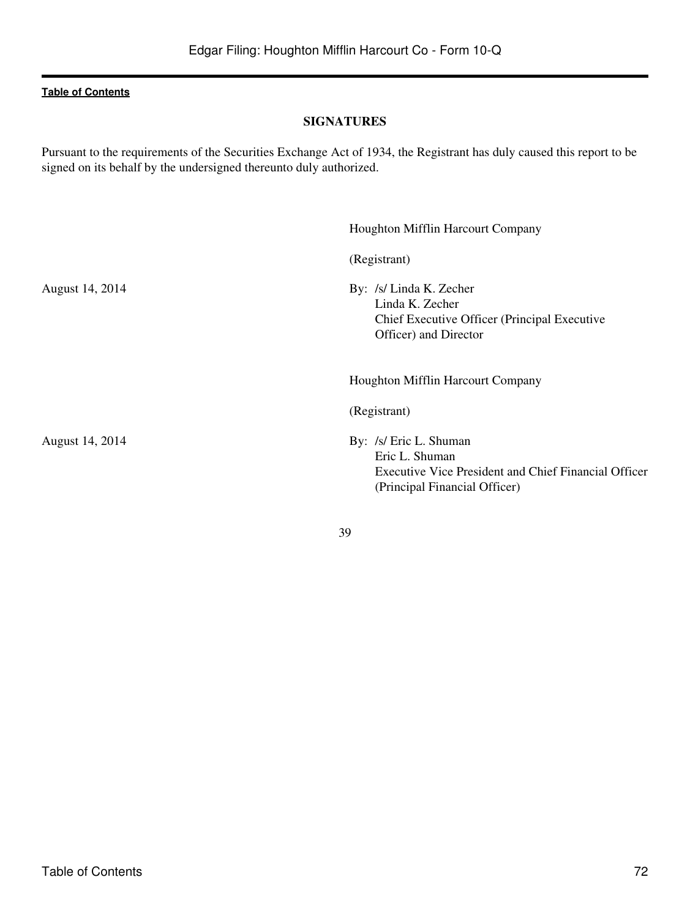## SIGNATURES

Pursuant to the requirements of the Securities Exchange Act of 1934, the Registrant has duly caused this report to be signed on its behalf by the undersigned thereunto duly authorized.

| | |
|---|---|
| | Houghton Mifflin Harcourt Company |
| | (Registrant) |
| August 14, 2014 | By: /s/ Linda K. Zecher<br>Linda K. Zecher<br>Chief Executive Officer (Principal Executive Officer) and Director |
| | Houghton Mifflin Harcourt Company |
| | (Registrant) |
| August 14, 2014 | By: /s/ Eric L. Shuman<br>Eric L. Shuman<br>Executive Vice President and Chief Financial Officer (Principal Financial Officer) |